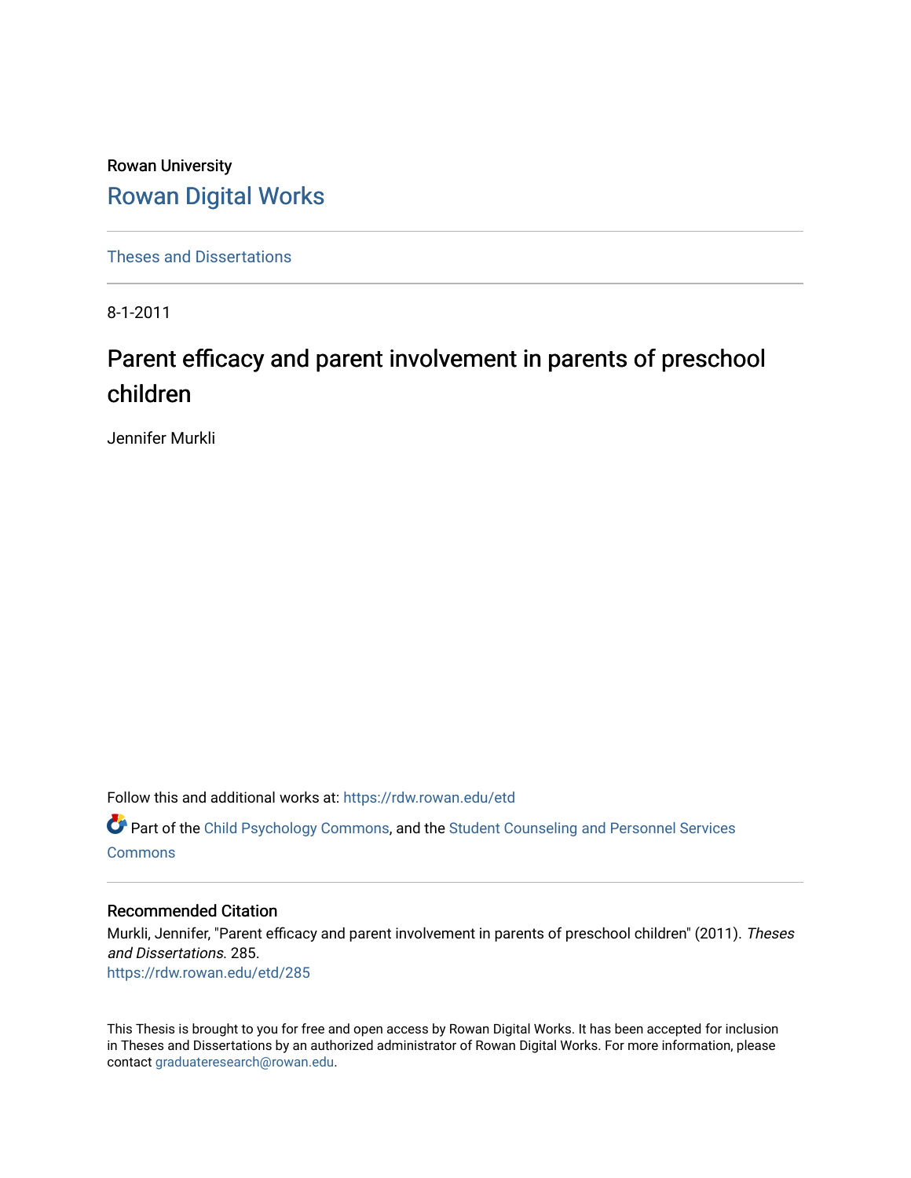Rowan University

# Rowan Digital Works

Theses and Dissertations

8-1-2011

# Parent efficacy and parent involvement in parents of preschool children

Jennifer Murkli

Follow this and additional works at: https://rdw.rowan.edu/etd

Part of the Child Psychology Commons, and the Student Counseling and Personnel Services Commons

## Recommended Citation

Murkli, Jennifer, "Parent efficacy and parent involvement in parents of preschool children" (2011). *Theses and Dissertations*. 285.
https://rdw.rowan.edu/etd/285

This Thesis is brought to you for free and open access by Rowan Digital Works. It has been accepted for inclusion in Theses and Dissertations by an authorized administrator of Rowan Digital Works. For more information, please contact graduateresearch@rowan.edu.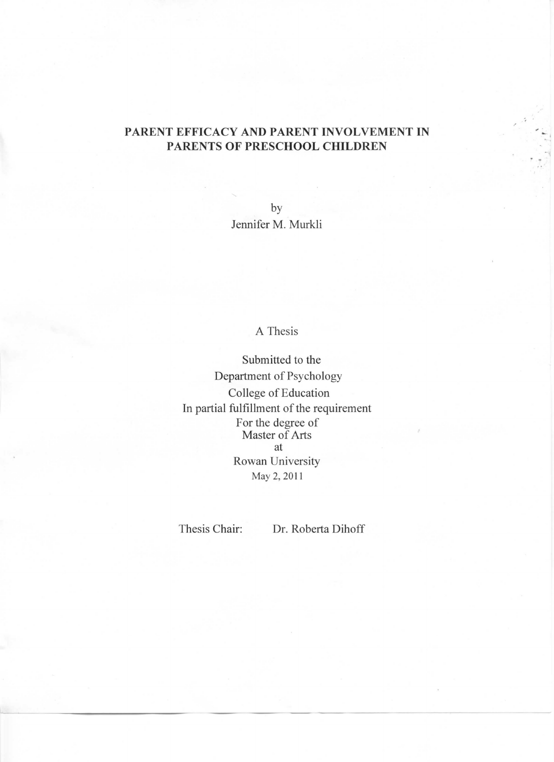# PARENT EFFICACY AND PARENT INVOLVEMENT IN PARENTS OF PRESCHOOL CHILDREN

by

Jennifer M. Murkli

A Thesis

Submitted to the
Department of Psychology
College of Education
In partial fulfillment of the requirement
For the degree of
Master of Arts
at
Rowan University
May 2, 2011

Thesis Chair: Dr. Roberta Dihoff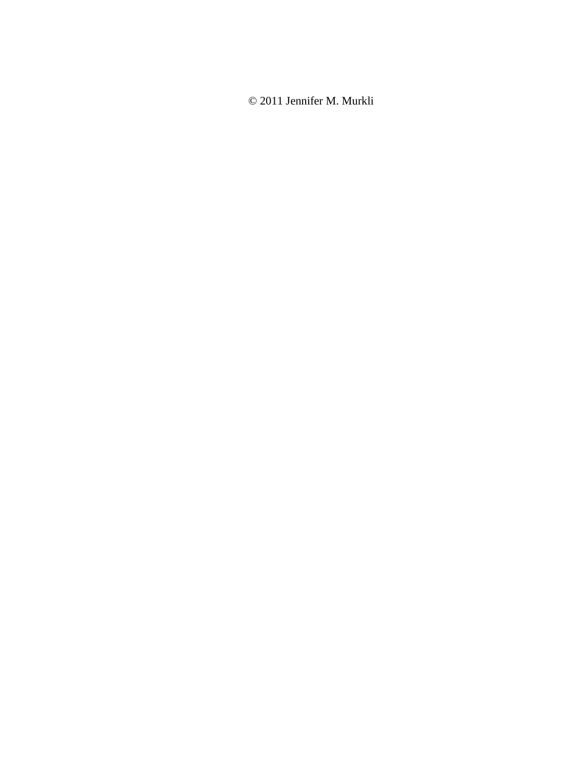© 2011 Jennifer M. Murkli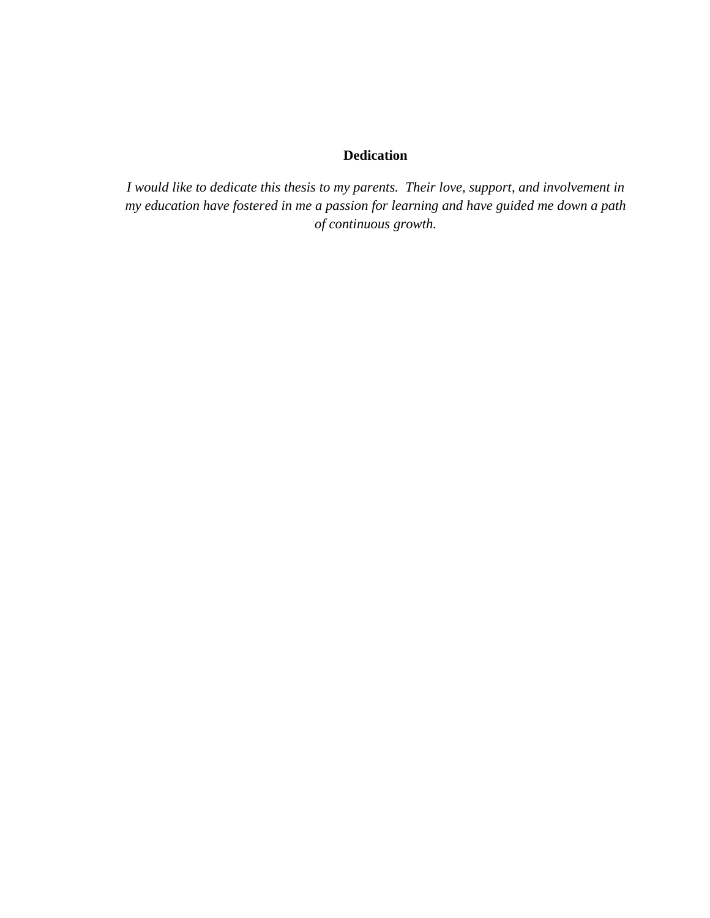# Dedication

*I would like to dedicate this thesis to my parents. Their love, support, and involvement in my education have fostered in me a passion for learning and have guided me down a path of continuous growth.*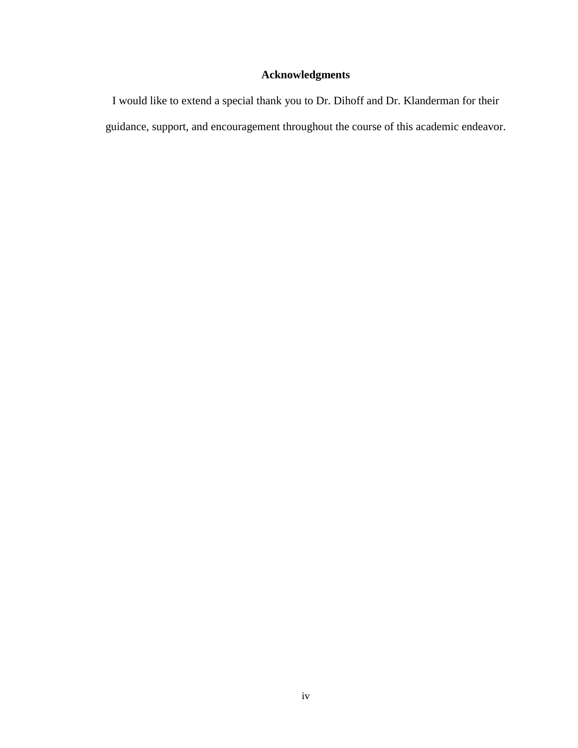# Acknowledgments

I would like to extend a special thank you to Dr. Dihoff and Dr. Klanderman for their guidance, support, and encouragement throughout the course of this academic endeavor.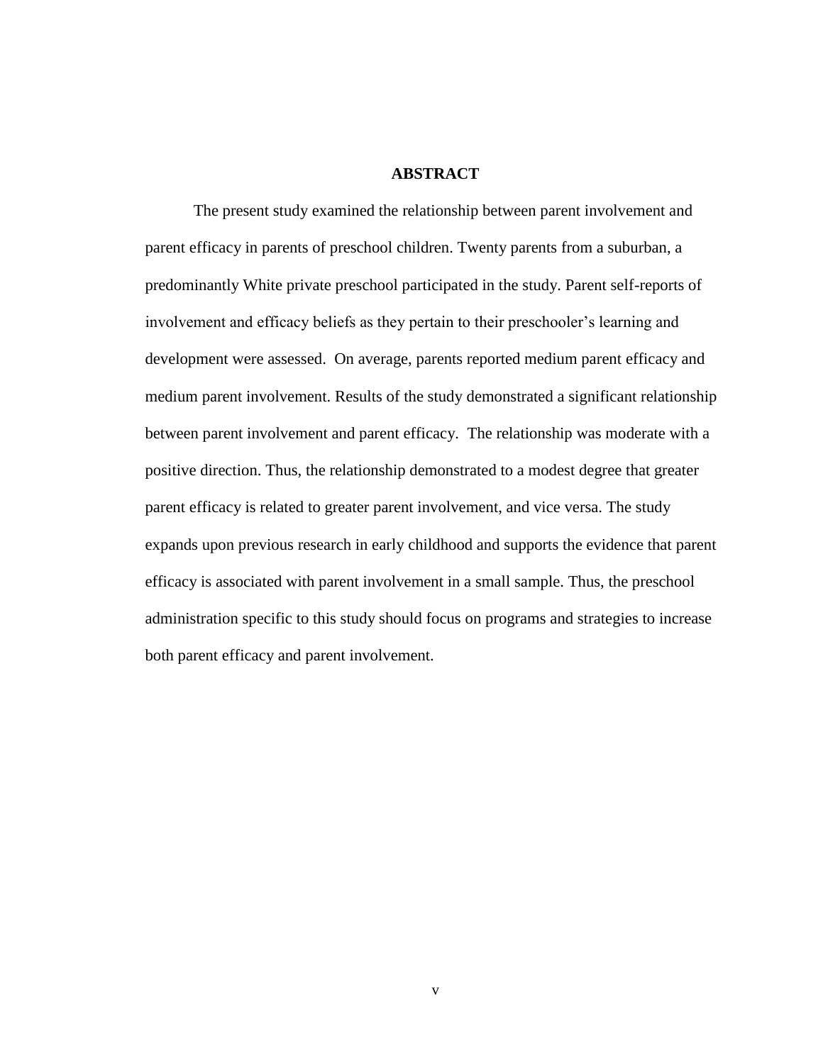# ABSTRACT

The present study examined the relationship between parent involvement and parent efficacy in parents of preschool children. Twenty parents from a suburban, a predominantly White private preschool participated in the study. Parent self-reports of involvement and efficacy beliefs as they pertain to their preschooler's learning and development were assessed. On average, parents reported medium parent efficacy and medium parent involvement. Results of the study demonstrated a significant relationship between parent involvement and parent efficacy. The relationship was moderate with a positive direction. Thus, the relationship demonstrated to a modest degree that greater parent efficacy is related to greater parent involvement, and vice versa. The study expands upon previous research in early childhood and supports the evidence that parent efficacy is associated with parent involvement in a small sample. Thus, the preschool administration specific to this study should focus on programs and strategies to increase both parent efficacy and parent involvement.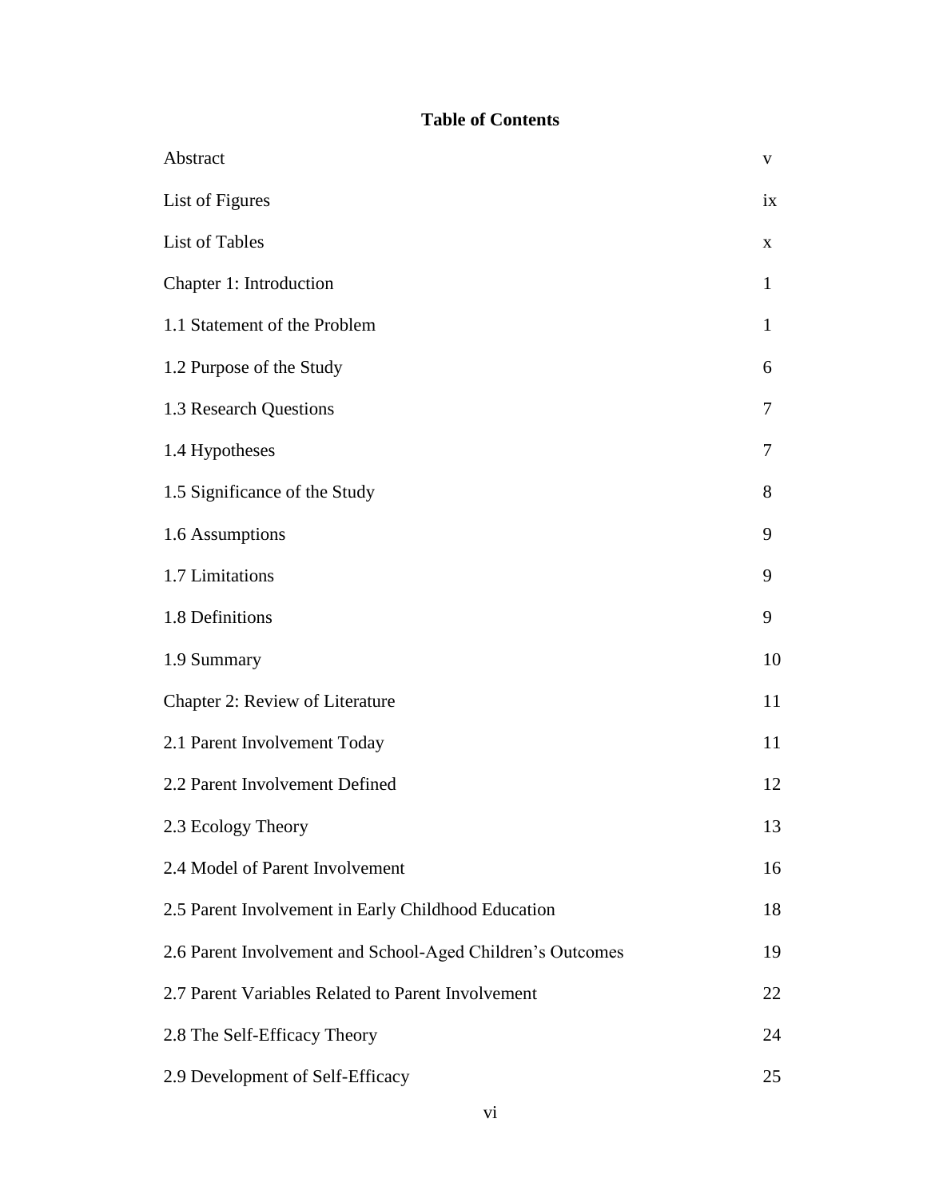## Table of Contents

| | |
|---|---|
| Abstract | v |
| List of Figures | ix |
| List of Tables | x |
| Chapter 1: Introduction | 1 |
| 1.1 Statement of the Problem | 1 |
| 1.2 Purpose of the Study | 6 |
| 1.3 Research Questions | 7 |
| 1.4 Hypotheses | 7 |
| 1.5 Significance of the Study | 8 |
| 1.6 Assumptions | 9 |
| 1.7 Limitations | 9 |
| 1.8 Definitions | 9 |
| 1.9 Summary | 10 |
| Chapter 2: Review of Literature | 11 |
| 2.1 Parent Involvement Today | 11 |
| 2.2 Parent Involvement Defined | 12 |
| 2.3 Ecology Theory | 13 |
| 2.4 Model of Parent Involvement | 16 |
| 2.5 Parent Involvement in Early Childhood Education | 18 |
| 2.6 Parent Involvement and School-Aged Children's Outcomes | 19 |
| 2.7 Parent Variables Related to Parent Involvement | 22 |
| 2.8 The Self-Efficacy Theory | 24 |
| 2.9 Development of Self-Efficacy | 25 |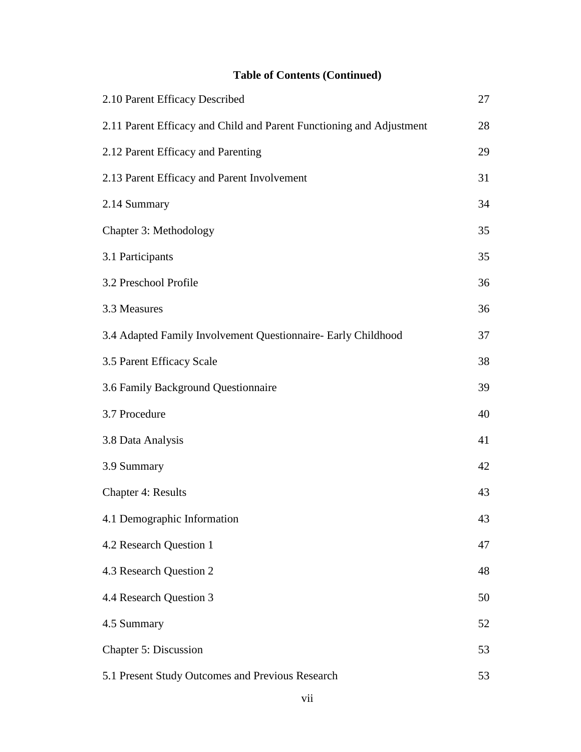**Table of Contents (Continued)**

| | |
|---|---|
| 2.10 Parent Efficacy Described | 27 |
| 2.11 Parent Efficacy and Child and Parent Functioning and Adjustment | 28 |
| 2.12 Parent Efficacy and Parenting | 29 |
| 2.13 Parent Efficacy and Parent Involvement | 31 |
| 2.14 Summary | 34 |
| Chapter 3: Methodology | 35 |
| 3.1 Participants | 35 |
| 3.2 Preschool Profile | 36 |
| 3.3 Measures | 36 |
| 3.4 Adapted Family Involvement Questionnaire- Early Childhood | 37 |
| 3.5 Parent Efficacy Scale | 38 |
| 3.6 Family Background Questionnaire | 39 |
| 3.7 Procedure | 40 |
| 3.8 Data Analysis | 41 |
| 3.9 Summary | 42 |
| Chapter 4: Results | 43 |
| 4.1 Demographic Information | 43 |
| 4.2 Research Question 1 | 47 |
| 4.3 Research Question 2 | 48 |
| 4.4 Research Question 3 | 50 |
| 4.5 Summary | 52 |
| Chapter 5: Discussion | 53 |
| 5.1 Present Study Outcomes and Previous Research | 53 |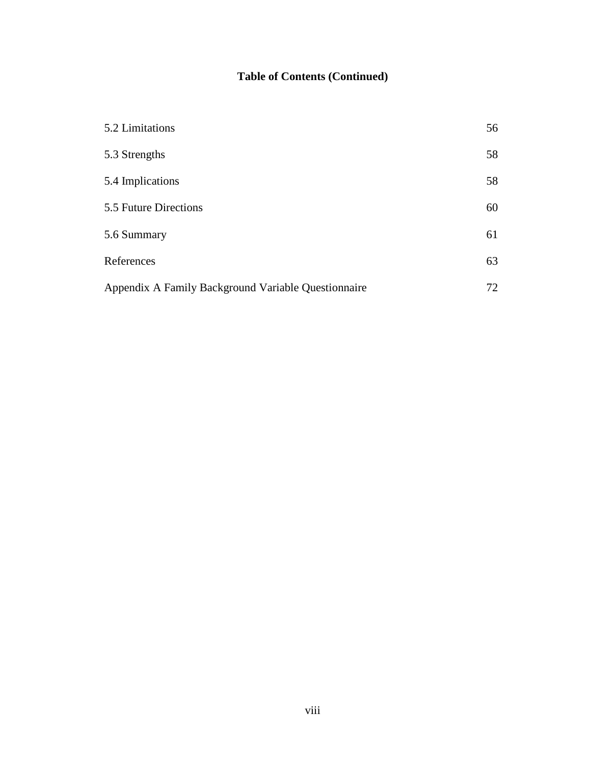**Table of Contents (Continued)**

| | |
|---|---|
| 5.2 Limitations | 56 |
| 5.3 Strengths | 58 |
| 5.4 Implications | 58 |
| 5.5 Future Directions | 60 |
| 5.6 Summary | 61 |
| References | 63 |
| Appendix A Family Background Variable Questionnaire | 72 |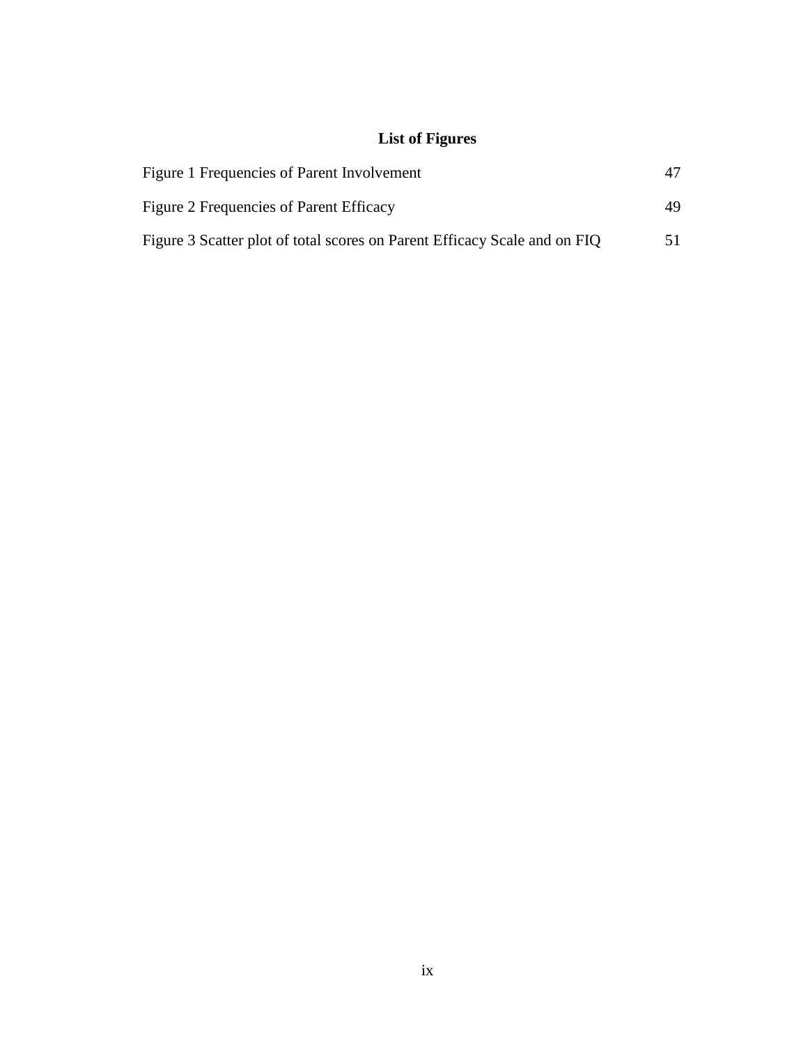# List of Figures

| | |
|---|---|
| Figure 1 Frequencies of Parent Involvement | 47 |
| Figure 2 Frequencies of Parent Efficacy | 49 |
| Figure 3 Scatter plot of total scores on Parent Efficacy Scale and on FIQ | 51 |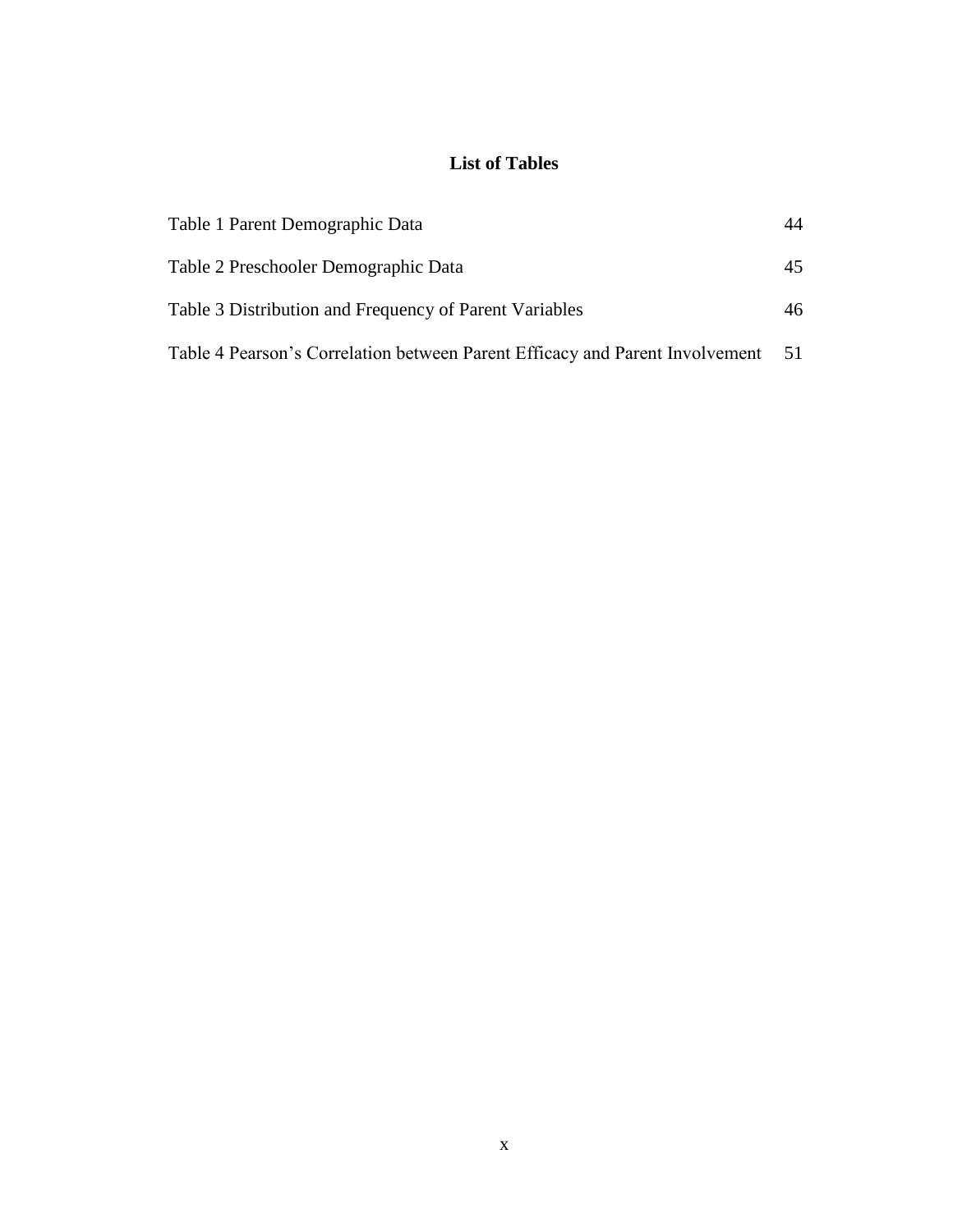## List of Tables

Table 1 Parent Demographic Data 44

Table 2 Preschooler Demographic Data 45

Table 3 Distribution and Frequency of Parent Variables 46

Table 4 Pearson's Correlation between Parent Efficacy and Parent Involvement 51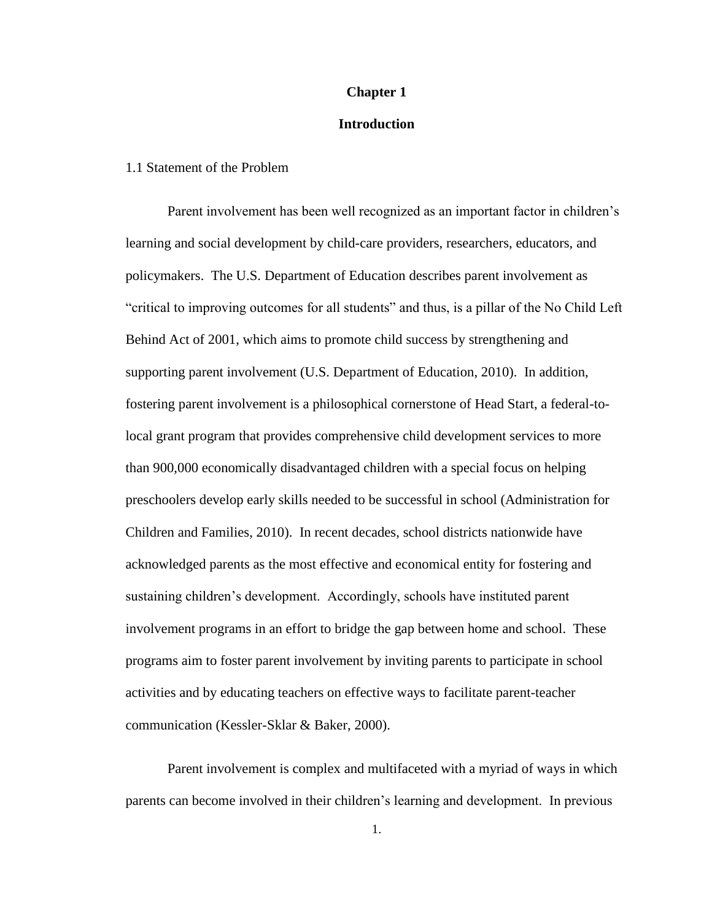# Chapter 1

## Introduction

### 1.1 Statement of the Problem

Parent involvement has been well recognized as an important factor in children's learning and social development by child-care providers, researchers, educators, and policymakers. The U.S. Department of Education describes parent involvement as "critical to improving outcomes for all students" and thus, is a pillar of the No Child Left Behind Act of 2001, which aims to promote child success by strengthening and supporting parent involvement (U.S. Department of Education, 2010). In addition, fostering parent involvement is a philosophical cornerstone of Head Start, a federal-to-local grant program that provides comprehensive child development services to more than 900,000 economically disadvantaged children with a special focus on helping preschoolers develop early skills needed to be successful in school (Administration for Children and Families, 2010). In recent decades, school districts nationwide have acknowledged parents as the most effective and economical entity for fostering and sustaining children's development. Accordingly, schools have instituted parent involvement programs in an effort to bridge the gap between home and school. These programs aim to foster parent involvement by inviting parents to participate in school activities and by educating teachers on effective ways to facilitate parent-teacher communication (Kessler-Sklar & Baker, 2000).

Parent involvement is complex and multifaceted with a myriad of ways in which parents can become involved in their children's learning and development. In previous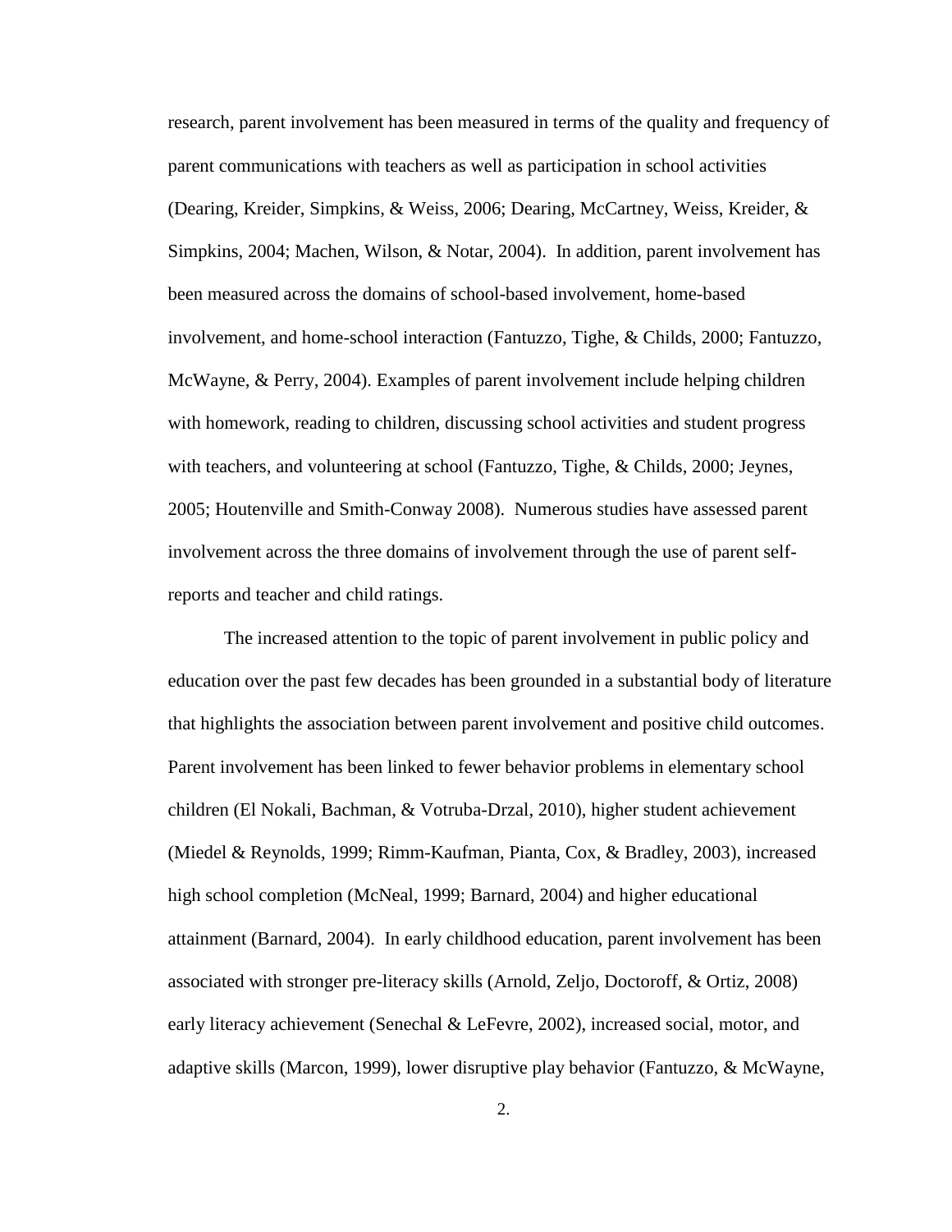research, parent involvement has been measured in terms of the quality and frequency of parent communications with teachers as well as participation in school activities (Dearing, Kreider, Simpkins, & Weiss, 2006; Dearing, McCartney, Weiss, Kreider, & Simpkins, 2004; Machen, Wilson, & Notar, 2004). In addition, parent involvement has been measured across the domains of school-based involvement, home-based involvement, and home-school interaction (Fantuzzo, Tighe, & Childs, 2000; Fantuzzo, McWayne, & Perry, 2004). Examples of parent involvement include helping children with homework, reading to children, discussing school activities and student progress with teachers, and volunteering at school (Fantuzzo, Tighe, & Childs, 2000; Jeynes, 2005; Houtenville and Smith-Conway 2008). Numerous studies have assessed parent involvement across the three domains of involvement through the use of parent self-reports and teacher and child ratings.

The increased attention to the topic of parent involvement in public policy and education over the past few decades has been grounded in a substantial body of literature that highlights the association between parent involvement and positive child outcomes. Parent involvement has been linked to fewer behavior problems in elementary school children (El Nokali, Bachman, & Votruba-Drzal, 2010), higher student achievement (Miedel & Reynolds, 1999; Rimm-Kaufman, Pianta, Cox, & Bradley, 2003), increased high school completion (McNeal, 1999; Barnard, 2004) and higher educational attainment (Barnard, 2004). In early childhood education, parent involvement has been associated with stronger pre-literacy skills (Arnold, Zeljo, Doctoroff, & Ortiz, 2008) early literacy achievement (Senechal & LeFevre, 2002), increased social, motor, and adaptive skills (Marcon, 1999), lower disruptive play behavior (Fantuzzo, & McWayne,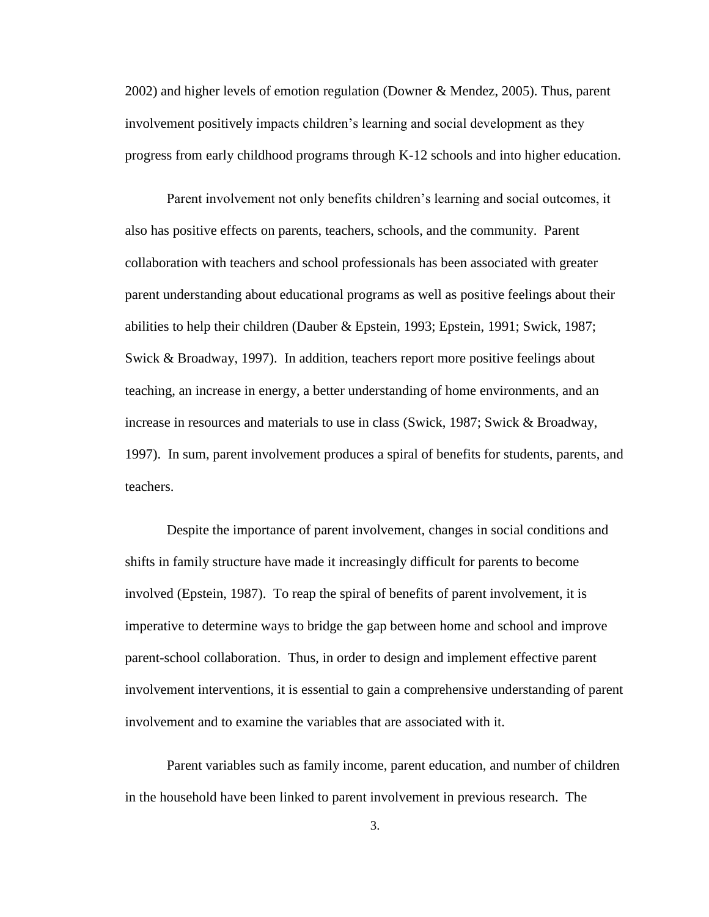2002) and higher levels of emotion regulation (Downer & Mendez, 2005). Thus, parent involvement positively impacts children's learning and social development as they progress from early childhood programs through K-12 schools and into higher education.

Parent involvement not only benefits children's learning and social outcomes, it also has positive effects on parents, teachers, schools, and the community. Parent collaboration with teachers and school professionals has been associated with greater parent understanding about educational programs as well as positive feelings about their abilities to help their children (Dauber & Epstein, 1993; Epstein, 1991; Swick, 1987; Swick & Broadway, 1997). In addition, teachers report more positive feelings about teaching, an increase in energy, a better understanding of home environments, and an increase in resources and materials to use in class (Swick, 1987; Swick & Broadway, 1997). In sum, parent involvement produces a spiral of benefits for students, parents, and teachers.

Despite the importance of parent involvement, changes in social conditions and shifts in family structure have made it increasingly difficult for parents to become involved (Epstein, 1987). To reap the spiral of benefits of parent involvement, it is imperative to determine ways to bridge the gap between home and school and improve parent-school collaboration. Thus, in order to design and implement effective parent involvement interventions, it is essential to gain a comprehensive understanding of parent involvement and to examine the variables that are associated with it.

Parent variables such as family income, parent education, and number of children in the household have been linked to parent involvement in previous research. The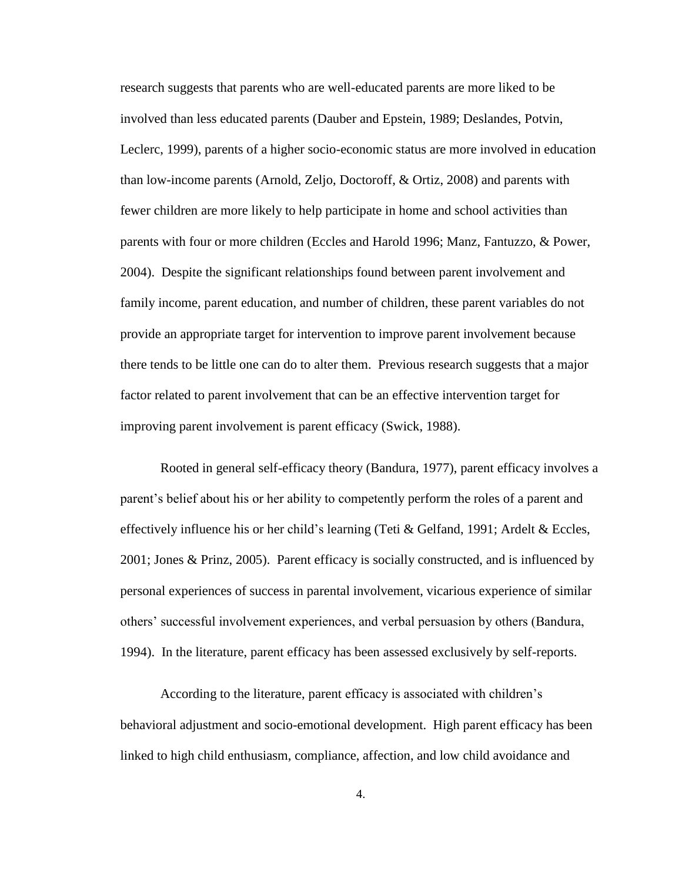research suggests that parents who are well-educated parents are more liked to be involved than less educated parents (Dauber and Epstein, 1989; Deslandes, Potvin, Leclerc, 1999), parents of a higher socio-economic status are more involved in education than low-income parents (Arnold, Zeljo, Doctoroff, & Ortiz, 2008) and parents with fewer children are more likely to help participate in home and school activities than parents with four or more children (Eccles and Harold 1996; Manz, Fantuzzo, & Power, 2004). Despite the significant relationships found between parent involvement and family income, parent education, and number of children, these parent variables do not provide an appropriate target for intervention to improve parent involvement because there tends to be little one can do to alter them. Previous research suggests that a major factor related to parent involvement that can be an effective intervention target for improving parent involvement is parent efficacy (Swick, 1988).

Rooted in general self-efficacy theory (Bandura, 1977), parent efficacy involves a parent's belief about his or her ability to competently perform the roles of a parent and effectively influence his or her child's learning (Teti & Gelfand, 1991; Ardelt & Eccles, 2001; Jones & Prinz, 2005). Parent efficacy is socially constructed, and is influenced by personal experiences of success in parental involvement, vicarious experience of similar others' successful involvement experiences, and verbal persuasion by others (Bandura, 1994). In the literature, parent efficacy has been assessed exclusively by self-reports.

According to the literature, parent efficacy is associated with children's behavioral adjustment and socio-emotional development. High parent efficacy has been linked to high child enthusiasm, compliance, affection, and low child avoidance and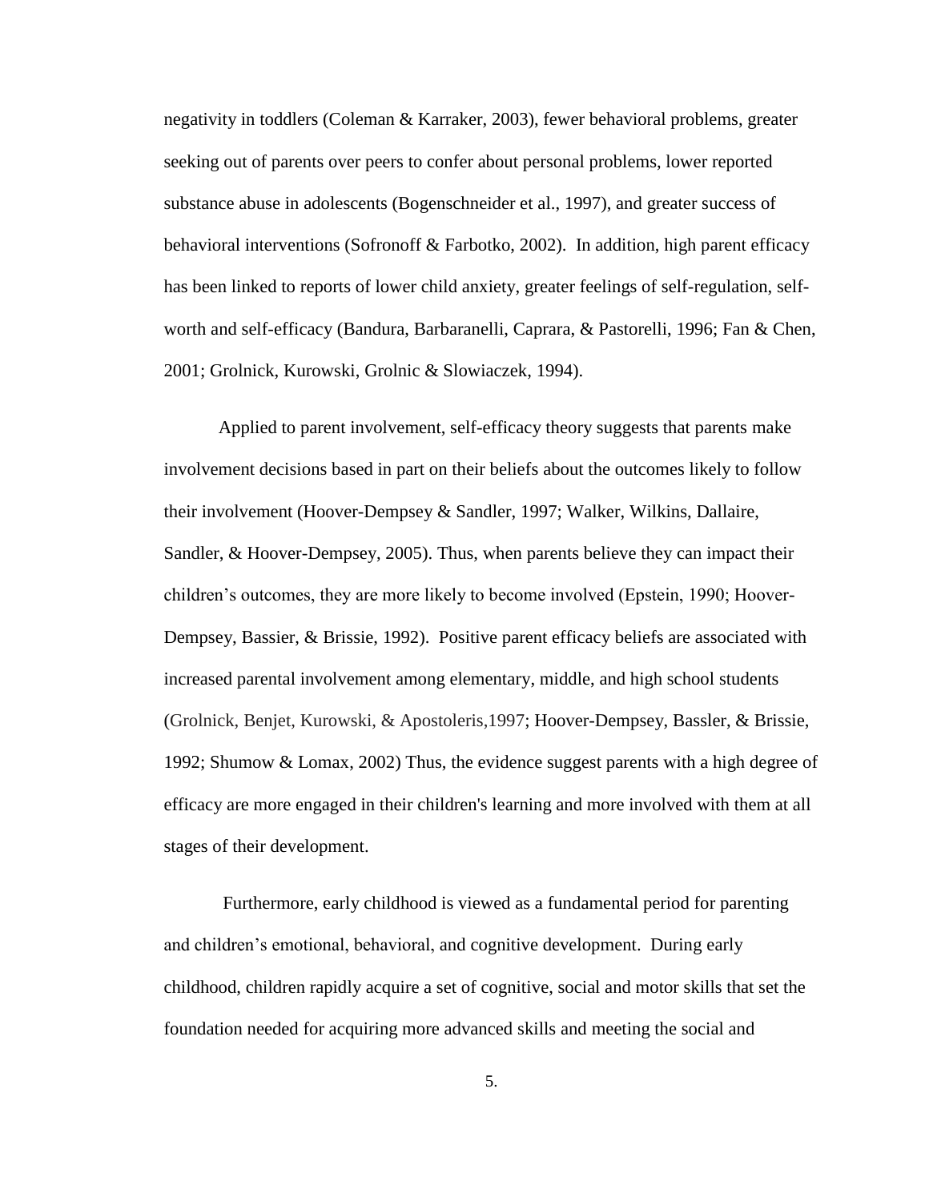negativity in toddlers (Coleman & Karraker, 2003), fewer behavioral problems, greater seeking out of parents over peers to confer about personal problems, lower reported substance abuse in adolescents (Bogenschneider et al., 1997), and greater success of behavioral interventions (Sofronoff & Farbotko, 2002). In addition, high parent efficacy has been linked to reports of lower child anxiety, greater feelings of self-regulation, self-worth and self-efficacy (Bandura, Barbaranelli, Caprara, & Pastorelli, 1996; Fan & Chen, 2001; Grolnick, Kurowski, Grolnic & Slowiaczek, 1994).

Applied to parent involvement, self-efficacy theory suggests that parents make involvement decisions based in part on their beliefs about the outcomes likely to follow their involvement (Hoover-Dempsey & Sandler, 1997; Walker, Wilkins, Dallaire, Sandler, & Hoover-Dempsey, 2005). Thus, when parents believe they can impact their children's outcomes, they are more likely to become involved (Epstein, 1990; Hoover-Dempsey, Bassier, & Brissie, 1992). Positive parent efficacy beliefs are associated with increased parental involvement among elementary, middle, and high school students (Grolnick, Benjet, Kurowski, & Apostoleris,1997; Hoover-Dempsey, Bassler, & Brissie, 1992; Shumow & Lomax, 2002) Thus, the evidence suggest parents with a high degree of efficacy are more engaged in their children's learning and more involved with them at all stages of their development.

Furthermore, early childhood is viewed as a fundamental period for parenting and children's emotional, behavioral, and cognitive development. During early childhood, children rapidly acquire a set of cognitive, social and motor skills that set the foundation needed for acquiring more advanced skills and meeting the social and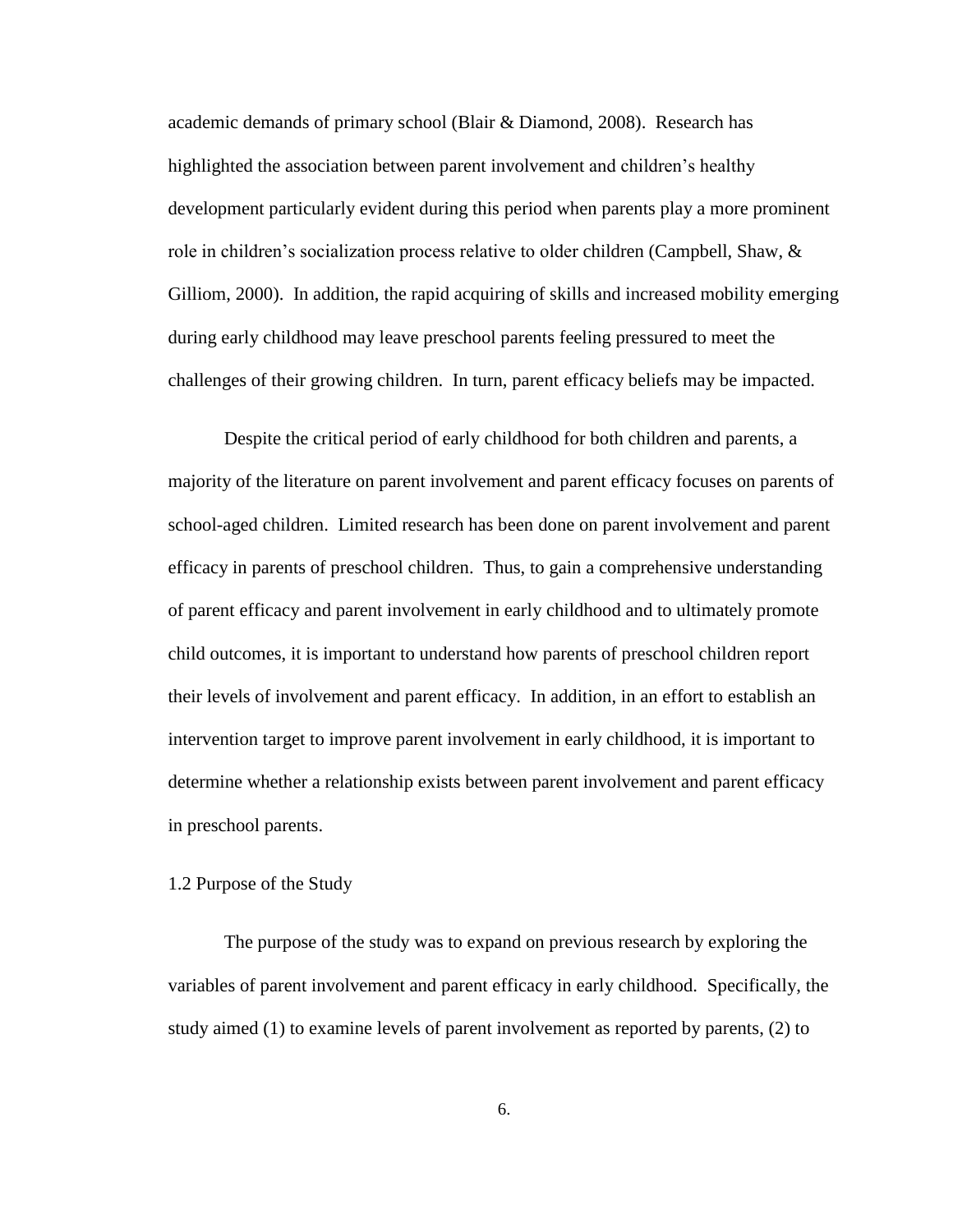academic demands of primary school (Blair & Diamond, 2008). Research has highlighted the association between parent involvement and children's healthy development particularly evident during this period when parents play a more prominent role in children's socialization process relative to older children (Campbell, Shaw, & Gilliom, 2000). In addition, the rapid acquiring of skills and increased mobility emerging during early childhood may leave preschool parents feeling pressured to meet the challenges of their growing children. In turn, parent efficacy beliefs may be impacted.

Despite the critical period of early childhood for both children and parents, a majority of the literature on parent involvement and parent efficacy focuses on parents of school-aged children. Limited research has been done on parent involvement and parent efficacy in parents of preschool children. Thus, to gain a comprehensive understanding of parent efficacy and parent involvement in early childhood and to ultimately promote child outcomes, it is important to understand how parents of preschool children report their levels of involvement and parent efficacy. In addition, in an effort to establish an intervention target to improve parent involvement in early childhood, it is important to determine whether a relationship exists between parent involvement and parent efficacy in preschool parents.

## 1.2 Purpose of the Study

The purpose of the study was to expand on previous research by exploring the variables of parent involvement and parent efficacy in early childhood. Specifically, the study aimed (1) to examine levels of parent involvement as reported by parents, (2) to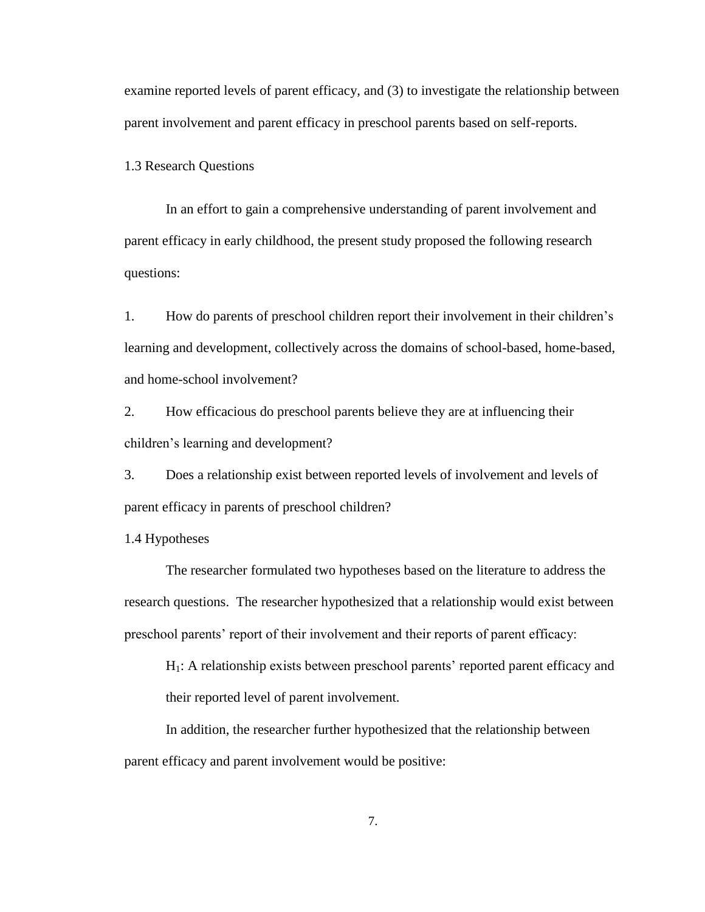examine reported levels of parent efficacy, and (3) to investigate the relationship between parent involvement and parent efficacy in preschool parents based on self-reports.

## 1.3 Research Questions

In an effort to gain a comprehensive understanding of parent involvement and parent efficacy in early childhood, the present study proposed the following research questions:

1. How do parents of preschool children report their involvement in their children's learning and development, collectively across the domains of school-based, home-based, and home-school involvement?
2. How efficacious do preschool parents believe they are at influencing their children's learning and development?
3. Does a relationship exist between reported levels of involvement and levels of parent efficacy in parents of preschool children?

## 1.4 Hypotheses

The researcher formulated two hypotheses based on the literature to address the research questions. The researcher hypothesized that a relationship would exist between preschool parents' report of their involvement and their reports of parent efficacy:

> $H_1$: A relationship exists between preschool parents' reported parent efficacy and their reported level of parent involvement.

In addition, the researcher further hypothesized that the relationship between parent efficacy and parent involvement would be positive: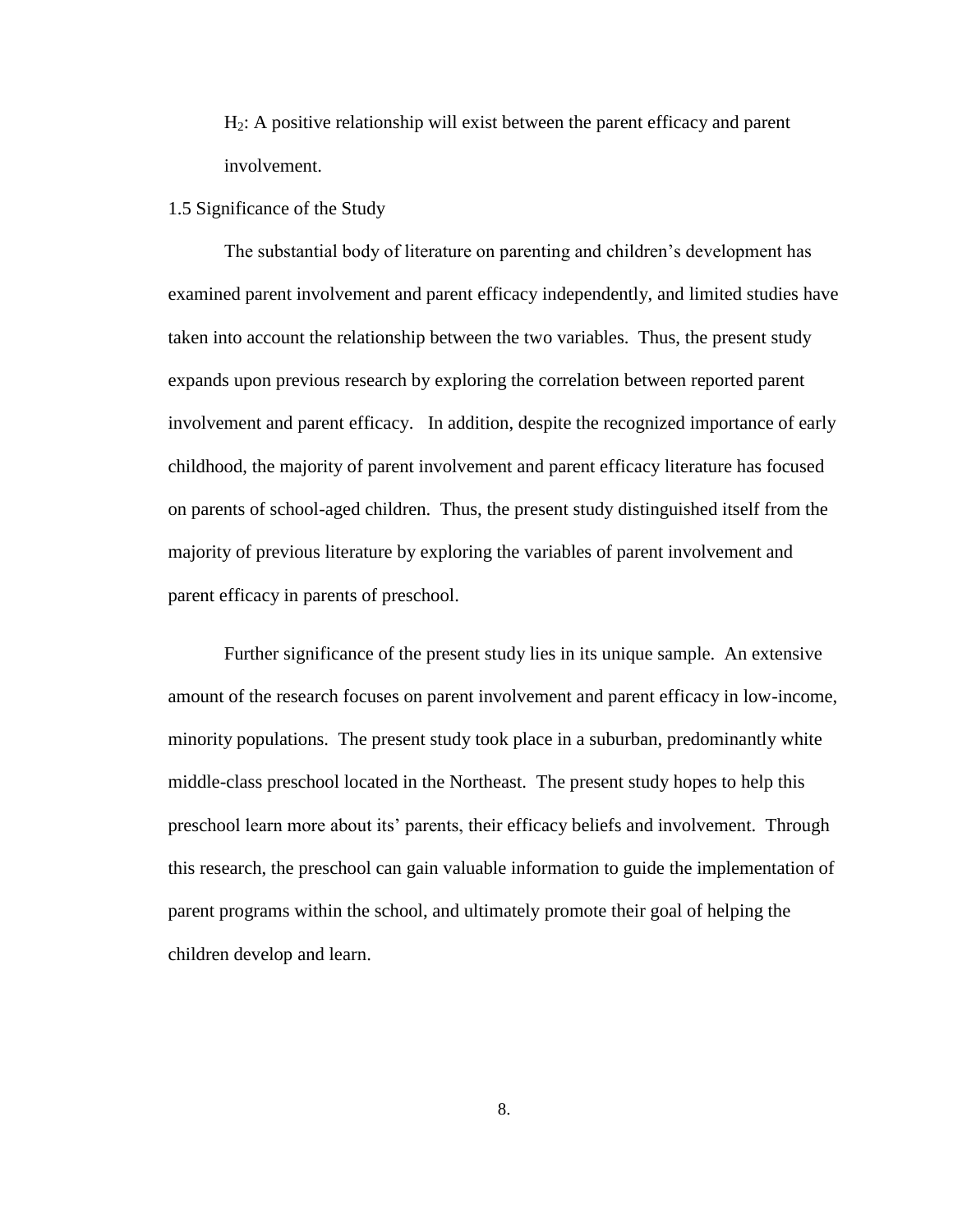$H_2$: A positive relationship will exist between the parent efficacy and parent involvement.

## 1.5 Significance of the Study

The substantial body of literature on parenting and children's development has examined parent involvement and parent efficacy independently, and limited studies have taken into account the relationship between the two variables. Thus, the present study expands upon previous research by exploring the correlation between reported parent involvement and parent efficacy. In addition, despite the recognized importance of early childhood, the majority of parent involvement and parent efficacy literature has focused on parents of school-aged children. Thus, the present study distinguished itself from the majority of previous literature by exploring the variables of parent involvement and parent efficacy in parents of preschool.

Further significance of the present study lies in its unique sample. An extensive amount of the research focuses on parent involvement and parent efficacy in low-income, minority populations. The present study took place in a suburban, predominantly white middle-class preschool located in the Northeast. The present study hopes to help this preschool learn more about its' parents, their efficacy beliefs and involvement. Through this research, the preschool can gain valuable information to guide the implementation of parent programs within the school, and ultimately promote their goal of helping the children develop and learn.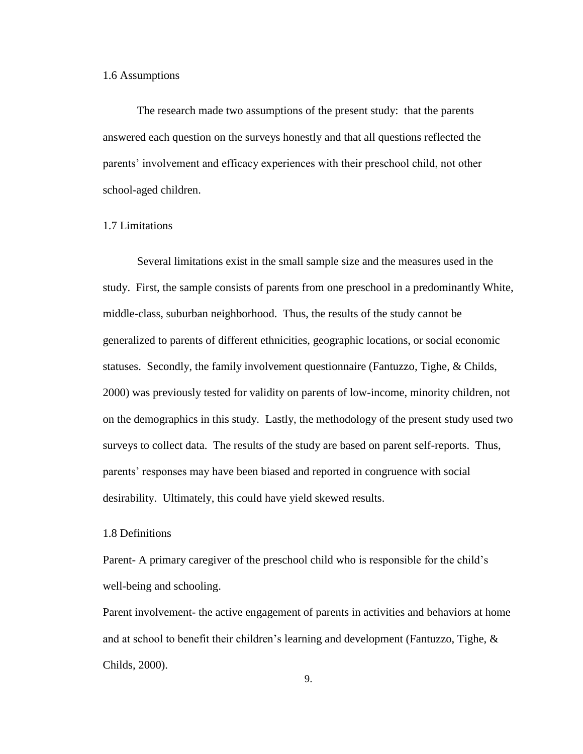## 1.6 Assumptions

The research made two assumptions of the present study: that the parents answered each question on the surveys honestly and that all questions reflected the parents' involvement and efficacy experiences with their preschool child, not other school-aged children.

## 1.7 Limitations

Several limitations exist in the small sample size and the measures used in the study. First, the sample consists of parents from one preschool in a predominantly White, middle-class, suburban neighborhood. Thus, the results of the study cannot be generalized to parents of different ethnicities, geographic locations, or social economic statuses. Secondly, the family involvement questionnaire (Fantuzzo, Tighe, & Childs, 2000) was previously tested for validity on parents of low-income, minority children, not on the demographics in this study. Lastly, the methodology of the present study used two surveys to collect data. The results of the study are based on parent self-reports. Thus, parents' responses may have been biased and reported in congruence with social desirability. Ultimately, this could have yield skewed results.

## 1.8 Definitions

Parent- A primary caregiver of the preschool child who is responsible for the child's well-being and schooling.

Parent involvement- the active engagement of parents in activities and behaviors at home and at school to benefit their children's learning and development (Fantuzzo, Tighe, & Childs, 2000).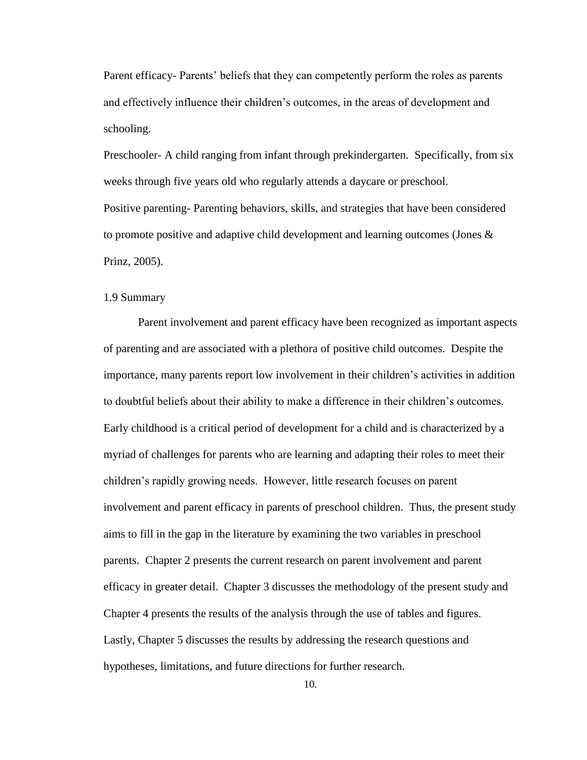Parent efficacy- Parents' beliefs that they can competently perform the roles as parents and effectively influence their children's outcomes, in the areas of development and schooling.

Preschooler- A child ranging from infant through prekindergarten. Specifically, from six weeks through five years old who regularly attends a daycare or preschool.

Positive parenting- Parenting behaviors, skills, and strategies that have been considered to promote positive and adaptive child development and learning outcomes (Jones & Prinz, 2005).

## 1.9 Summary

Parent involvement and parent efficacy have been recognized as important aspects of parenting and are associated with a plethora of positive child outcomes. Despite the importance, many parents report low involvement in their children's activities in addition to doubtful beliefs about their ability to make a difference in their children's outcomes. Early childhood is a critical period of development for a child and is characterized by a myriad of challenges for parents who are learning and adapting their roles to meet their children's rapidly growing needs. However, little research focuses on parent involvement and parent efficacy in parents of preschool children. Thus, the present study aims to fill in the gap in the literature by examining the two variables in preschool parents. Chapter 2 presents the current research on parent involvement and parent efficacy in greater detail. Chapter 3 discusses the methodology of the present study and Chapter 4 presents the results of the analysis through the use of tables and figures. Lastly, Chapter 5 discusses the results by addressing the research questions and hypotheses, limitations, and future directions for further research.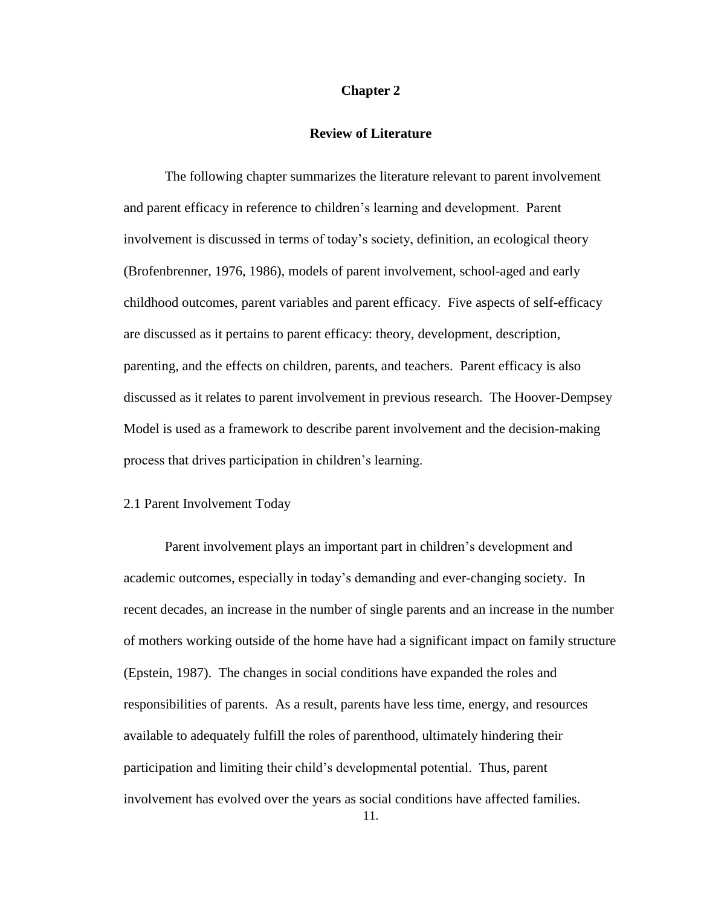# Chapter 2

## Review of Literature

The following chapter summarizes the literature relevant to parent involvement and parent efficacy in reference to children's learning and development. Parent involvement is discussed in terms of today's society, definition, an ecological theory (Brofenbrenner, 1976, 1986), models of parent involvement, school-aged and early childhood outcomes, parent variables and parent efficacy. Five aspects of self-efficacy are discussed as it pertains to parent efficacy: theory, development, description, parenting, and the effects on children, parents, and teachers. Parent efficacy is also discussed as it relates to parent involvement in previous research. The Hoover-Dempsey Model is used as a framework to describe parent involvement and the decision-making process that drives participation in children's learning.

### 2.1 Parent Involvement Today

Parent involvement plays an important part in children's development and academic outcomes, especially in today's demanding and ever-changing society. In recent decades, an increase in the number of single parents and an increase in the number of mothers working outside of the home have had a significant impact on family structure (Epstein, 1987). The changes in social conditions have expanded the roles and responsibilities of parents. As a result, parents have less time, energy, and resources available to adequately fulfill the roles of parenthood, ultimately hindering their participation and limiting their child's developmental potential. Thus, parent involvement has evolved over the years as social conditions have affected families.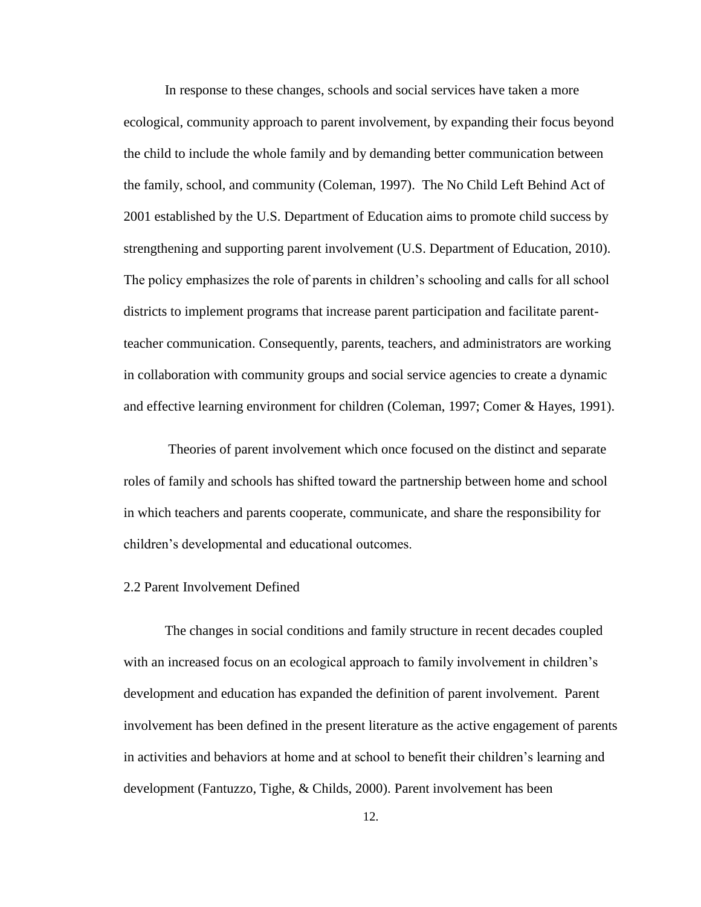In response to these changes, schools and social services have taken a more ecological, community approach to parent involvement, by expanding their focus beyond the child to include the whole family and by demanding better communication between the family, school, and community (Coleman, 1997). The No Child Left Behind Act of 2001 established by the U.S. Department of Education aims to promote child success by strengthening and supporting parent involvement (U.S. Department of Education, 2010). The policy emphasizes the role of parents in children's schooling and calls for all school districts to implement programs that increase parent participation and facilitate parent-teacher communication. Consequently, parents, teachers, and administrators are working in collaboration with community groups and social service agencies to create a dynamic and effective learning environment for children (Coleman, 1997; Comer & Hayes, 1991).

Theories of parent involvement which once focused on the distinct and separate roles of family and schools has shifted toward the partnership between home and school in which teachers and parents cooperate, communicate, and share the responsibility for children's developmental and educational outcomes.

## 2.2 Parent Involvement Defined

The changes in social conditions and family structure in recent decades coupled with an increased focus on an ecological approach to family involvement in children's development and education has expanded the definition of parent involvement. Parent involvement has been defined in the present literature as the active engagement of parents in activities and behaviors at home and at school to benefit their children's learning and development (Fantuzzo, Tighe, & Childs, 2000). Parent involvement has been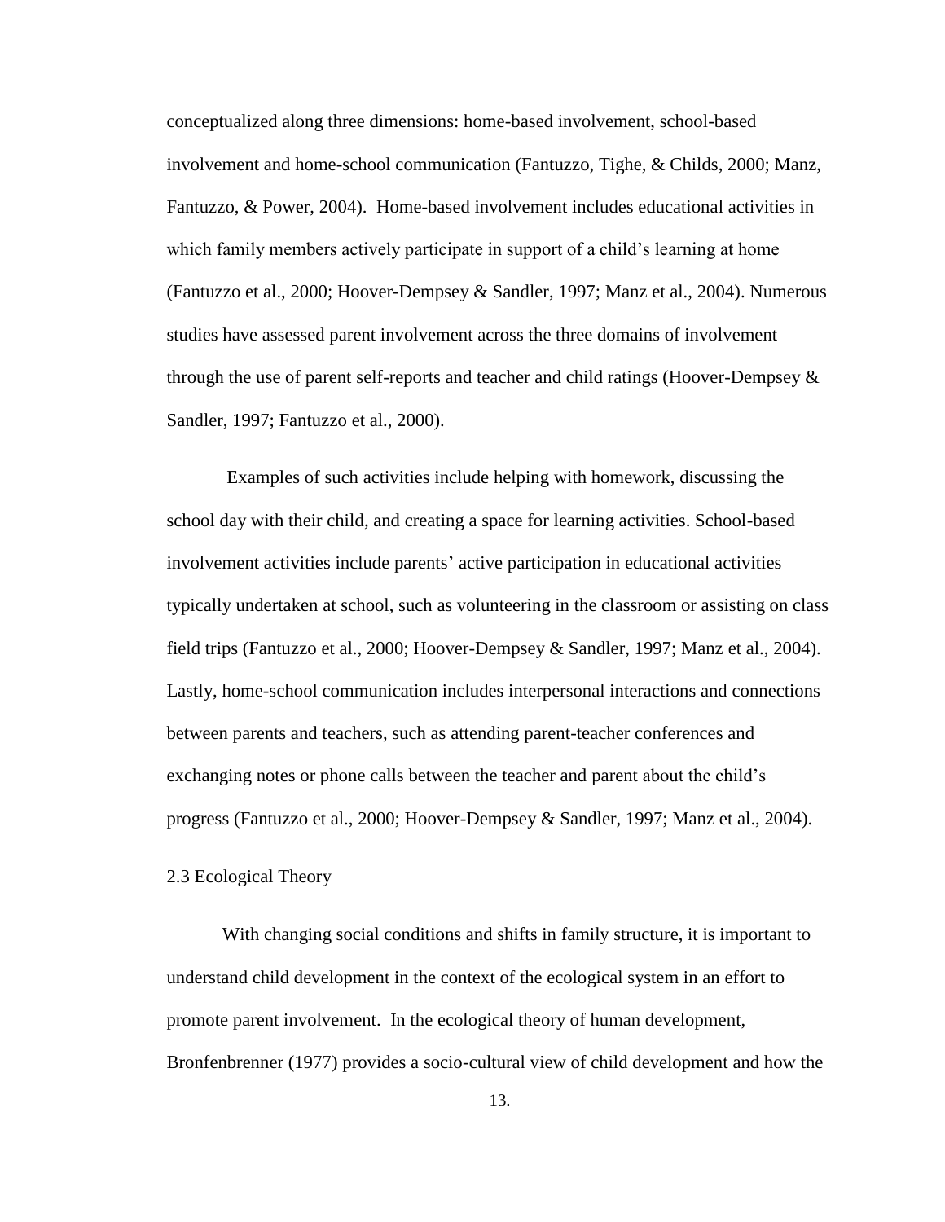conceptualized along three dimensions: home-based involvement, school-based involvement and home-school communication (Fantuzzo, Tighe, & Childs, 2000; Manz, Fantuzzo, & Power, 2004). Home-based involvement includes educational activities in which family members actively participate in support of a child's learning at home (Fantuzzo et al., 2000; Hoover-Dempsey & Sandler, 1997; Manz et al., 2004). Numerous studies have assessed parent involvement across the three domains of involvement through the use of parent self-reports and teacher and child ratings (Hoover-Dempsey & Sandler, 1997; Fantuzzo et al., 2000).

Examples of such activities include helping with homework, discussing the school day with their child, and creating a space for learning activities. School-based involvement activities include parents' active participation in educational activities typically undertaken at school, such as volunteering in the classroom or assisting on class field trips (Fantuzzo et al., 2000; Hoover-Dempsey & Sandler, 1997; Manz et al., 2004). Lastly, home-school communication includes interpersonal interactions and connections between parents and teachers, such as attending parent-teacher conferences and exchanging notes or phone calls between the teacher and parent about the child's progress (Fantuzzo et al., 2000; Hoover-Dempsey & Sandler, 1997; Manz et al., 2004).

## 2.3 Ecological Theory

With changing social conditions and shifts in family structure, it is important to understand child development in the context of the ecological system in an effort to promote parent involvement. In the ecological theory of human development, Bronfenbrenner (1977) provides a socio-cultural view of child development and how the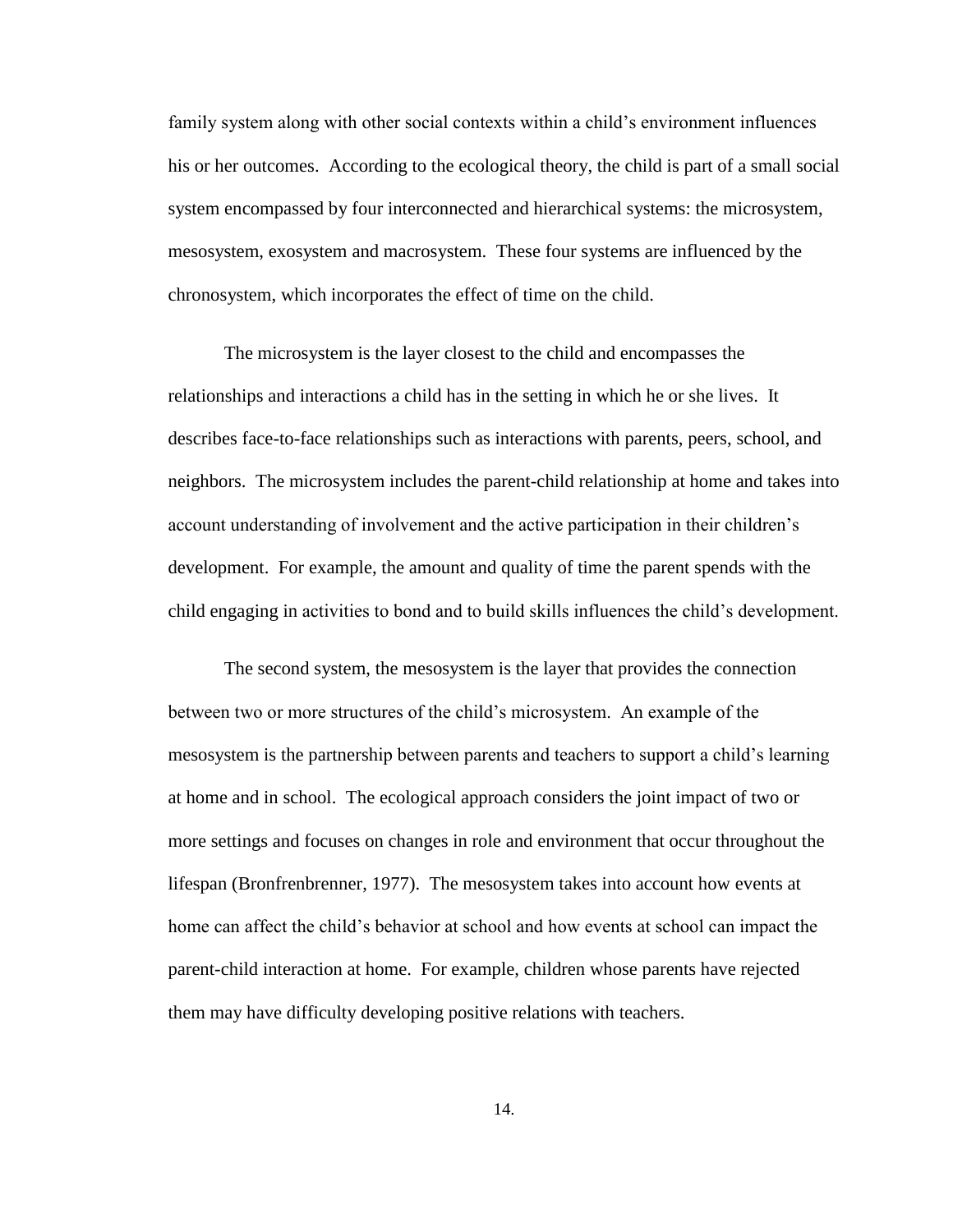family system along with other social contexts within a child's environment influences his or her outcomes. According to the ecological theory, the child is part of a small social system encompassed by four interconnected and hierarchical systems: the microsystem, mesosystem, exosystem and macrosystem. These four systems are influenced by the chronosystem, which incorporates the effect of time on the child.

The microsystem is the layer closest to the child and encompasses the relationships and interactions a child has in the setting in which he or she lives. It describes face-to-face relationships such as interactions with parents, peers, school, and neighbors. The microsystem includes the parent-child relationship at home and takes into account understanding of involvement and the active participation in their children's development. For example, the amount and quality of time the parent spends with the child engaging in activities to bond and to build skills influences the child's development.

The second system, the mesosystem is the layer that provides the connection between two or more structures of the child's microsystem. An example of the mesosystem is the partnership between parents and teachers to support a child's learning at home and in school. The ecological approach considers the joint impact of two or more settings and focuses on changes in role and environment that occur throughout the lifespan (Bronfrenbrenner, 1977). The mesosystem takes into account how events at home can affect the child's behavior at school and how events at school can impact the parent-child interaction at home. For example, children whose parents have rejected them may have difficulty developing positive relations with teachers.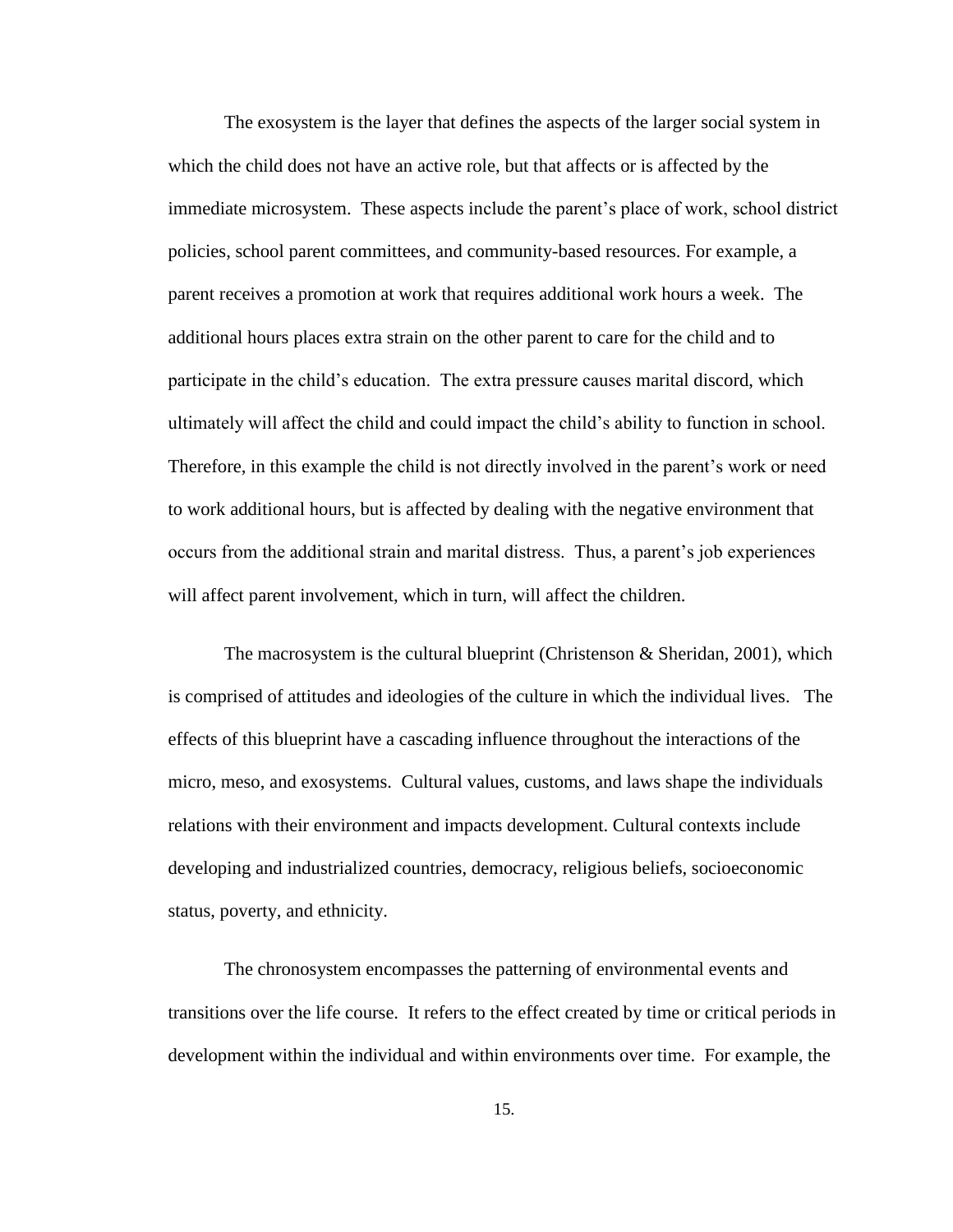The exosystem is the layer that defines the aspects of the larger social system in which the child does not have an active role, but that affects or is affected by the immediate microsystem. These aspects include the parent's place of work, school district policies, school parent committees, and community-based resources. For example, a parent receives a promotion at work that requires additional work hours a week. The additional hours places extra strain on the other parent to care for the child and to participate in the child's education. The extra pressure causes marital discord, which ultimately will affect the child and could impact the child's ability to function in school. Therefore, in this example the child is not directly involved in the parent's work or need to work additional hours, but is affected by dealing with the negative environment that occurs from the additional strain and marital distress. Thus, a parent's job experiences will affect parent involvement, which in turn, will affect the children.

The macrosystem is the cultural blueprint (Christenson & Sheridan, 2001), which is comprised of attitudes and ideologies of the culture in which the individual lives. The effects of this blueprint have a cascading influence throughout the interactions of the micro, meso, and exosystems. Cultural values, customs, and laws shape the individuals relations with their environment and impacts development. Cultural contexts include developing and industrialized countries, democracy, religious beliefs, socioeconomic status, poverty, and ethnicity.

The chronosystem encompasses the patterning of environmental events and transitions over the life course. It refers to the effect created by time or critical periods in development within the individual and within environments over time. For example, the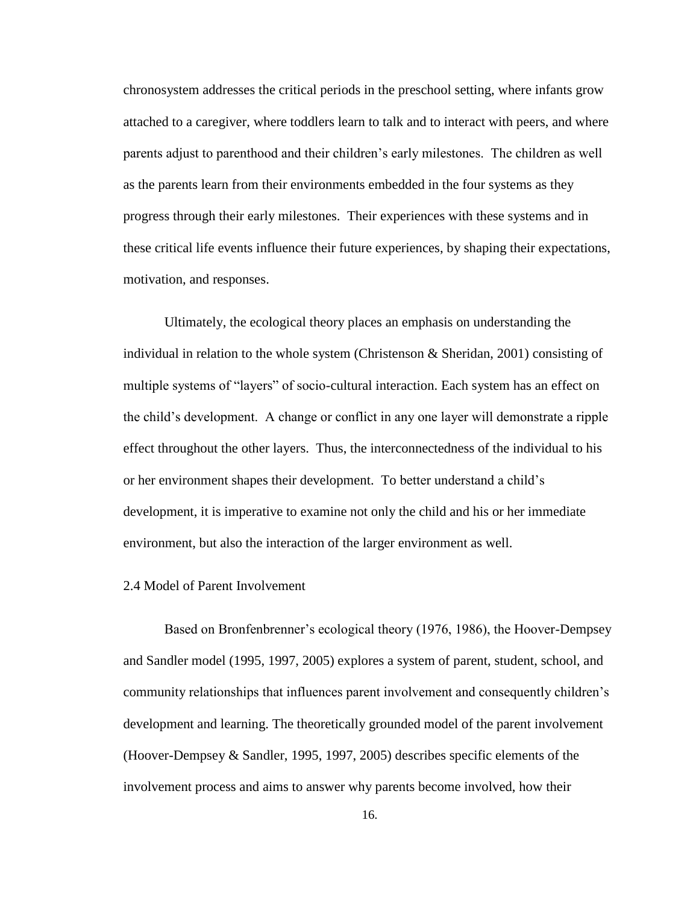chronosystem addresses the critical periods in the preschool setting, where infants grow attached to a caregiver, where toddlers learn to talk and to interact with peers, and where parents adjust to parenthood and their children's early milestones. The children as well as the parents learn from their environments embedded in the four systems as they progress through their early milestones. Their experiences with these systems and in these critical life events influence their future experiences, by shaping their expectations, motivation, and responses.

Ultimately, the ecological theory places an emphasis on understanding the individual in relation to the whole system (Christenson & Sheridan, 2001) consisting of multiple systems of "layers" of socio-cultural interaction. Each system has an effect on the child's development. A change or conflict in any one layer will demonstrate a ripple effect throughout the other layers. Thus, the interconnectedness of the individual to his or her environment shapes their development. To better understand a child's development, it is imperative to examine not only the child and his or her immediate environment, but also the interaction of the larger environment as well.

### 2.4 Model of Parent Involvement

Based on Bronfenbrenner's ecological theory (1976, 1986), the Hoover-Dempsey and Sandler model (1995, 1997, 2005) explores a system of parent, student, school, and community relationships that influences parent involvement and consequently children's development and learning. The theoretically grounded model of the parent involvement (Hoover-Dempsey & Sandler, 1995, 1997, 2005) describes specific elements of the involvement process and aims to answer why parents become involved, how their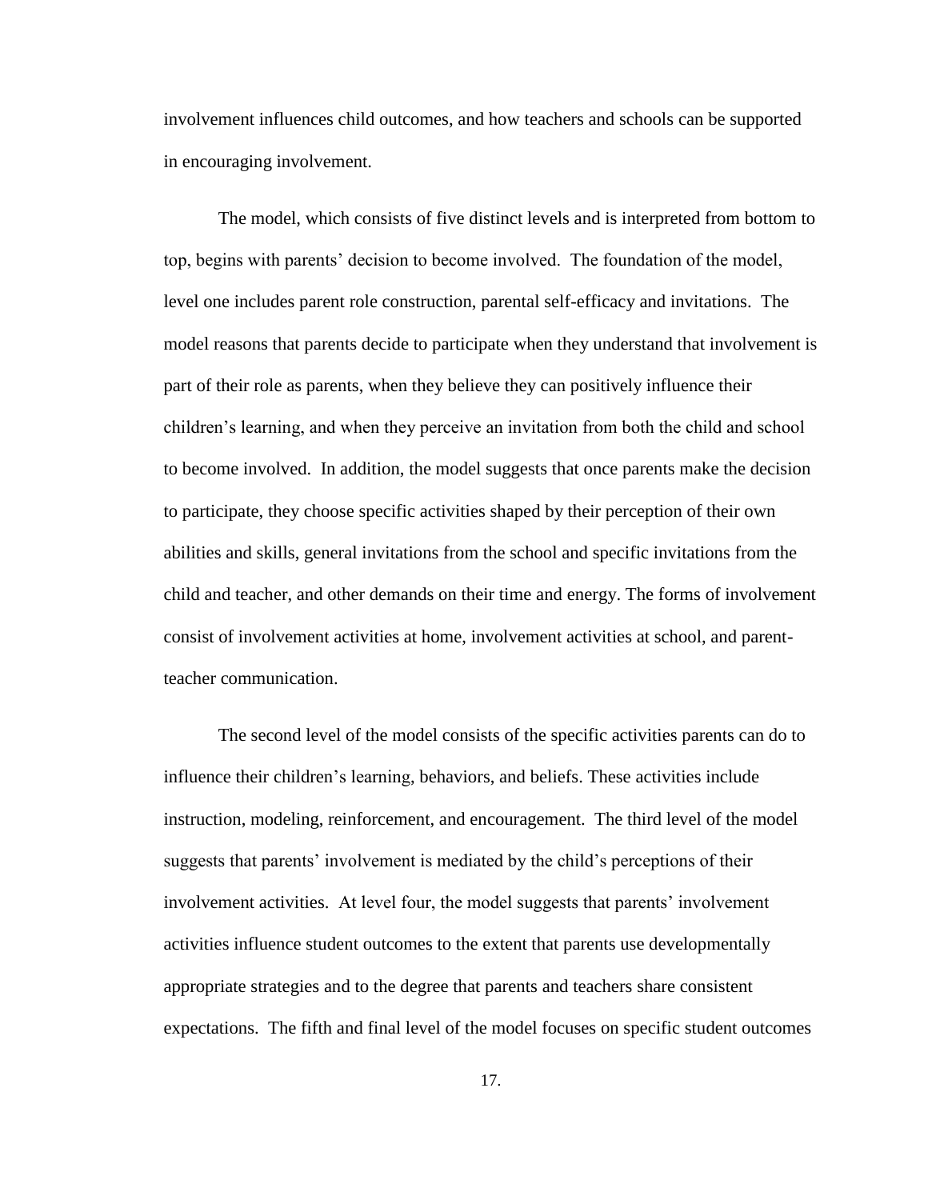involvement influences child outcomes, and how teachers and schools can be supported in encouraging involvement.

The model, which consists of five distinct levels and is interpreted from bottom to top, begins with parents' decision to become involved. The foundation of the model, level one includes parent role construction, parental self-efficacy and invitations. The model reasons that parents decide to participate when they understand that involvement is part of their role as parents, when they believe they can positively influence their children's learning, and when they perceive an invitation from both the child and school to become involved. In addition, the model suggests that once parents make the decision to participate, they choose specific activities shaped by their perception of their own abilities and skills, general invitations from the school and specific invitations from the child and teacher, and other demands on their time and energy. The forms of involvement consist of involvement activities at home, involvement activities at school, and parent-teacher communication.

The second level of the model consists of the specific activities parents can do to influence their children's learning, behaviors, and beliefs. These activities include instruction, modeling, reinforcement, and encouragement. The third level of the model suggests that parents' involvement is mediated by the child's perceptions of their involvement activities. At level four, the model suggests that parents' involvement activities influence student outcomes to the extent that parents use developmentally appropriate strategies and to the degree that parents and teachers share consistent expectations. The fifth and final level of the model focuses on specific student outcomes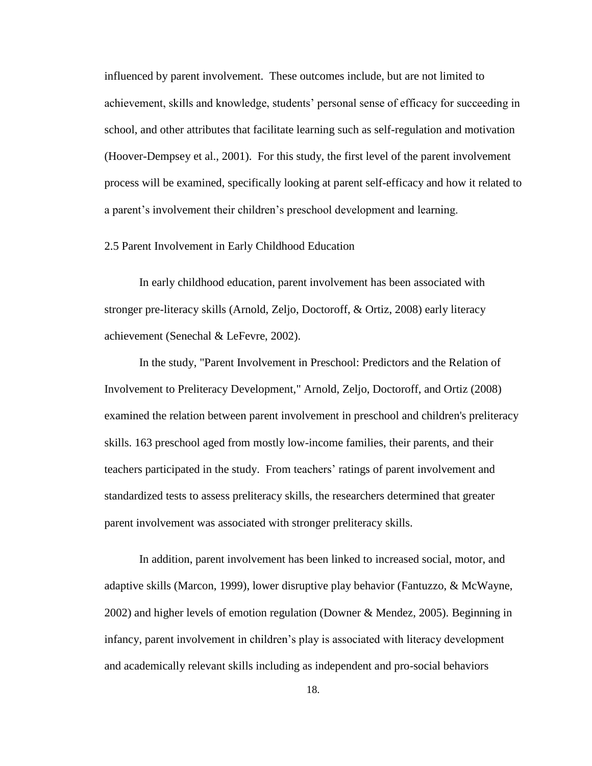influenced by parent involvement. These outcomes include, but are not limited to achievement, skills and knowledge, students' personal sense of efficacy for succeeding in school, and other attributes that facilitate learning such as self-regulation and motivation (Hoover-Dempsey et al., 2001). For this study, the first level of the parent involvement process will be examined, specifically looking at parent self-efficacy and how it related to a parent's involvement their children's preschool development and learning.

## 2.5 Parent Involvement in Early Childhood Education

In early childhood education, parent involvement has been associated with stronger pre-literacy skills (Arnold, Zeljo, Doctoroff, & Ortiz, 2008) early literacy achievement (Senechal & LeFevre, 2002).

In the study, "Parent Involvement in Preschool: Predictors and the Relation of Involvement to Preliteracy Development," Arnold, Zeljo, Doctoroff, and Ortiz (2008) examined the relation between parent involvement in preschool and children's preliteracy skills. 163 preschool aged from mostly low-income families, their parents, and their teachers participated in the study. From teachers' ratings of parent involvement and standardized tests to assess preliteracy skills, the researchers determined that greater parent involvement was associated with stronger preliteracy skills.

In addition, parent involvement has been linked to increased social, motor, and adaptive skills (Marcon, 1999), lower disruptive play behavior (Fantuzzo, & McWayne, 2002) and higher levels of emotion regulation (Downer & Mendez, 2005). Beginning in infancy, parent involvement in children's play is associated with literacy development and academically relevant skills including as independent and pro-social behaviors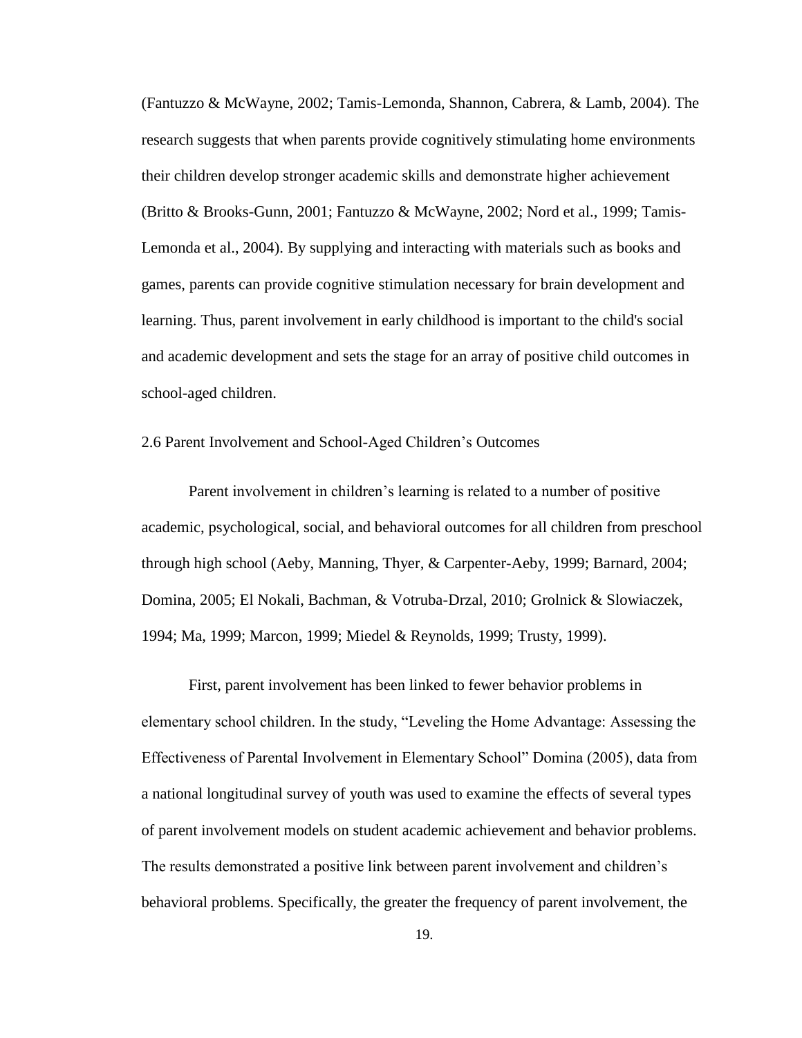(Fantuzzo & McWayne, 2002; Tamis-Lemonda, Shannon, Cabrera, & Lamb, 2004). The research suggests that when parents provide cognitively stimulating home environments their children develop stronger academic skills and demonstrate higher achievement (Britto & Brooks-Gunn, 2001; Fantuzzo & McWayne, 2002; Nord et al., 1999; Tamis-Lemonda et al., 2004). By supplying and interacting with materials such as books and games, parents can provide cognitive stimulation necessary for brain development and learning. Thus, parent involvement in early childhood is important to the child's social and academic development and sets the stage for an array of positive child outcomes in school-aged children.

## 2.6 Parent Involvement and School-Aged Children's Outcomes

Parent involvement in children's learning is related to a number of positive academic, psychological, social, and behavioral outcomes for all children from preschool through high school (Aeby, Manning, Thyer, & Carpenter-Aeby, 1999; Barnard, 2004; Domina, 2005; El Nokali, Bachman, & Votruba-Drzal, 2010; Grolnick & Slowiaczek, 1994; Ma, 1999; Marcon, 1999; Miedel & Reynolds, 1999; Trusty, 1999).

First, parent involvement has been linked to fewer behavior problems in elementary school children. In the study, "Leveling the Home Advantage: Assessing the Effectiveness of Parental Involvement in Elementary School" Domina (2005), data from a national longitudinal survey of youth was used to examine the effects of several types of parent involvement models on student academic achievement and behavior problems. The results demonstrated a positive link between parent involvement and children's behavioral problems. Specifically, the greater the frequency of parent involvement, the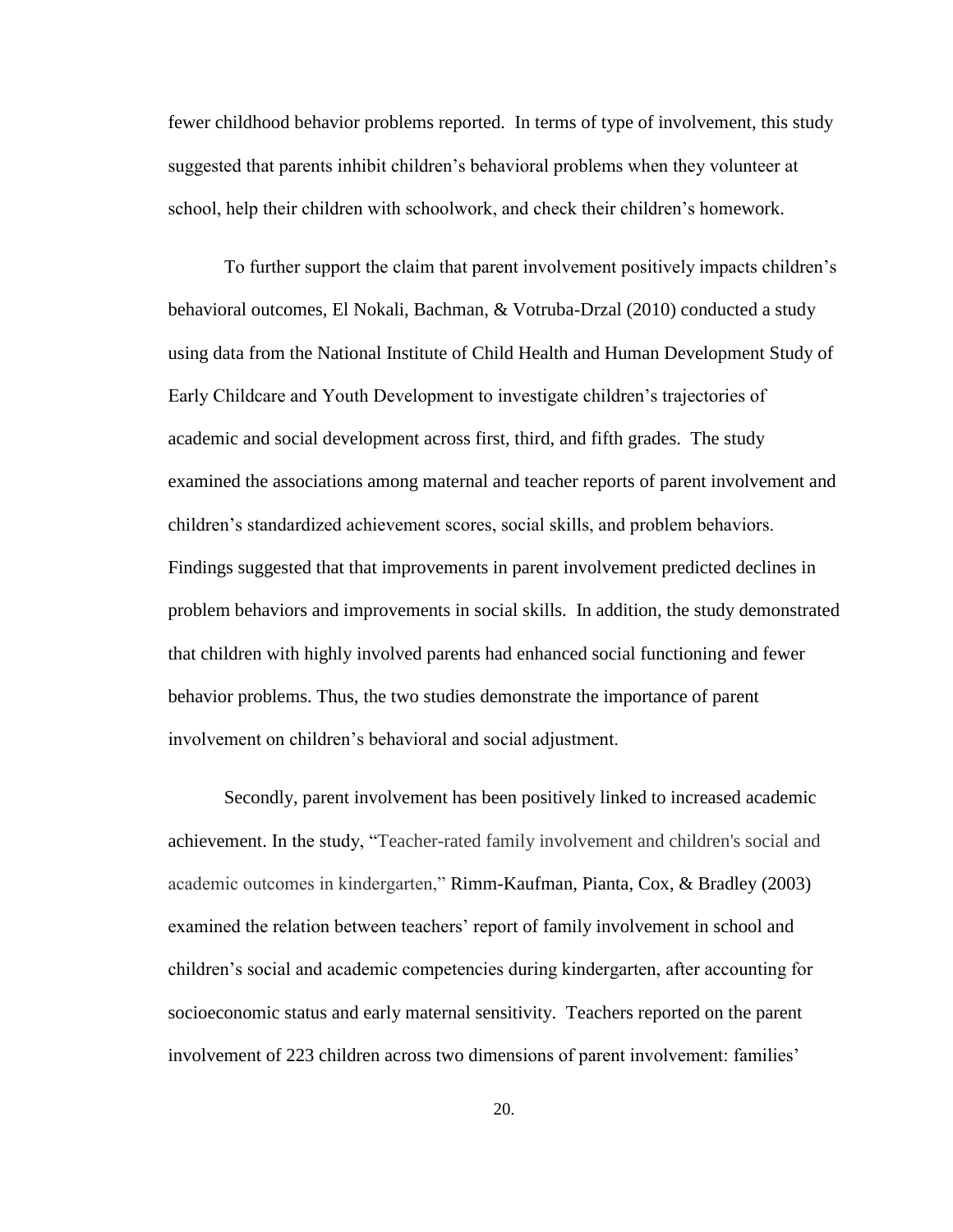fewer childhood behavior problems reported. In terms of type of involvement, this study suggested that parents inhibit children's behavioral problems when they volunteer at school, help their children with schoolwork, and check their children's homework.

To further support the claim that parent involvement positively impacts children's behavioral outcomes, El Nokali, Bachman, & Votruba-Drzal (2010) conducted a study using data from the National Institute of Child Health and Human Development Study of Early Childcare and Youth Development to investigate children's trajectories of academic and social development across first, third, and fifth grades. The study examined the associations among maternal and teacher reports of parent involvement and children's standardized achievement scores, social skills, and problem behaviors. Findings suggested that that improvements in parent involvement predicted declines in problem behaviors and improvements in social skills. In addition, the study demonstrated that children with highly involved parents had enhanced social functioning and fewer behavior problems. Thus, the two studies demonstrate the importance of parent involvement on children's behavioral and social adjustment.

Secondly, parent involvement has been positively linked to increased academic achievement. In the study, "Teacher-rated family involvement and children's social and academic outcomes in kindergarten," Rimm-Kaufman, Pianta, Cox, & Bradley (2003) examined the relation between teachers' report of family involvement in school and children's social and academic competencies during kindergarten, after accounting for socioeconomic status and early maternal sensitivity. Teachers reported on the parent involvement of 223 children across two dimensions of parent involvement: families'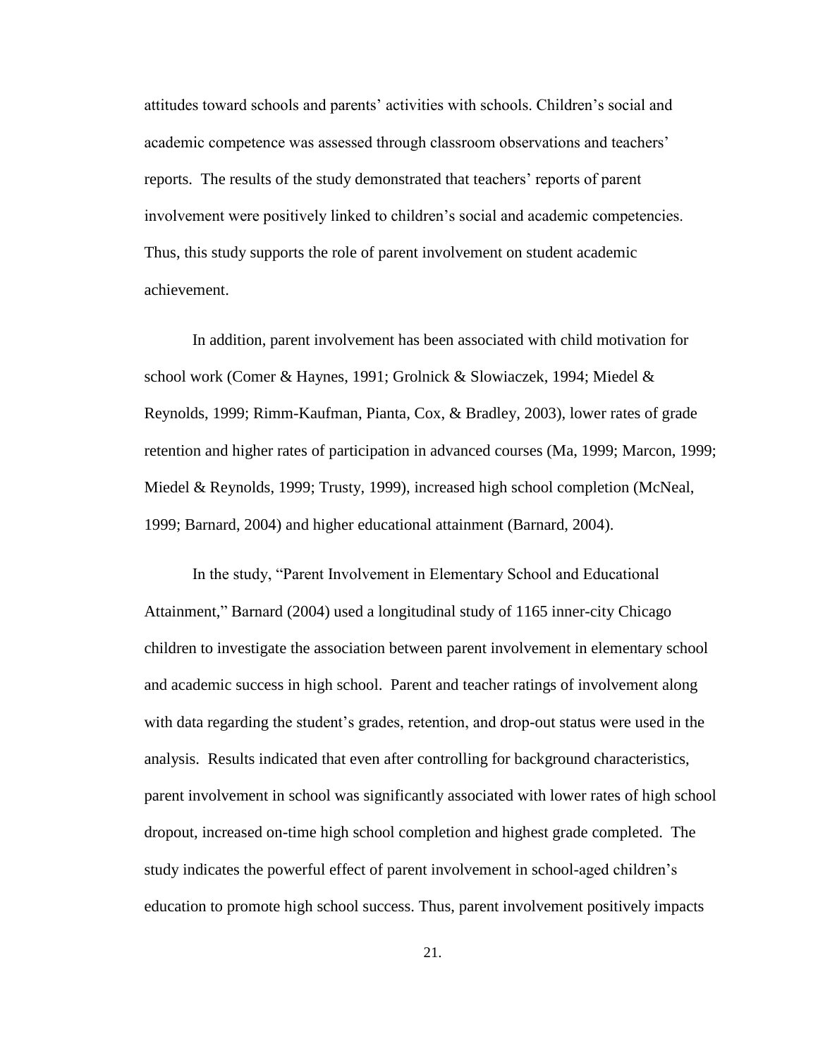attitudes toward schools and parents' activities with schools. Children's social and academic competence was assessed through classroom observations and teachers' reports. The results of the study demonstrated that teachers' reports of parent involvement were positively linked to children's social and academic competencies. Thus, this study supports the role of parent involvement on student academic achievement.

In addition, parent involvement has been associated with child motivation for school work (Comer & Haynes, 1991; Grolnick & Slowiaczek, 1994; Miedel & Reynolds, 1999; Rimm-Kaufman, Pianta, Cox, & Bradley, 2003), lower rates of grade retention and higher rates of participation in advanced courses (Ma, 1999; Marcon, 1999; Miedel & Reynolds, 1999; Trusty, 1999), increased high school completion (McNeal, 1999; Barnard, 2004) and higher educational attainment (Barnard, 2004).

In the study, "Parent Involvement in Elementary School and Educational Attainment," Barnard (2004) used a longitudinal study of 1165 inner-city Chicago children to investigate the association between parent involvement in elementary school and academic success in high school. Parent and teacher ratings of involvement along with data regarding the student's grades, retention, and drop-out status were used in the analysis. Results indicated that even after controlling for background characteristics, parent involvement in school was significantly associated with lower rates of high school dropout, increased on-time high school completion and highest grade completed. The study indicates the powerful effect of parent involvement in school-aged children's education to promote high school success. Thus, parent involvement positively impacts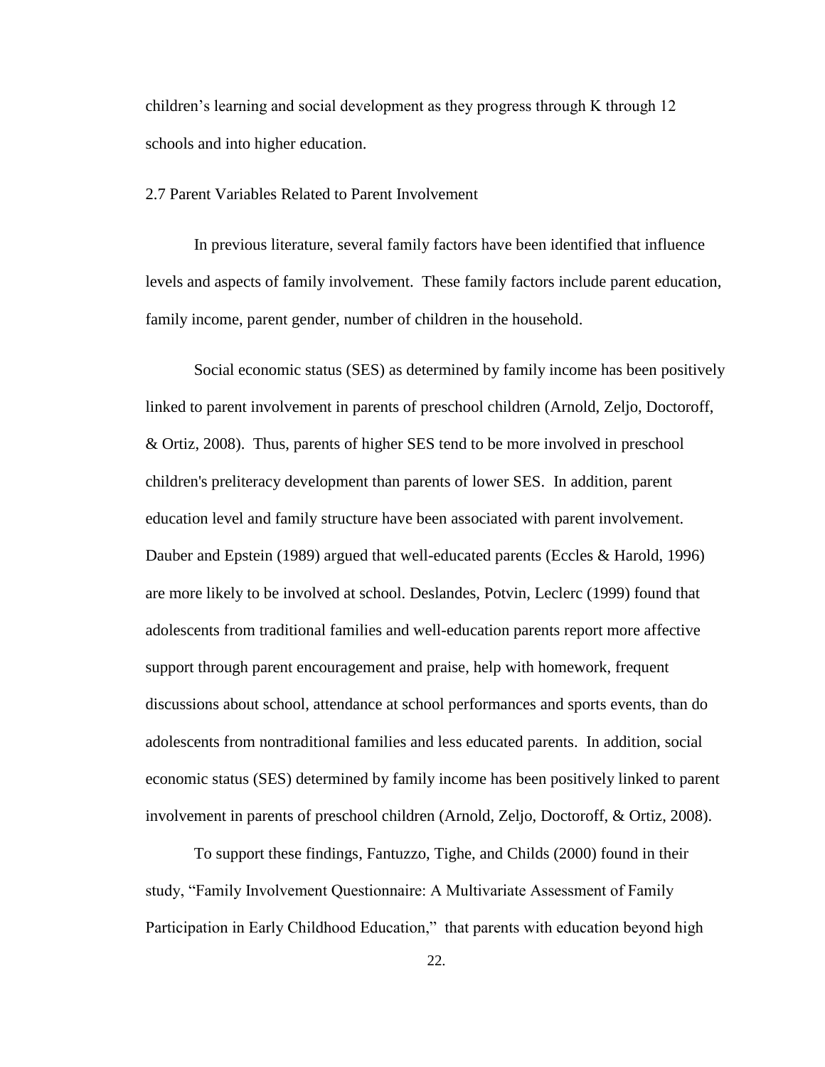children's learning and social development as they progress through K through 12 schools and into higher education.

## 2.7 Parent Variables Related to Parent Involvement

In previous literature, several family factors have been identified that influence levels and aspects of family involvement. These family factors include parent education, family income, parent gender, number of children in the household.

Social economic status (SES) as determined by family income has been positively linked to parent involvement in parents of preschool children (Arnold, Zeljo, Doctoroff, & Ortiz, 2008). Thus, parents of higher SES tend to be more involved in preschool children's preliteracy development than parents of lower SES. In addition, parent education level and family structure have been associated with parent involvement. Dauber and Epstein (1989) argued that well-educated parents (Eccles & Harold, 1996) are more likely to be involved at school. Deslandes, Potvin, Leclerc (1999) found that adolescents from traditional families and well-education parents report more affective support through parent encouragement and praise, help with homework, frequent discussions about school, attendance at school performances and sports events, than do adolescents from nontraditional families and less educated parents. In addition, social economic status (SES) determined by family income has been positively linked to parent involvement in parents of preschool children (Arnold, Zeljo, Doctoroff, & Ortiz, 2008).

To support these findings, Fantuzzo, Tighe, and Childs (2000) found in their study, "Family Involvement Questionnaire: A Multivariate Assessment of Family Participation in Early Childhood Education," that parents with education beyond high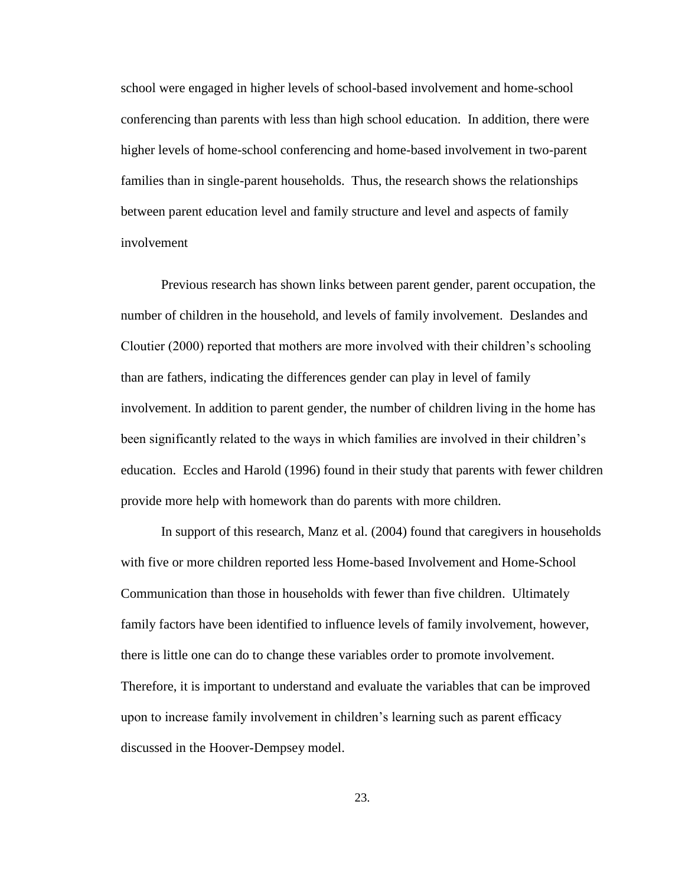school were engaged in higher levels of school-based involvement and home-school conferencing than parents with less than high school education. In addition, there were higher levels of home-school conferencing and home-based involvement in two-parent families than in single-parent households. Thus, the research shows the relationships between parent education level and family structure and level and aspects of family involvement

Previous research has shown links between parent gender, parent occupation, the number of children in the household, and levels of family involvement. Deslandes and Cloutier (2000) reported that mothers are more involved with their children's schooling than are fathers, indicating the differences gender can play in level of family involvement. In addition to parent gender, the number of children living in the home has been significantly related to the ways in which families are involved in their children's education. Eccles and Harold (1996) found in their study that parents with fewer children provide more help with homework than do parents with more children.

In support of this research, Manz et al. (2004) found that caregivers in households with five or more children reported less Home-based Involvement and Home-School Communication than those in households with fewer than five children. Ultimately family factors have been identified to influence levels of family involvement, however, there is little one can do to change these variables order to promote involvement. Therefore, it is important to understand and evaluate the variables that can be improved upon to increase family involvement in children's learning such as parent efficacy discussed in the Hoover-Dempsey model.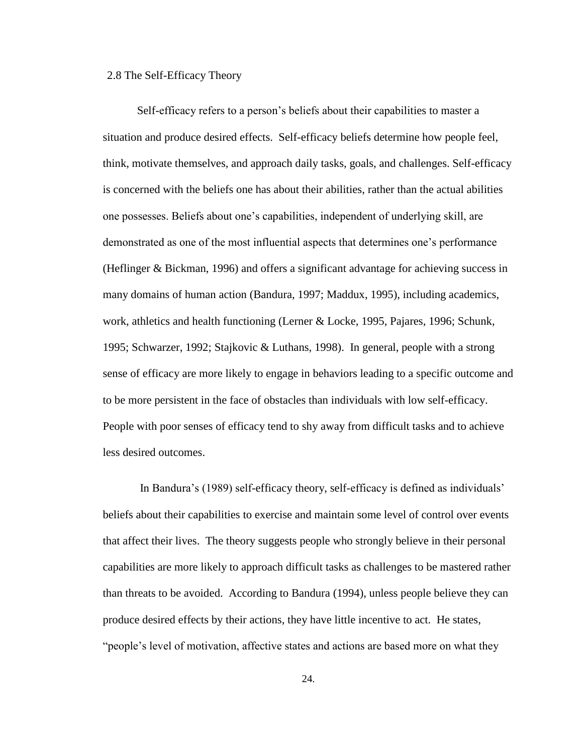## 2.8 The Self-Efficacy Theory

Self-efficacy refers to a person's beliefs about their capabilities to master a situation and produce desired effects. Self-efficacy beliefs determine how people feel, think, motivate themselves, and approach daily tasks, goals, and challenges. Self-efficacy is concerned with the beliefs one has about their abilities, rather than the actual abilities one possesses. Beliefs about one's capabilities, independent of underlying skill, are demonstrated as one of the most influential aspects that determines one's performance (Heflinger & Bickman, 1996) and offers a significant advantage for achieving success in many domains of human action (Bandura, 1997; Maddux, 1995), including academics, work, athletics and health functioning (Lerner & Locke, 1995, Pajares, 1996; Schunk, 1995; Schwarzer, 1992; Stajkovic & Luthans, 1998). In general, people with a strong sense of efficacy are more likely to engage in behaviors leading to a specific outcome and to be more persistent in the face of obstacles than individuals with low self-efficacy. People with poor senses of efficacy tend to shy away from difficult tasks and to achieve less desired outcomes.

In Bandura's (1989) self-efficacy theory, self-efficacy is defined as individuals' beliefs about their capabilities to exercise and maintain some level of control over events that affect their lives. The theory suggests people who strongly believe in their personal capabilities are more likely to approach difficult tasks as challenges to be mastered rather than threats to be avoided. According to Bandura (1994), unless people believe they can produce desired effects by their actions, they have little incentive to act. He states, "people's level of motivation, affective states and actions are based more on what they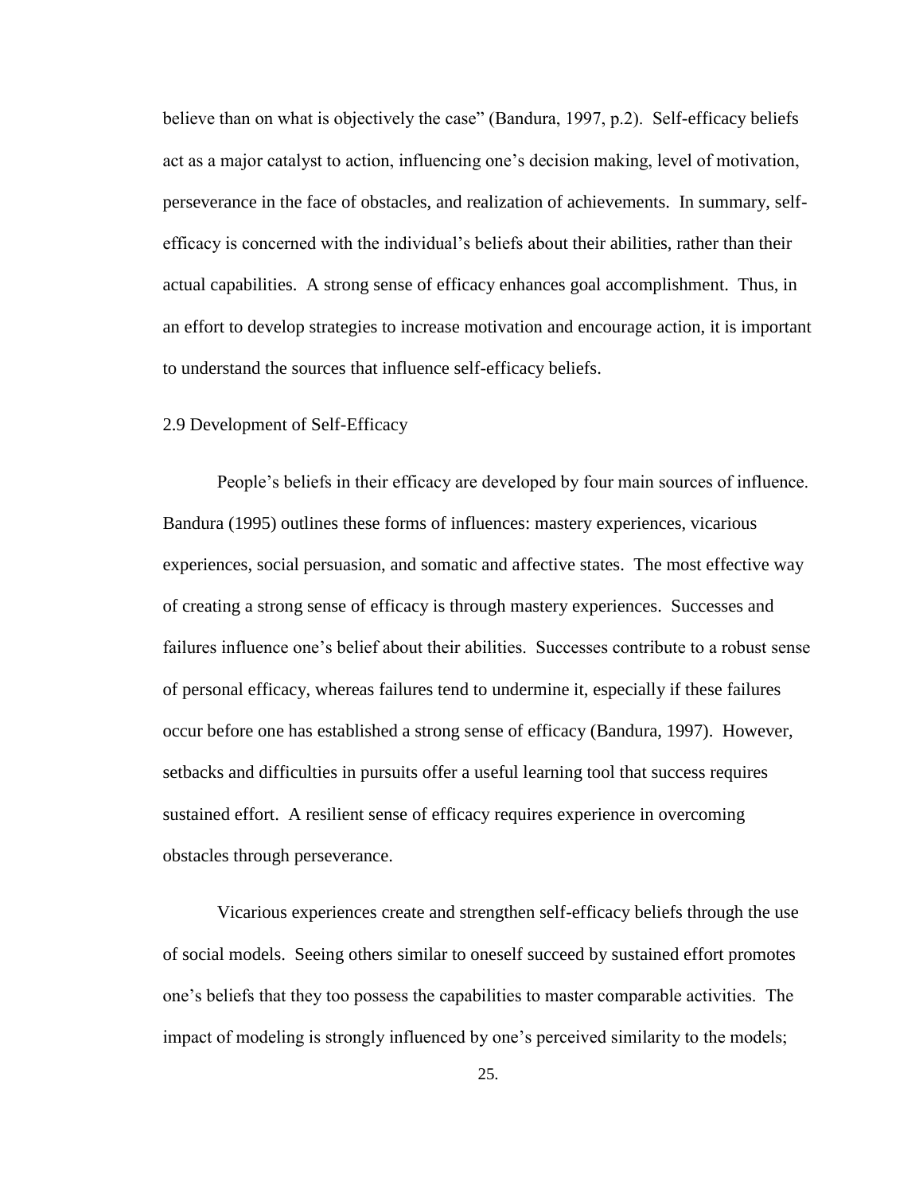believe than on what is objectively the case" (Bandura, 1997, p.2). Self-efficacy beliefs act as a major catalyst to action, influencing one's decision making, level of motivation, perseverance in the face of obstacles, and realization of achievements. In summary, self-efficacy is concerned with the individual's beliefs about their abilities, rather than their actual capabilities. A strong sense of efficacy enhances goal accomplishment. Thus, in an effort to develop strategies to increase motivation and encourage action, it is important to understand the sources that influence self-efficacy beliefs.

## 2.9 Development of Self-Efficacy

People's beliefs in their efficacy are developed by four main sources of influence. Bandura (1995) outlines these forms of influences: mastery experiences, vicarious experiences, social persuasion, and somatic and affective states. The most effective way of creating a strong sense of efficacy is through mastery experiences. Successes and failures influence one's belief about their abilities. Successes contribute to a robust sense of personal efficacy, whereas failures tend to undermine it, especially if these failures occur before one has established a strong sense of efficacy (Bandura, 1997). However, setbacks and difficulties in pursuits offer a useful learning tool that success requires sustained effort. A resilient sense of efficacy requires experience in overcoming obstacles through perseverance.

Vicarious experiences create and strengthen self-efficacy beliefs through the use of social models. Seeing others similar to oneself succeed by sustained effort promotes one's beliefs that they too possess the capabilities to master comparable activities. The impact of modeling is strongly influenced by one's perceived similarity to the models;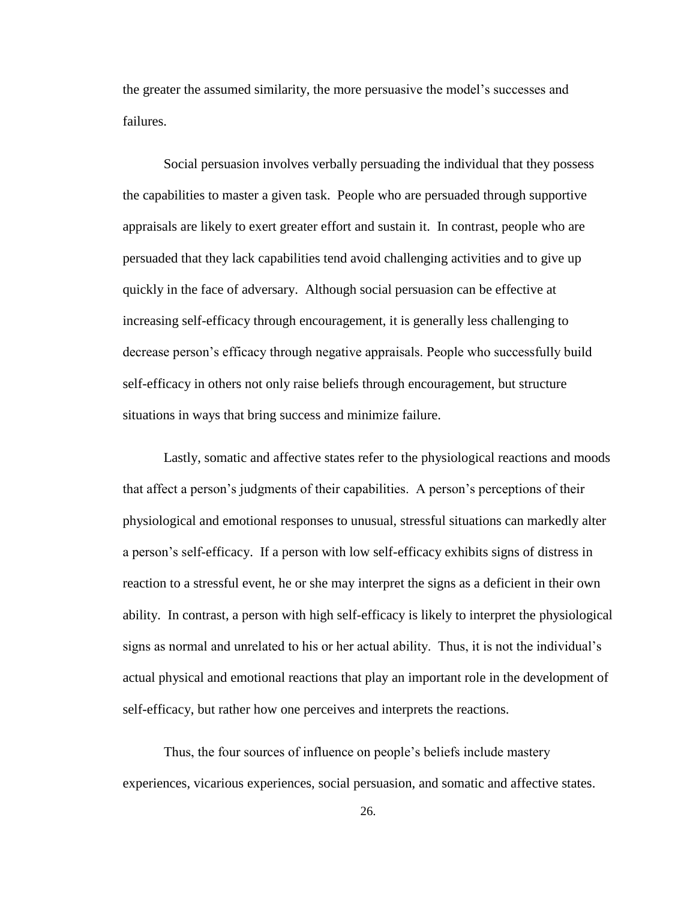the greater the assumed similarity, the more persuasive the model's successes and failures.

Social persuasion involves verbally persuading the individual that they possess the capabilities to master a given task. People who are persuaded through supportive appraisals are likely to exert greater effort and sustain it. In contrast, people who are persuaded that they lack capabilities tend avoid challenging activities and to give up quickly in the face of adversary. Although social persuasion can be effective at increasing self-efficacy through encouragement, it is generally less challenging to decrease person's efficacy through negative appraisals. People who successfully build self-efficacy in others not only raise beliefs through encouragement, but structure situations in ways that bring success and minimize failure.

Lastly, somatic and affective states refer to the physiological reactions and moods that affect a person's judgments of their capabilities. A person's perceptions of their physiological and emotional responses to unusual, stressful situations can markedly alter a person's self-efficacy. If a person with low self-efficacy exhibits signs of distress in reaction to a stressful event, he or she may interpret the signs as a deficient in their own ability. In contrast, a person with high self-efficacy is likely to interpret the physiological signs as normal and unrelated to his or her actual ability. Thus, it is not the individual's actual physical and emotional reactions that play an important role in the development of self-efficacy, but rather how one perceives and interprets the reactions.

Thus, the four sources of influence on people's beliefs include mastery experiences, vicarious experiences, social persuasion, and somatic and affective states.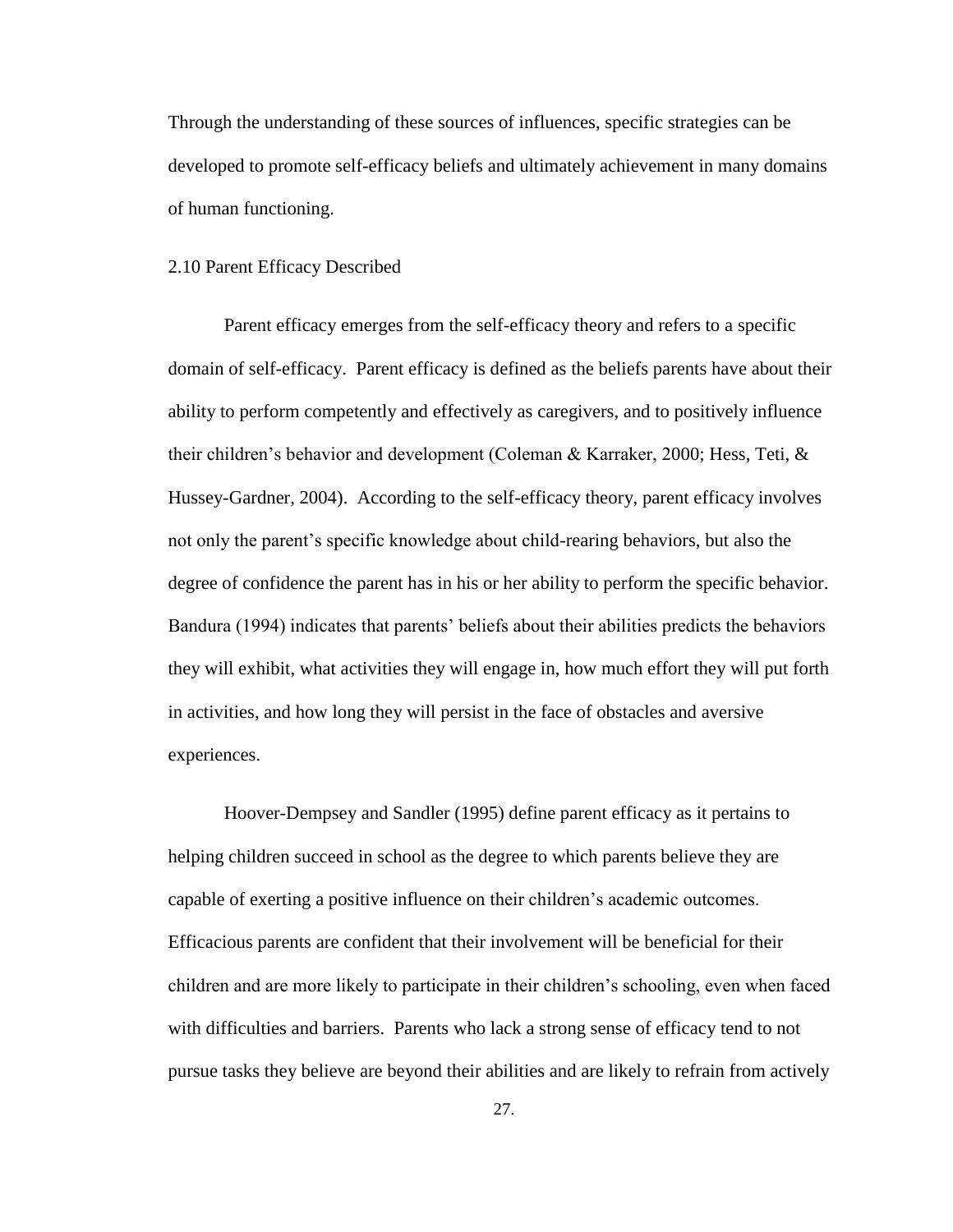Through the understanding of these sources of influences, specific strategies can be developed to promote self-efficacy beliefs and ultimately achievement in many domains of human functioning.

## 2.10 Parent Efficacy Described

Parent efficacy emerges from the self-efficacy theory and refers to a specific domain of self-efficacy. Parent efficacy is defined as the beliefs parents have about their ability to perform competently and effectively as caregivers, and to positively influence their children's behavior and development (Coleman & Karraker, 2000; Hess, Teti, & Hussey-Gardner, 2004). According to the self-efficacy theory, parent efficacy involves not only the parent's specific knowledge about child-rearing behaviors, but also the degree of confidence the parent has in his or her ability to perform the specific behavior. Bandura (1994) indicates that parents' beliefs about their abilities predicts the behaviors they will exhibit, what activities they will engage in, how much effort they will put forth in activities, and how long they will persist in the face of obstacles and aversive experiences.

Hoover-Dempsey and Sandler (1995) define parent efficacy as it pertains to helping children succeed in school as the degree to which parents believe they are capable of exerting a positive influence on their children's academic outcomes. Efficacious parents are confident that their involvement will be beneficial for their children and are more likely to participate in their children's schooling, even when faced with difficulties and barriers. Parents who lack a strong sense of efficacy tend to not pursue tasks they believe are beyond their abilities and are likely to refrain from actively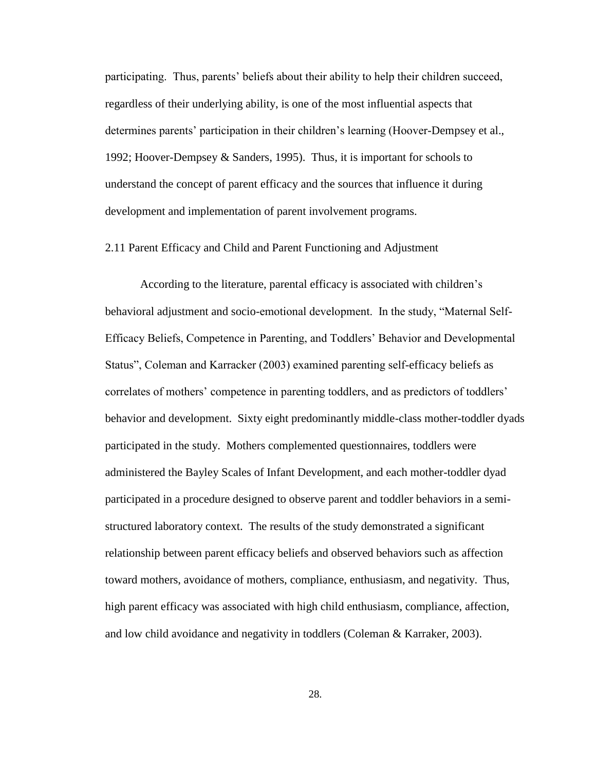participating. Thus, parents' beliefs about their ability to help their children succeed, regardless of their underlying ability, is one of the most influential aspects that determines parents' participation in their children's learning (Hoover-Dempsey et al., 1992; Hoover-Dempsey & Sanders, 1995). Thus, it is important for schools to understand the concept of parent efficacy and the sources that influence it during development and implementation of parent involvement programs.

## 2.11 Parent Efficacy and Child and Parent Functioning and Adjustment

According to the literature, parental efficacy is associated with children's behavioral adjustment and socio-emotional development. In the study, "Maternal Self-Efficacy Beliefs, Competence in Parenting, and Toddlers' Behavior and Developmental Status", Coleman and Karracker (2003) examined parenting self-efficacy beliefs as correlates of mothers' competence in parenting toddlers, and as predictors of toddlers' behavior and development. Sixty eight predominantly middle-class mother-toddler dyads participated in the study. Mothers complemented questionnaires, toddlers were administered the Bayley Scales of Infant Development, and each mother-toddler dyad participated in a procedure designed to observe parent and toddler behaviors in a semi-structured laboratory context. The results of the study demonstrated a significant relationship between parent efficacy beliefs and observed behaviors such as affection toward mothers, avoidance of mothers, compliance, enthusiasm, and negativity. Thus, high parent efficacy was associated with high child enthusiasm, compliance, affection, and low child avoidance and negativity in toddlers (Coleman & Karraker, 2003).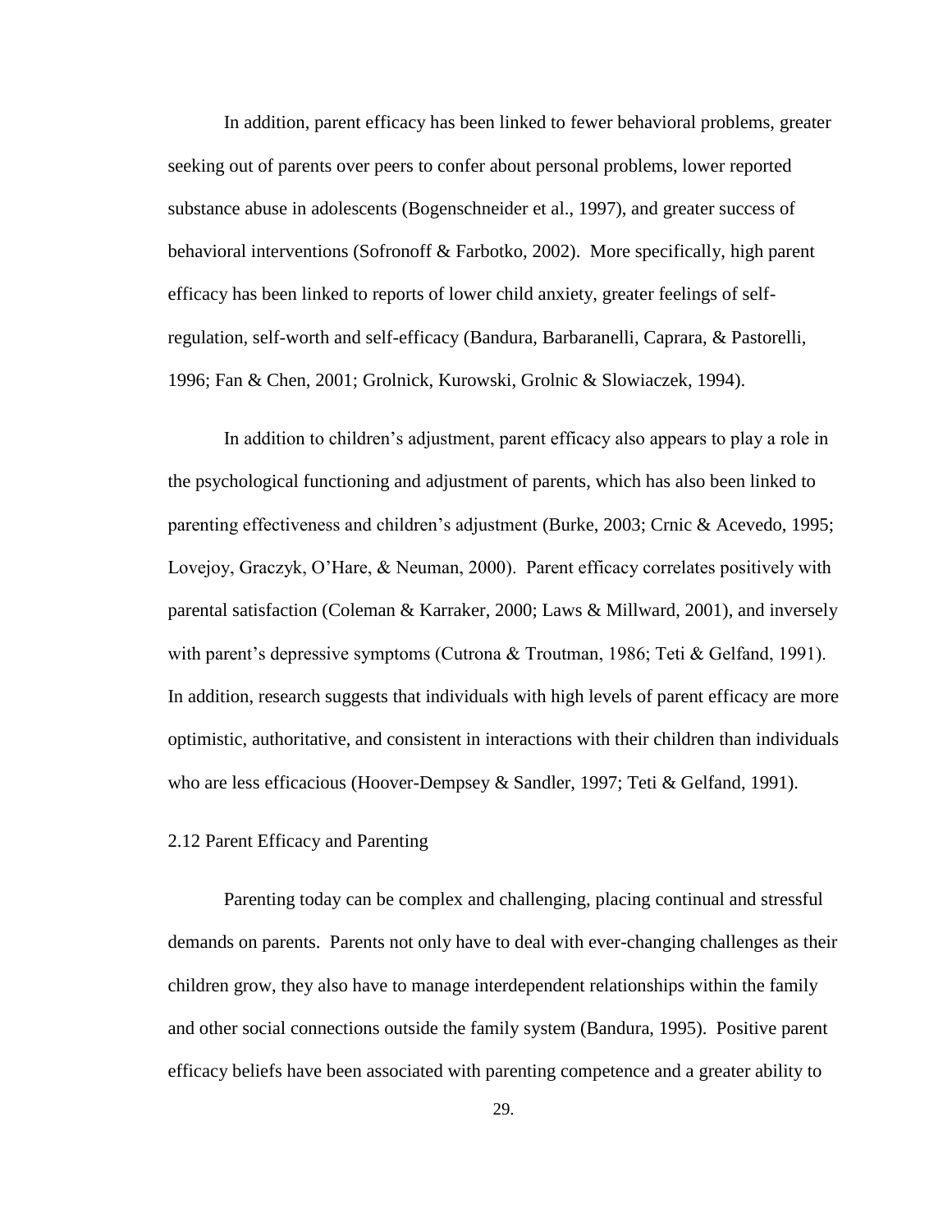In addition, parent efficacy has been linked to fewer behavioral problems, greater seeking out of parents over peers to confer about personal problems, lower reported substance abuse in adolescents (Bogenschneider et al., 1997), and greater success of behavioral interventions (Sofronoff & Farbotko, 2002). More specifically, high parent efficacy has been linked to reports of lower child anxiety, greater feelings of self-regulation, self-worth and self-efficacy (Bandura, Barbaranelli, Caprara, & Pastorelli, 1996; Fan & Chen, 2001; Grolnick, Kurowski, Grolnic & Slowiaczek, 1994).

In addition to children's adjustment, parent efficacy also appears to play a role in the psychological functioning and adjustment of parents, which has also been linked to parenting effectiveness and children's adjustment (Burke, 2003; Crnic & Acevedo, 1995; Lovejoy, Graczyk, O'Hare, & Neuman, 2000). Parent efficacy correlates positively with parental satisfaction (Coleman & Karraker, 2000; Laws & Millward, 2001), and inversely with parent's depressive symptoms (Cutrona & Troutman, 1986; Teti & Gelfand, 1991). In addition, research suggests that individuals with high levels of parent efficacy are more optimistic, authoritative, and consistent in interactions with their children than individuals who are less efficacious (Hoover-Dempsey & Sandler, 1997; Teti & Gelfand, 1991).

### 2.12 Parent Efficacy and Parenting

Parenting today can be complex and challenging, placing continual and stressful demands on parents. Parents not only have to deal with ever-changing challenges as their children grow, they also have to manage interdependent relationships within the family and other social connections outside the family system (Bandura, 1995). Positive parent efficacy beliefs have been associated with parenting competence and a greater ability to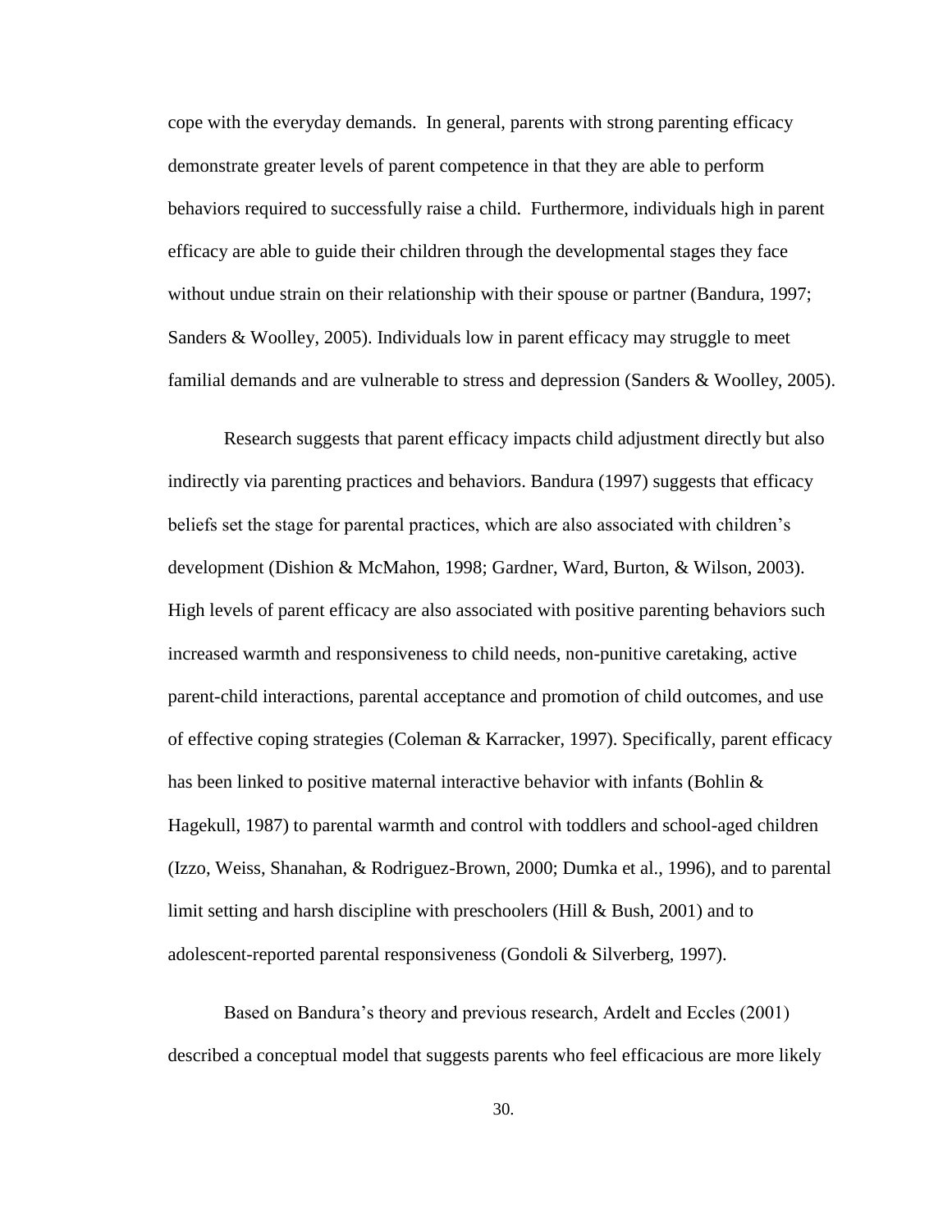cope with the everyday demands. In general, parents with strong parenting efficacy demonstrate greater levels of parent competence in that they are able to perform behaviors required to successfully raise a child. Furthermore, individuals high in parent efficacy are able to guide their children through the developmental stages they face without undue strain on their relationship with their spouse or partner (Bandura, 1997; Sanders & Woolley, 2005). Individuals low in parent efficacy may struggle to meet familial demands and are vulnerable to stress and depression (Sanders & Woolley, 2005).

Research suggests that parent efficacy impacts child adjustment directly but also indirectly via parenting practices and behaviors. Bandura (1997) suggests that efficacy beliefs set the stage for parental practices, which are also associated with children's development (Dishion & McMahon, 1998; Gardner, Ward, Burton, & Wilson, 2003). High levels of parent efficacy are also associated with positive parenting behaviors such increased warmth and responsiveness to child needs, non-punitive caretaking, active parent-child interactions, parental acceptance and promotion of child outcomes, and use of effective coping strategies (Coleman & Karracker, 1997). Specifically, parent efficacy has been linked to positive maternal interactive behavior with infants (Bohlin & Hagekull, 1987) to parental warmth and control with toddlers and school-aged children (Izzo, Weiss, Shanahan, & Rodriguez-Brown, 2000; Dumka et al., 1996), and to parental limit setting and harsh discipline with preschoolers (Hill & Bush, 2001) and to adolescent-reported parental responsiveness (Gondoli & Silverberg, 1997).

Based on Bandura's theory and previous research, Ardelt and Eccles (2001) described a conceptual model that suggests parents who feel efficacious are more likely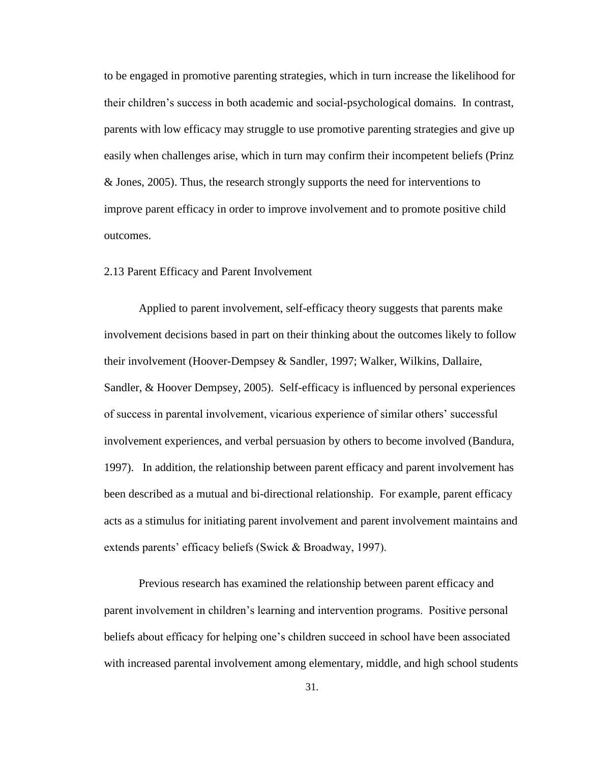to be engaged in promotive parenting strategies, which in turn increase the likelihood for their children's success in both academic and social-psychological domains. In contrast, parents with low efficacy may struggle to use promotive parenting strategies and give up easily when challenges arise, which in turn may confirm their incompetent beliefs (Prinz & Jones, 2005). Thus, the research strongly supports the need for interventions to improve parent efficacy in order to improve involvement and to promote positive child outcomes.

## 2.13 Parent Efficacy and Parent Involvement

Applied to parent involvement, self-efficacy theory suggests that parents make involvement decisions based in part on their thinking about the outcomes likely to follow their involvement (Hoover-Dempsey & Sandler, 1997; Walker, Wilkins, Dallaire, Sandler, & Hoover Dempsey, 2005). Self-efficacy is influenced by personal experiences of success in parental involvement, vicarious experience of similar others' successful involvement experiences, and verbal persuasion by others to become involved (Bandura, 1997). In addition, the relationship between parent efficacy and parent involvement has been described as a mutual and bi-directional relationship. For example, parent efficacy acts as a stimulus for initiating parent involvement and parent involvement maintains and extends parents' efficacy beliefs (Swick & Broadway, 1997).

Previous research has examined the relationship between parent efficacy and parent involvement in children's learning and intervention programs. Positive personal beliefs about efficacy for helping one's children succeed in school have been associated with increased parental involvement among elementary, middle, and high school students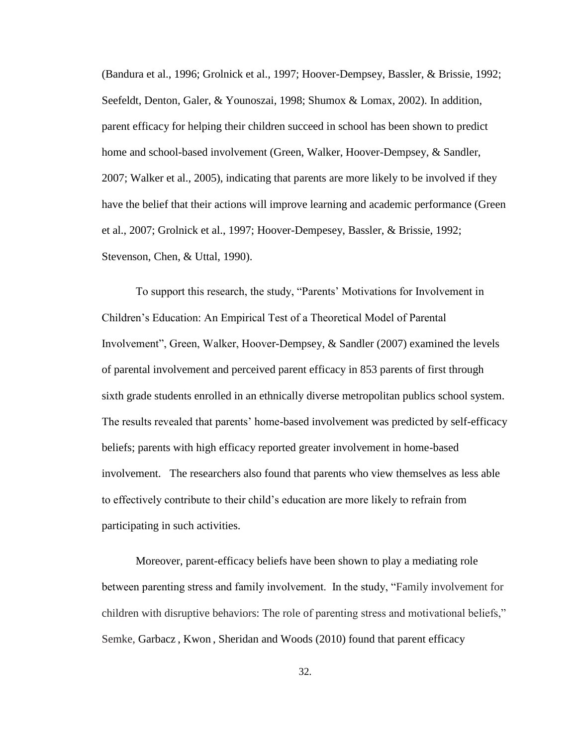(Bandura et al., 1996; Grolnick et al., 1997; Hoover-Dempsey, Bassler, & Brissie, 1992; Seefeldt, Denton, Galer, & Younoszai, 1998; Shumox & Lomax, 2002). In addition, parent efficacy for helping their children succeed in school has been shown to predict home and school-based involvement (Green, Walker, Hoover-Dempsey, & Sandler, 2007; Walker et al., 2005), indicating that parents are more likely to be involved if they have the belief that their actions will improve learning and academic performance (Green et al., 2007; Grolnick et al., 1997; Hoover-Dempesey, Bassler, & Brissie, 1992; Stevenson, Chen, & Uttal, 1990).

To support this research, the study, "Parents' Motivations for Involvement in Children's Education: An Empirical Test of a Theoretical Model of Parental Involvement", Green, Walker, Hoover-Dempsey, & Sandler (2007) examined the levels of parental involvement and perceived parent efficacy in 853 parents of first through sixth grade students enrolled in an ethnically diverse metropolitan publics school system. The results revealed that parents' home-based involvement was predicted by self-efficacy beliefs; parents with high efficacy reported greater involvement in home-based involvement. The researchers also found that parents who view themselves as less able to effectively contribute to their child's education are more likely to refrain from participating in such activities.

Moreover, parent-efficacy beliefs have been shown to play a mediating role between parenting stress and family involvement. In the study, "Family involvement for children with disruptive behaviors: The role of parenting stress and motivational beliefs," Semke, Garbacz , Kwon , Sheridan and Woods (2010) found that parent efficacy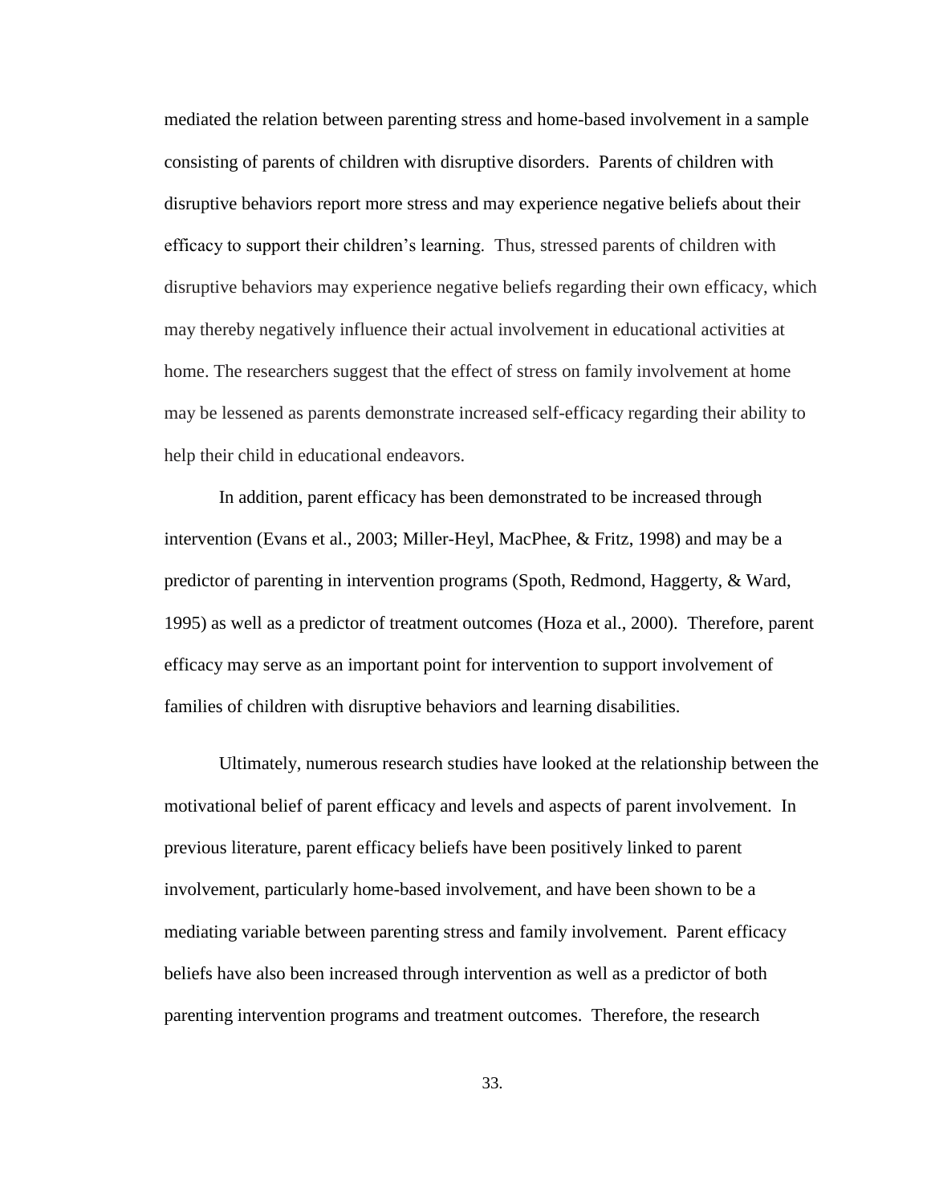mediated the relation between parenting stress and home-based involvement in a sample consisting of parents of children with disruptive disorders. Parents of children with disruptive behaviors report more stress and may experience negative beliefs about their efficacy to support their children's learning. Thus, stressed parents of children with disruptive behaviors may experience negative beliefs regarding their own efficacy, which may thereby negatively influence their actual involvement in educational activities at home. The researchers suggest that the effect of stress on family involvement at home may be lessened as parents demonstrate increased self-efficacy regarding their ability to help their child in educational endeavors.

In addition, parent efficacy has been demonstrated to be increased through intervention (Evans et al., 2003; Miller-Heyl, MacPhee, & Fritz, 1998) and may be a predictor of parenting in intervention programs (Spoth, Redmond, Haggerty, & Ward, 1995) as well as a predictor of treatment outcomes (Hoza et al., 2000). Therefore, parent efficacy may serve as an important point for intervention to support involvement of families of children with disruptive behaviors and learning disabilities.

Ultimately, numerous research studies have looked at the relationship between the motivational belief of parent efficacy and levels and aspects of parent involvement. In previous literature, parent efficacy beliefs have been positively linked to parent involvement, particularly home-based involvement, and have been shown to be a mediating variable between parenting stress and family involvement. Parent efficacy beliefs have also been increased through intervention as well as a predictor of both parenting intervention programs and treatment outcomes. Therefore, the research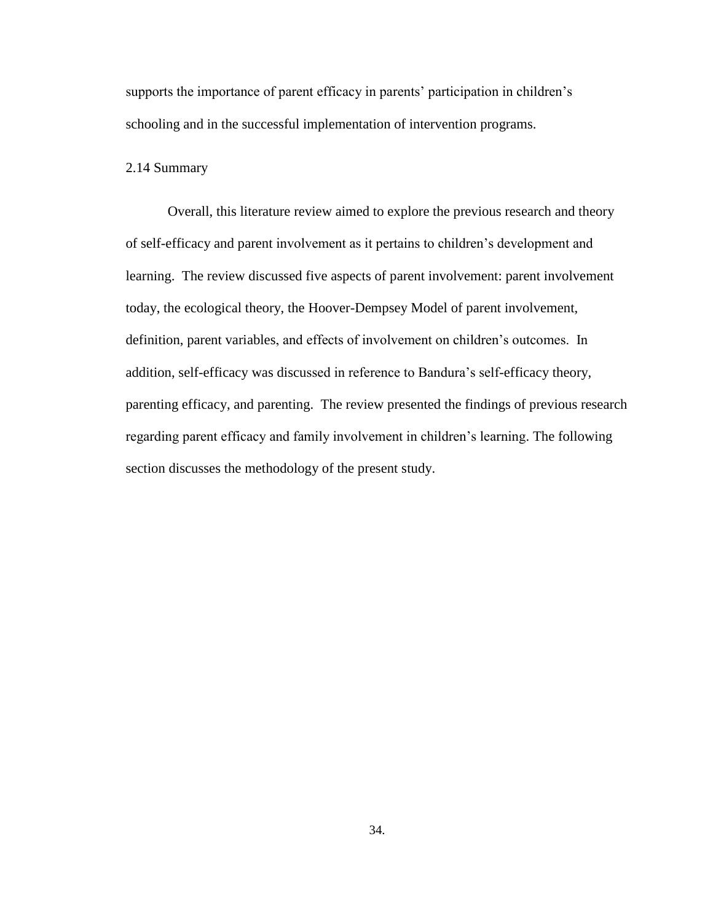supports the importance of parent efficacy in parents' participation in children's schooling and in the successful implementation of intervention programs.

## 2.14 Summary

Overall, this literature review aimed to explore the previous research and theory of self-efficacy and parent involvement as it pertains to children's development and learning. The review discussed five aspects of parent involvement: parent involvement today, the ecological theory, the Hoover-Dempsey Model of parent involvement, definition, parent variables, and effects of involvement on children's outcomes. In addition, self-efficacy was discussed in reference to Bandura's self-efficacy theory, parenting efficacy, and parenting. The review presented the findings of previous research regarding parent efficacy and family involvement in children's learning. The following section discusses the methodology of the present study.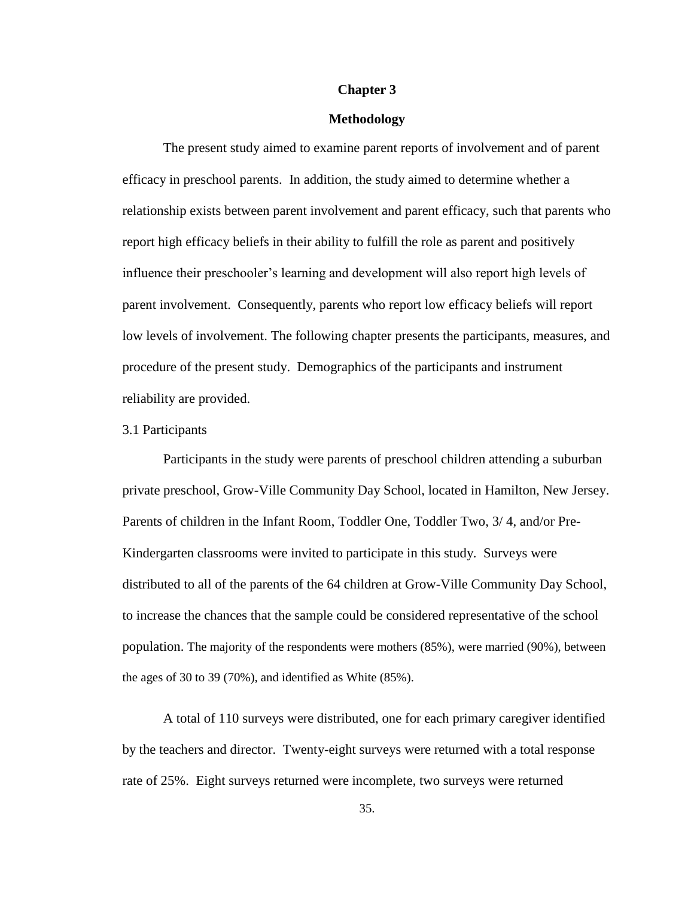# Chapter 3

## Methodology

The present study aimed to examine parent reports of involvement and of parent efficacy in preschool parents. In addition, the study aimed to determine whether a relationship exists between parent involvement and parent efficacy, such that parents who report high efficacy beliefs in their ability to fulfill the role as parent and positively influence their preschooler's learning and development will also report high levels of parent involvement. Consequently, parents who report low efficacy beliefs will report low levels of involvement. The following chapter presents the participants, measures, and procedure of the present study. Demographics of the participants and instrument reliability are provided.

### 3.1 Participants

Participants in the study were parents of preschool children attending a suburban private preschool, Grow-Ville Community Day School, located in Hamilton, New Jersey. Parents of children in the Infant Room, Toddler One, Toddler Two, 3/ 4, and/or Pre-Kindergarten classrooms were invited to participate in this study. Surveys were distributed to all of the parents of the 64 children at Grow-Ville Community Day School, to increase the chances that the sample could be considered representative of the school population. The majority of the respondents were mothers (85%), were married (90%), between the ages of 30 to 39 (70%), and identified as White (85%).

A total of 110 surveys were distributed, one for each primary caregiver identified by the teachers and director. Twenty-eight surveys were returned with a total response rate of 25%. Eight surveys returned were incomplete, two surveys were returned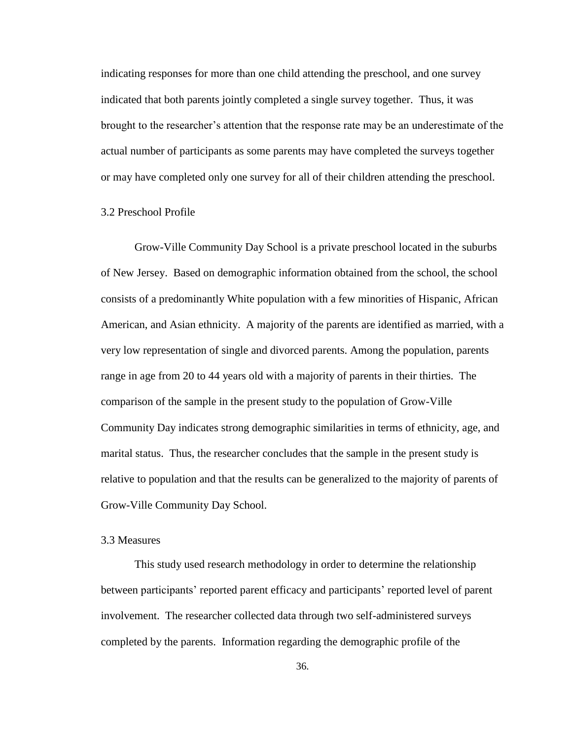indicating responses for more than one child attending the preschool, and one survey indicated that both parents jointly completed a single survey together. Thus, it was brought to the researcher's attention that the response rate may be an underestimate of the actual number of participants as some parents may have completed the surveys together or may have completed only one survey for all of their children attending the preschool.

### 3.2 Preschool Profile

Grow-Ville Community Day School is a private preschool located in the suburbs of New Jersey. Based on demographic information obtained from the school, the school consists of a predominantly White population with a few minorities of Hispanic, African American, and Asian ethnicity. A majority of the parents are identified as married, with a very low representation of single and divorced parents. Among the population, parents range in age from 20 to 44 years old with a majority of parents in their thirties. The comparison of the sample in the present study to the population of Grow-Ville Community Day indicates strong demographic similarities in terms of ethnicity, age, and marital status. Thus, the researcher concludes that the sample in the present study is relative to population and that the results can be generalized to the majority of parents of Grow-Ville Community Day School.

### 3.3 Measures

This study used research methodology in order to determine the relationship between participants' reported parent efficacy and participants' reported level of parent involvement. The researcher collected data through two self-administered surveys completed by the parents. Information regarding the demographic profile of the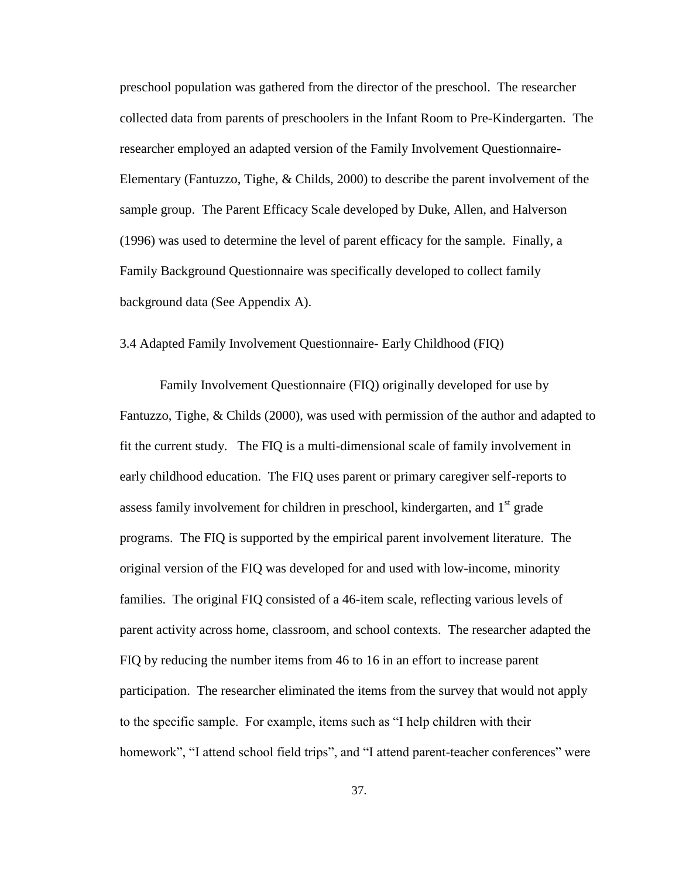preschool population was gathered from the director of the preschool. The researcher collected data from parents of preschoolers in the Infant Room to Pre-Kindergarten. The researcher employed an adapted version of the Family Involvement Questionnaire-Elementary (Fantuzzo, Tighe, & Childs, 2000) to describe the parent involvement of the sample group. The Parent Efficacy Scale developed by Duke, Allen, and Halverson (1996) was used to determine the level of parent efficacy for the sample. Finally, a Family Background Questionnaire was specifically developed to collect family background data (See Appendix A).

### 3.4 Adapted Family Involvement Questionnaire- Early Childhood (FIQ)

Family Involvement Questionnaire (FIQ) originally developed for use by Fantuzzo, Tighe, & Childs (2000), was used with permission of the author and adapted to fit the current study. The FIQ is a multi-dimensional scale of family involvement in early childhood education. The FIQ uses parent or primary caregiver self-reports to assess family involvement for children in preschool, kindergarten, and 1st grade programs. The FIQ is supported by the empirical parent involvement literature. The original version of the FIQ was developed for and used with low-income, minority families. The original FIQ consisted of a 46-item scale, reflecting various levels of parent activity across home, classroom, and school contexts. The researcher adapted the FIQ by reducing the number items from 46 to 16 in an effort to increase parent participation. The researcher eliminated the items from the survey that would not apply to the specific sample. For example, items such as "I help children with their homework", "I attend school field trips", and "I attend parent-teacher conferences" were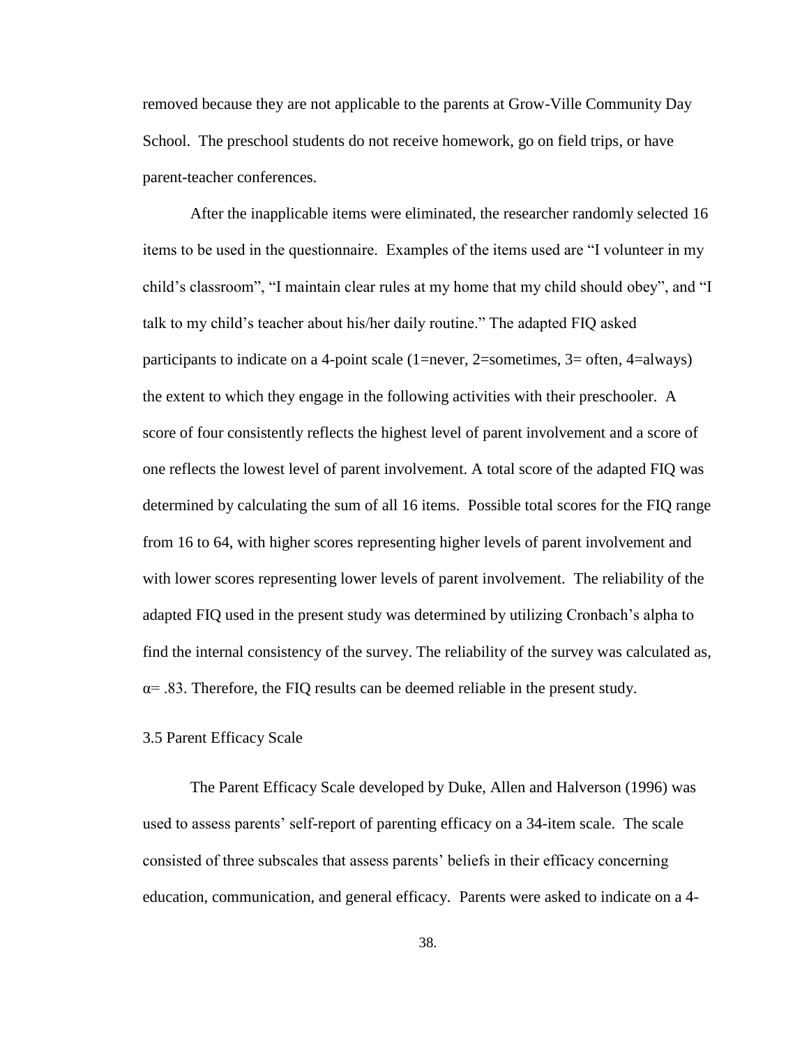removed because they are not applicable to the parents at Grow-Ville Community Day School. The preschool students do not receive homework, go on field trips, or have parent-teacher conferences.

After the inapplicable items were eliminated, the researcher randomly selected 16 items to be used in the questionnaire. Examples of the items used are "I volunteer in my child's classroom", "I maintain clear rules at my home that my child should obey", and "I talk to my child's teacher about his/her daily routine." The adapted FIQ asked participants to indicate on a 4-point scale (1=never, 2=sometimes, 3= often, 4=always) the extent to which they engage in the following activities with their preschooler. A score of four consistently reflects the highest level of parent involvement and a score of one reflects the lowest level of parent involvement. A total score of the adapted FIQ was determined by calculating the sum of all 16 items. Possible total scores for the FIQ range from 16 to 64, with higher scores representing higher levels of parent involvement and with lower scores representing lower levels of parent involvement. The reliability of the adapted FIQ used in the present study was determined by utilizing Cronbach's alpha to find the internal consistency of the survey. The reliability of the survey was calculated as, $\alpha = .83$. Therefore, the FIQ results can be deemed reliable in the present study.

### 3.5 Parent Efficacy Scale

The Parent Efficacy Scale developed by Duke, Allen and Halverson (1996) was used to assess parents' self-report of parenting efficacy on a 34-item scale. The scale consisted of three subscales that assess parents' beliefs in their efficacy concerning education, communication, and general efficacy. Parents were asked to indicate on a 4-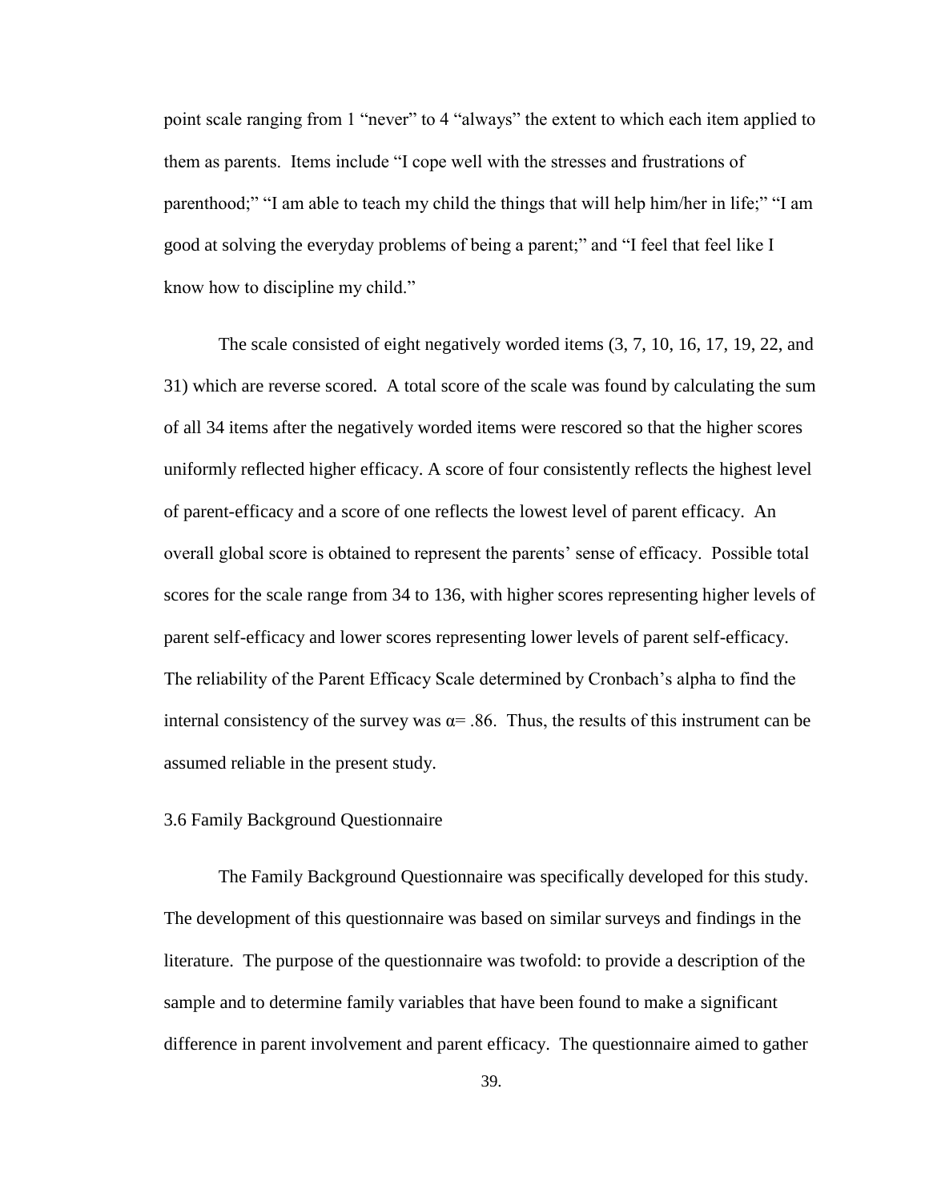point scale ranging from 1 "never" to 4 "always" the extent to which each item applied to them as parents. Items include "I cope well with the stresses and frustrations of parenthood;" "I am able to teach my child the things that will help him/her in life;" "I am good at solving the everyday problems of being a parent;" and "I feel that feel like I know how to discipline my child."

The scale consisted of eight negatively worded items (3, 7, 10, 16, 17, 19, 22, and 31) which are reverse scored. A total score of the scale was found by calculating the sum of all 34 items after the negatively worded items were rescored so that the higher scores uniformly reflected higher efficacy. A score of four consistently reflects the highest level of parent-efficacy and a score of one reflects the lowest level of parent efficacy. An overall global score is obtained to represent the parents' sense of efficacy. Possible total scores for the scale range from 34 to 136, with higher scores representing higher levels of parent self-efficacy and lower scores representing lower levels of parent self-efficacy. The reliability of the Parent Efficacy Scale determined by Cronbach's alpha to find the internal consistency of the survey was $\alpha = .86$. Thus, the results of this instrument can be assumed reliable in the present study.

## 3.6 Family Background Questionnaire

The Family Background Questionnaire was specifically developed for this study. The development of this questionnaire was based on similar surveys and findings in the literature. The purpose of the questionnaire was twofold: to provide a description of the sample and to determine family variables that have been found to make a significant difference in parent involvement and parent efficacy. The questionnaire aimed to gather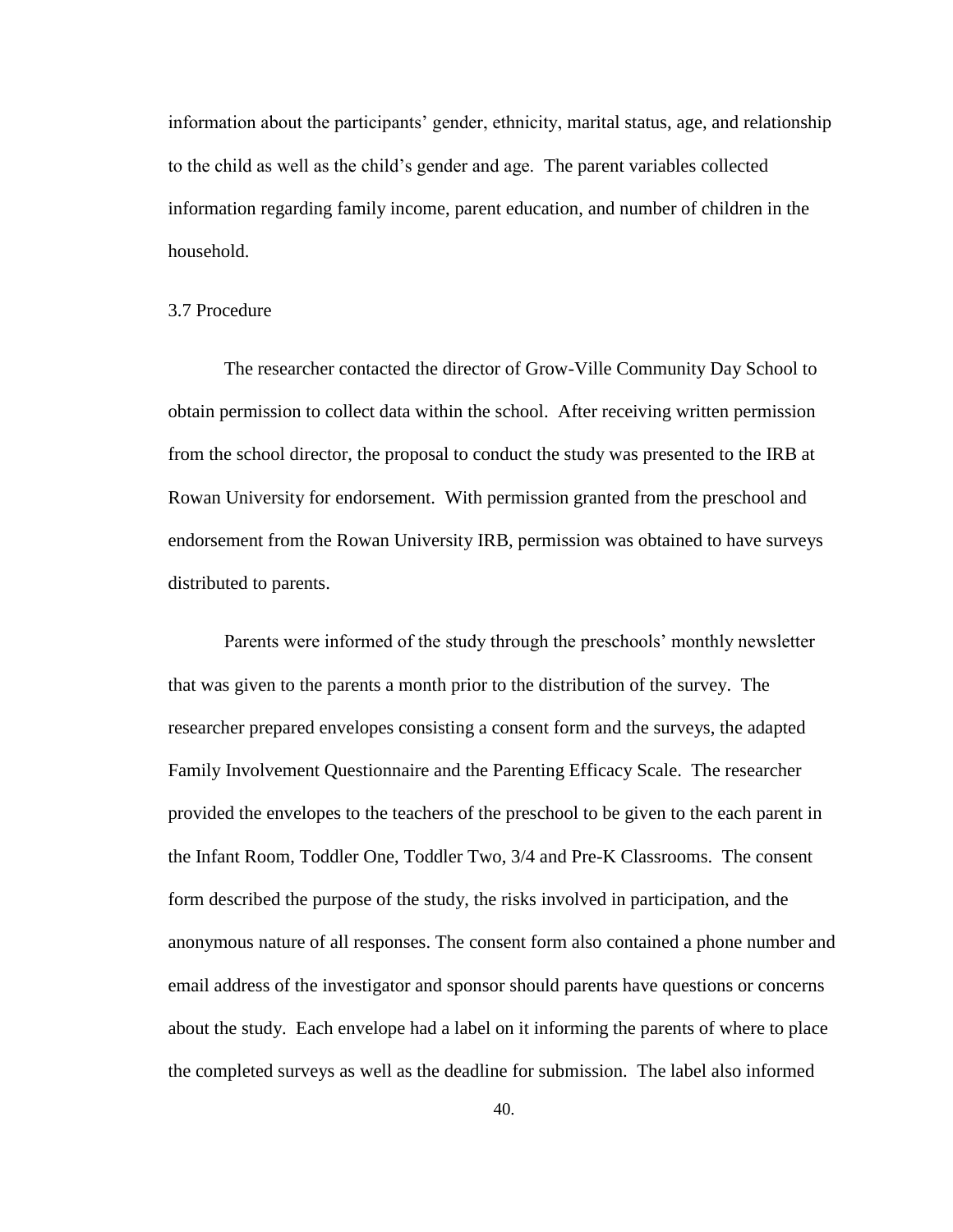information about the participants' gender, ethnicity, marital status, age, and relationship to the child as well as the child's gender and age. The parent variables collected information regarding family income, parent education, and number of children in the household.

### 3.7 Procedure

The researcher contacted the director of Grow-Ville Community Day School to obtain permission to collect data within the school. After receiving written permission from the school director, the proposal to conduct the study was presented to the IRB at Rowan University for endorsement. With permission granted from the preschool and endorsement from the Rowan University IRB, permission was obtained to have surveys distributed to parents.

Parents were informed of the study through the preschools' monthly newsletter that was given to the parents a month prior to the distribution of the survey. The researcher prepared envelopes consisting a consent form and the surveys, the adapted Family Involvement Questionnaire and the Parenting Efficacy Scale. The researcher provided the envelopes to the teachers of the preschool to be given to the each parent in the Infant Room, Toddler One, Toddler Two, 3/4 and Pre-K Classrooms. The consent form described the purpose of the study, the risks involved in participation, and the anonymous nature of all responses. The consent form also contained a phone number and email address of the investigator and sponsor should parents have questions or concerns about the study. Each envelope had a label on it informing the parents of where to place the completed surveys as well as the deadline for submission. The label also informed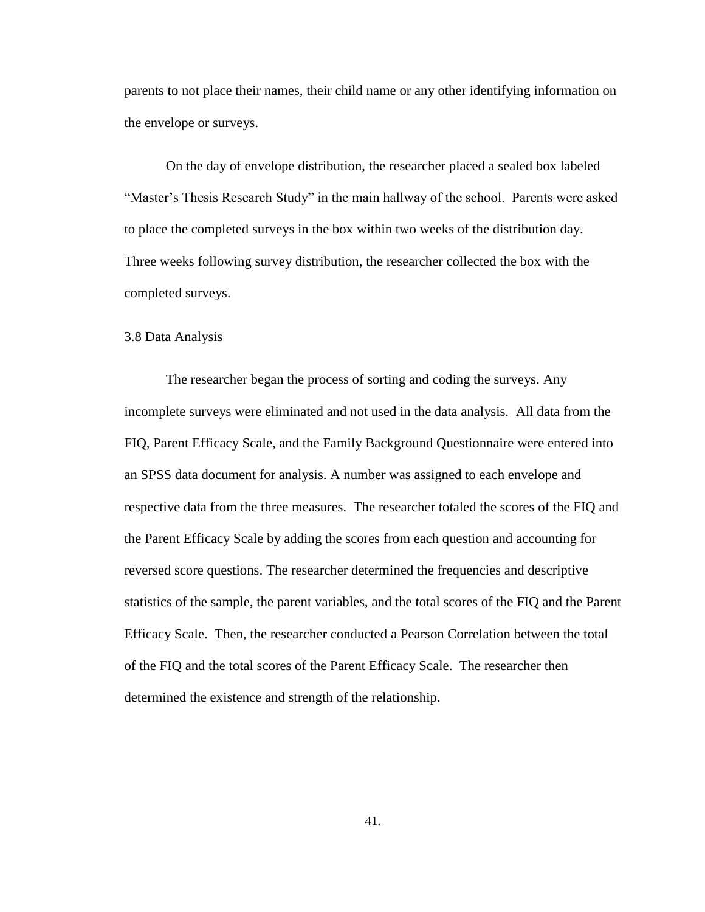parents to not place their names, their child name or any other identifying information on the envelope or surveys.

On the day of envelope distribution, the researcher placed a sealed box labeled "Master's Thesis Research Study" in the main hallway of the school. Parents were asked to place the completed surveys in the box within two weeks of the distribution day. Three weeks following survey distribution, the researcher collected the box with the completed surveys.

### 3.8 Data Analysis

The researcher began the process of sorting and coding the surveys. Any incomplete surveys were eliminated and not used in the data analysis. All data from the FIQ, Parent Efficacy Scale, and the Family Background Questionnaire were entered into an SPSS data document for analysis. A number was assigned to each envelope and respective data from the three measures. The researcher totaled the scores of the FIQ and the Parent Efficacy Scale by adding the scores from each question and accounting for reversed score questions. The researcher determined the frequencies and descriptive statistics of the sample, the parent variables, and the total scores of the FIQ and the Parent Efficacy Scale. Then, the researcher conducted a Pearson Correlation between the total of the FIQ and the total scores of the Parent Efficacy Scale. The researcher then determined the existence and strength of the relationship.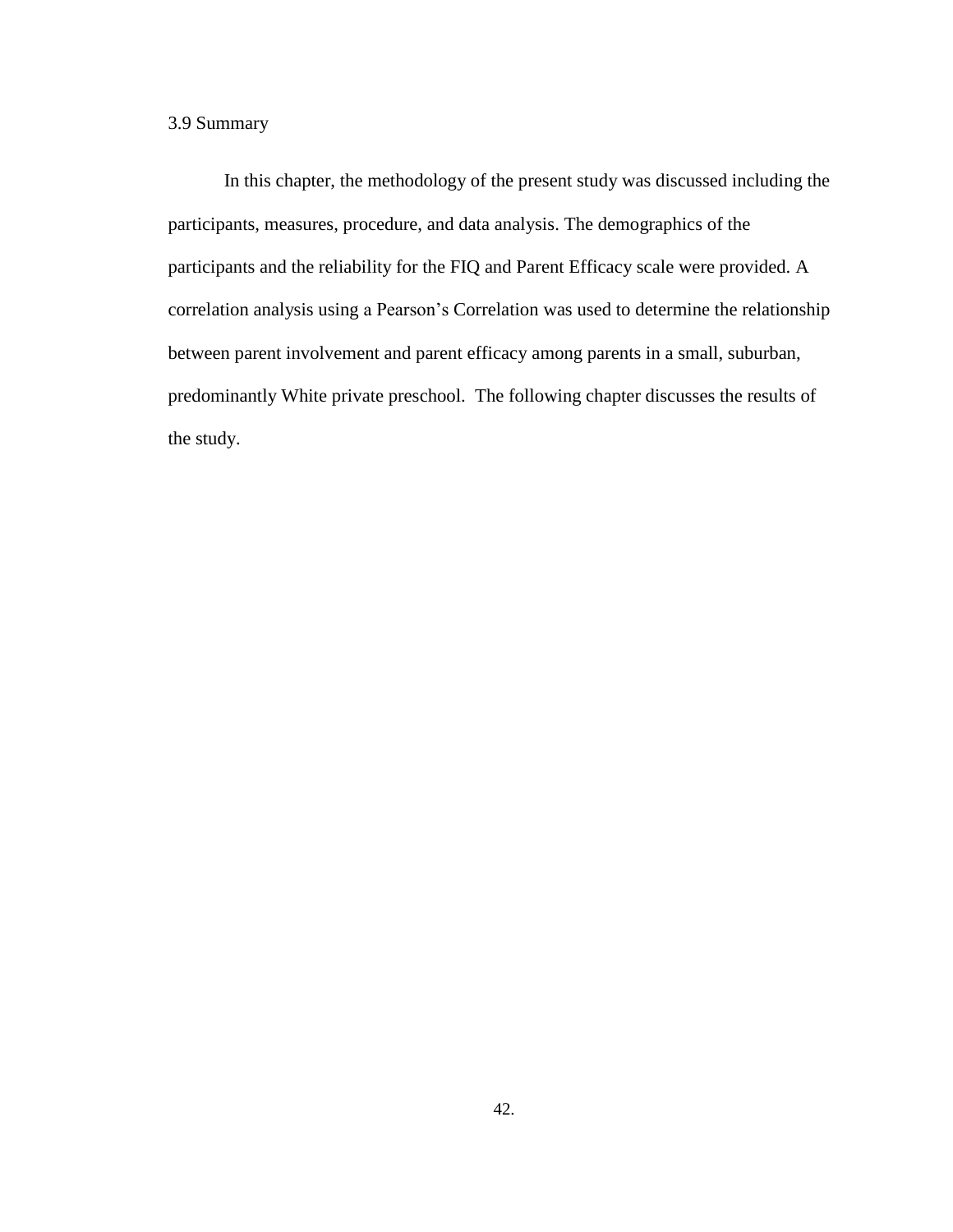### 3.9 Summary

In this chapter, the methodology of the present study was discussed including the participants, measures, procedure, and data analysis. The demographics of the participants and the reliability for the FIQ and Parent Efficacy scale were provided. A correlation analysis using a Pearson's Correlation was used to determine the relationship between parent involvement and parent efficacy among parents in a small, suburban, predominantly White private preschool. The following chapter discusses the results of the study.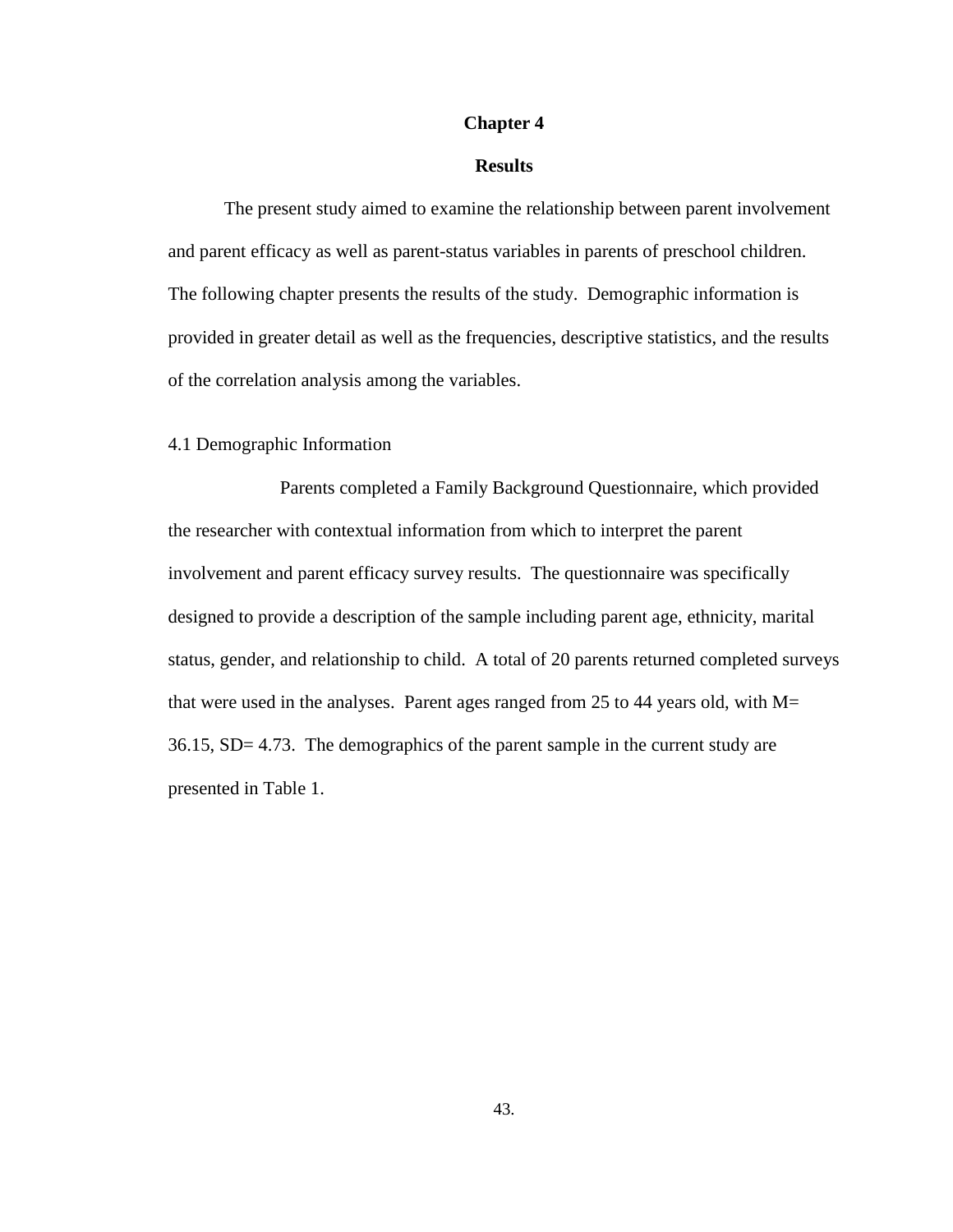# Chapter 4

## Results

The present study aimed to examine the relationship between parent involvement and parent efficacy as well as parent-status variables in parents of preschool children. The following chapter presents the results of the study. Demographic information is provided in greater detail as well as the frequencies, descriptive statistics, and the results of the correlation analysis among the variables.

### 4.1 Demographic Information

Parents completed a Family Background Questionnaire, which provided the researcher with contextual information from which to interpret the parent involvement and parent efficacy survey results. The questionnaire was specifically designed to provide a description of the sample including parent age, ethnicity, marital status, gender, and relationship to child. A total of 20 parents returned completed surveys that were used in the analyses. Parent ages ranged from 25 to 44 years old, with $M = 36.15$, $SD = 4.73$. The demographics of the parent sample in the current study are presented in Table 1.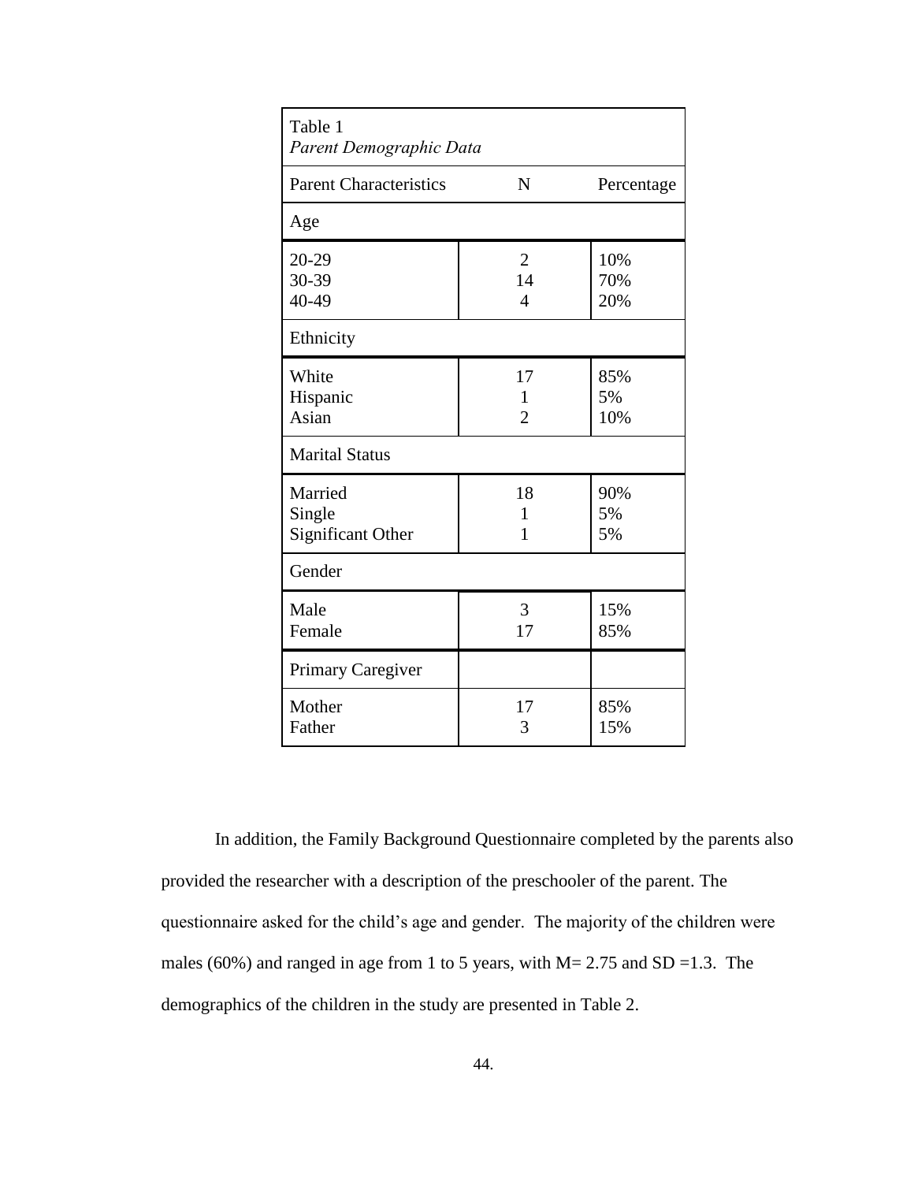Table 1
*Parent Demographic Data*

| Parent Characteristics | N | Percentage |
|---|---|---|
| **Age** | | |
| 20-29 | 2 | 10% |
| 30-39 | 14 | 70% |
| 40-49 | 4 | 20% |
| **Ethnicity** | | |
| White | 17 | 85% |
| Hispanic | 1 | 5% |
| Asian | 2 | 10% |
| **Marital Status** | | |
| Married | 18 | 90% |
| Single | 1 | 5% |
| Significant Other | 1 | 5% |
| **Gender** | | |
| Male | 3 | 15% |
| Female | 17 | 85% |
| **Primary Caregiver** | | |
| Mother | 17 | 85% |
| Father | 3 | 15% |

In addition, the Family Background Questionnaire completed by the parents also provided the researcher with a description of the preschooler of the parent. The questionnaire asked for the child's age and gender. The majority of the children were males (60%) and ranged in age from 1 to 5 years, with $M = 2.75$ and $SD = 1.3$. The demographics of the children in the study are presented in Table 2.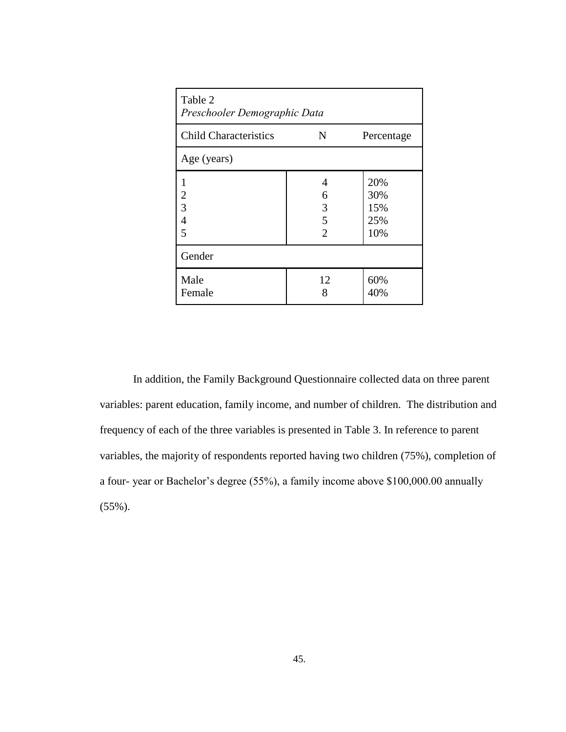Table 2
*Preschooler Demographic Data*

| Child Characteristics | N | Percentage |
|---|---|---|
| Age (years) | | |
| 1 | 4 | 20% |
| 2 | 6 | 30% |
| 3 | 3 | 15% |
| 4 | 5 | 25% |
| 5 | 2 | 10% |
| Gender | | |
| Male | 12 | 60% |
| Female | 8 | 40% |

In addition, the Family Background Questionnaire collected data on three parent variables: parent education, family income, and number of children. The distribution and frequency of each of the three variables is presented in Table 3. In reference to parent variables, the majority of respondents reported having two children (75%), completion of a four- year or Bachelor's degree (55%), a family income above $100,000.00 annually (55%).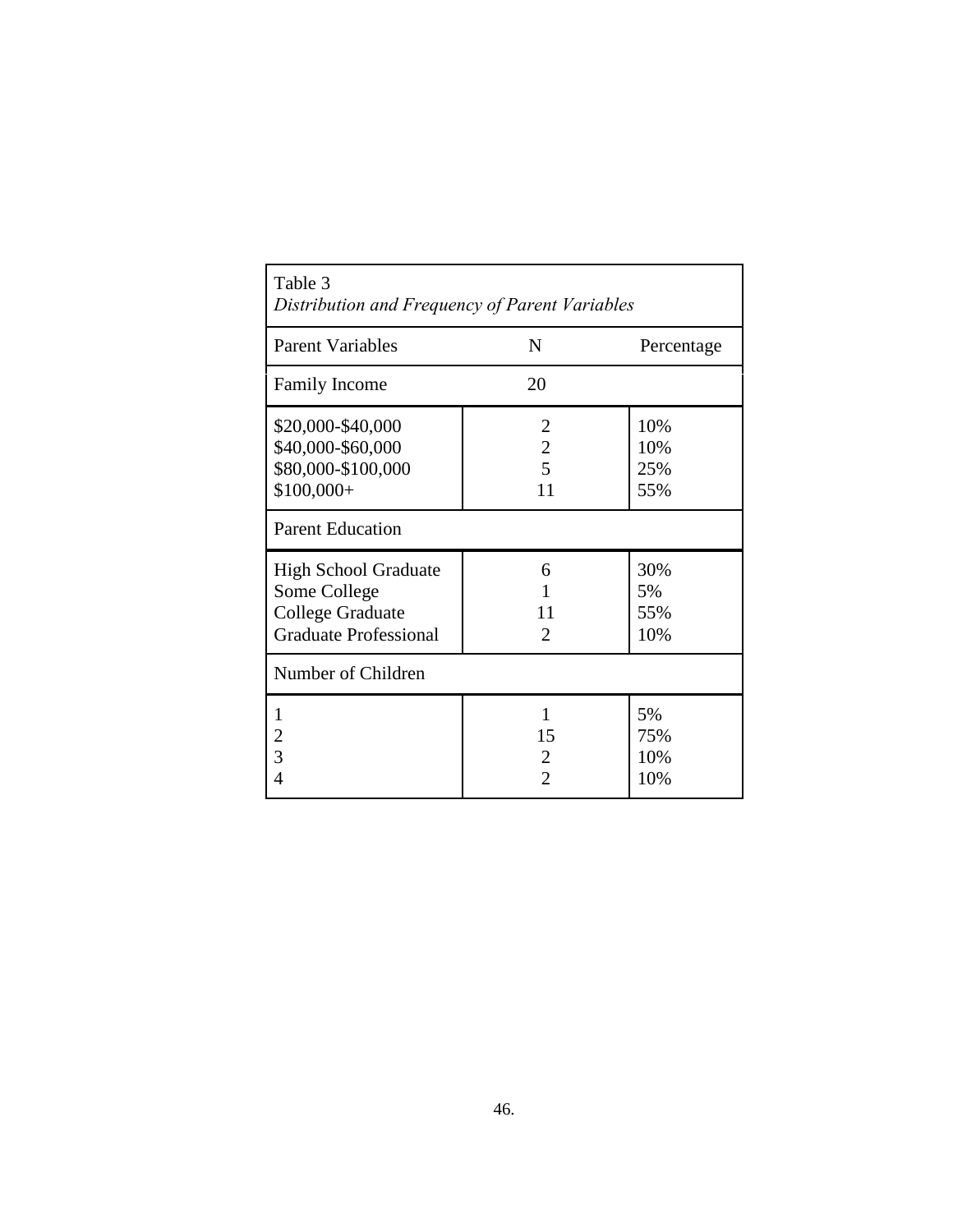Table 3

*Distribution and Frequency of Parent Variables*

| Parent Variables | N | Percentage |
|---|---|---|
| Family Income | 20 | |
| $20,000-$40,000 | 2 | 10% |
| $40,000-$60,000 | 2 | 10% |
| $80,000-$100,000 | 5 | 25% |
| $100,000+ | 11 | 55% |
| Parent Education | | |
| High School Graduate | 6 | 30% |
| Some College | 1 | 5% |
| College Graduate | 11 | 55% |
| Graduate Professional | 2 | 10% |
| Number of Children | | |
| 1 | 1 | 5% |
| 2 | 15 | 75% |
| 3 | 2 | 10% |
| 4 | 2 | 10% |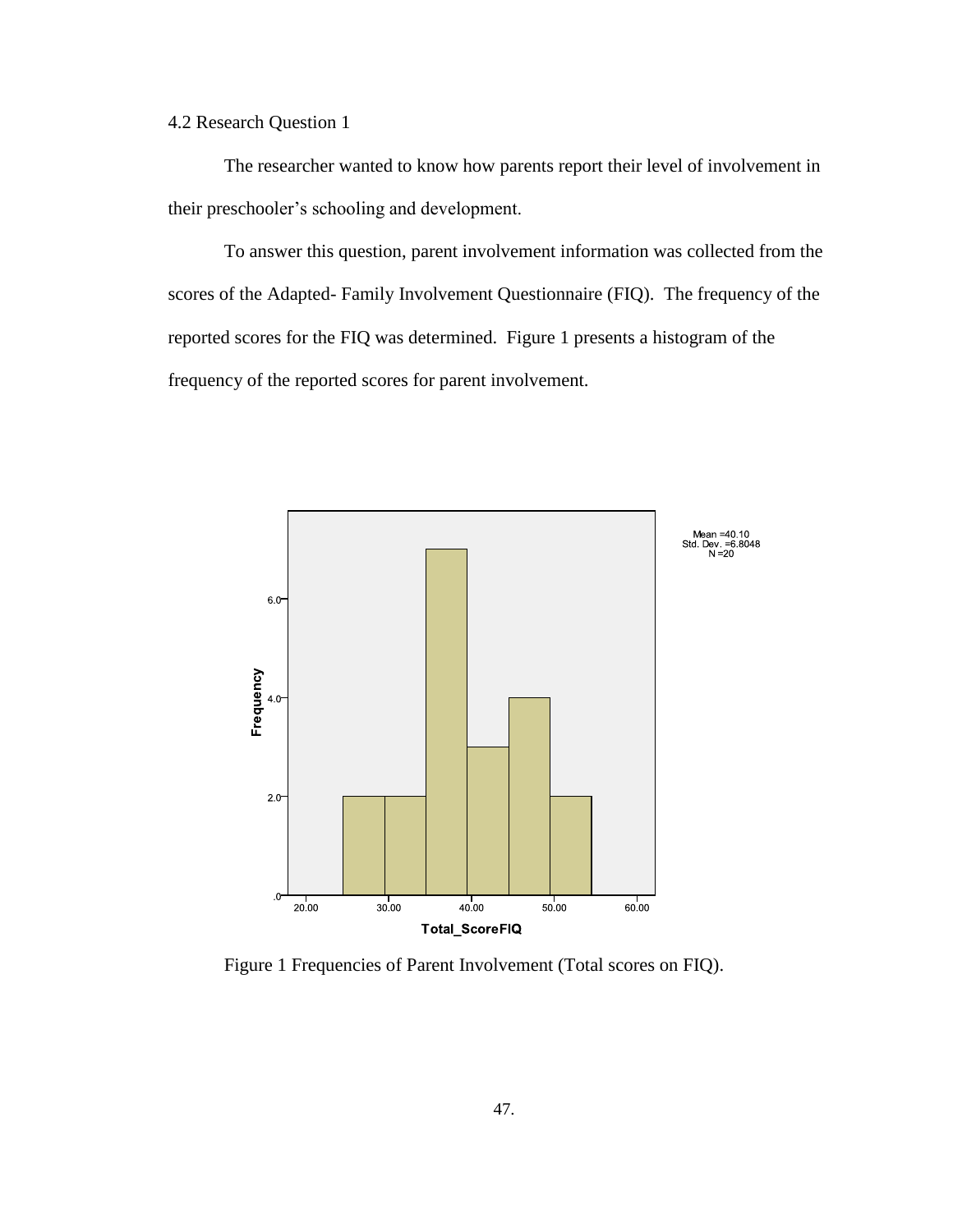4.2 Research Question 1

The researcher wanted to know how parents report their level of involvement in their preschooler's schooling and development.

To answer this question, parent involvement information was collected from the scores of the Adapted- Family Involvement Questionnaire (FIQ). The frequency of the reported scores for the FIQ was determined. Figure 1 presents a histogram of the frequency of the reported scores for parent involvement.

Figure 1 Frequencies of Parent Involvement (Total scores on FIQ).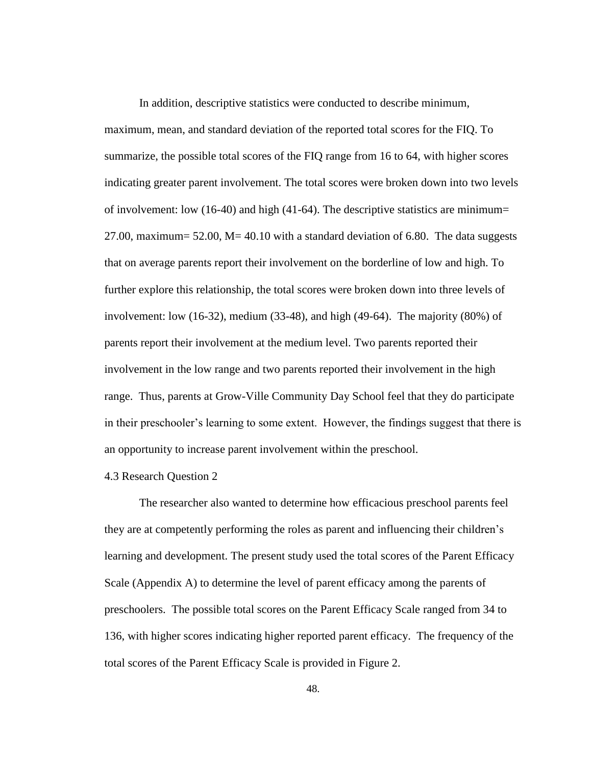In addition, descriptive statistics were conducted to describe minimum, maximum, mean, and standard deviation of the reported total scores for the FIQ. To summarize, the possible total scores of the FIQ range from 16 to 64, with higher scores indicating greater parent involvement. The total scores were broken down into two levels of involvement: low (16-40) and high (41-64). The descriptive statistics are minimum= 27.00, maximum= 52.00, M= 40.10 with a standard deviation of 6.80. The data suggests that on average parents report their involvement on the borderline of low and high. To further explore this relationship, the total scores were broken down into three levels of involvement: low (16-32), medium (33-48), and high (49-64). The majority (80%) of parents report their involvement at the medium level. Two parents reported their involvement in the low range and two parents reported their involvement in the high range. Thus, parents at Grow-Ville Community Day School feel that they do participate in their preschooler's learning to some extent. However, the findings suggest that there is an opportunity to increase parent involvement within the preschool.

## 4.3 Research Question 2

The researcher also wanted to determine how efficacious preschool parents feel they are at competently performing the roles as parent and influencing their children's learning and development. The present study used the total scores of the Parent Efficacy Scale (Appendix A) to determine the level of parent efficacy among the parents of preschoolers. The possible total scores on the Parent Efficacy Scale ranged from 34 to 136, with higher scores indicating higher reported parent efficacy. The frequency of the total scores of the Parent Efficacy Scale is provided in Figure 2.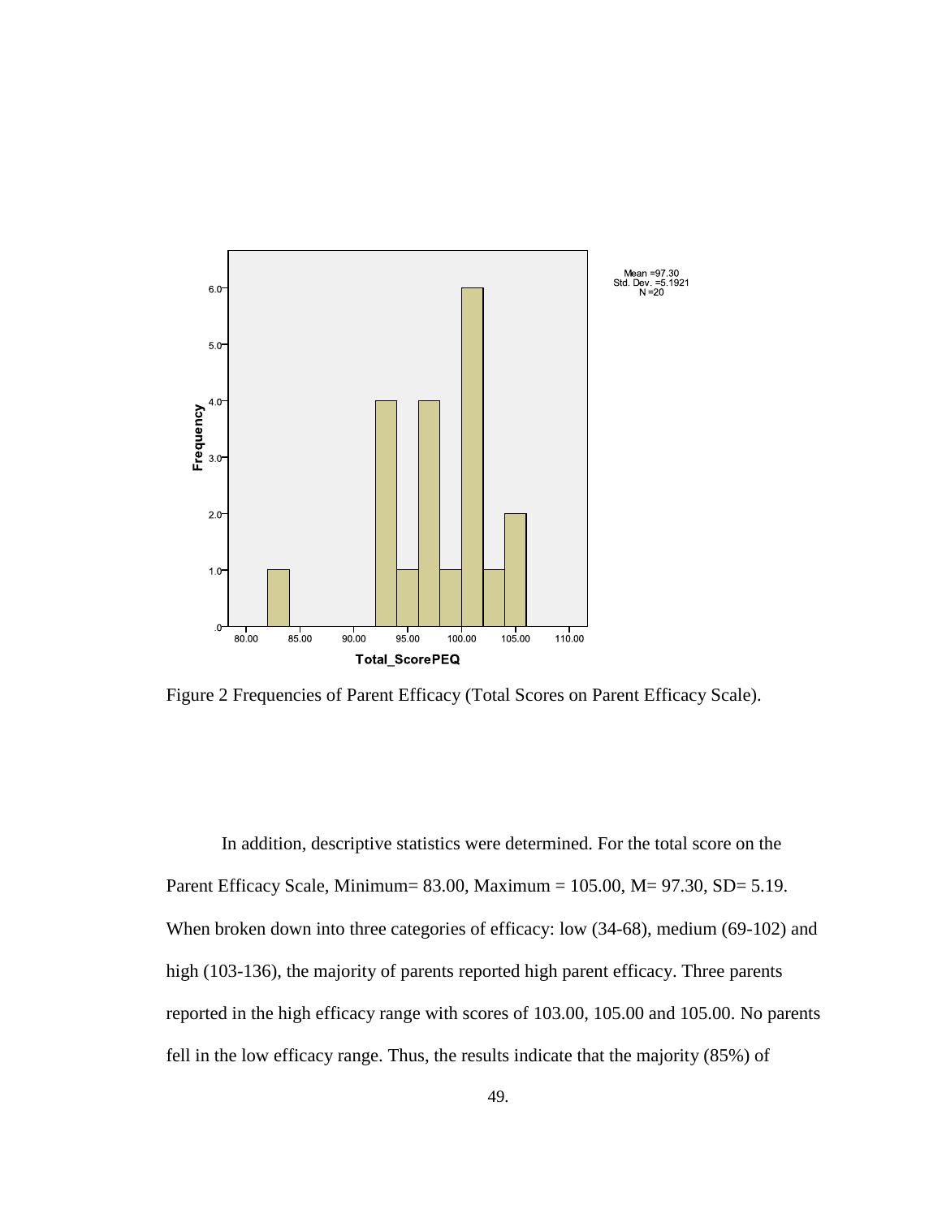Figure 2 Frequencies of Parent Efficacy (Total Scores on Parent Efficacy Scale).

In addition, descriptive statistics were determined. For the total score on the Parent Efficacy Scale, Minimum= 83.00, Maximum = 105.00, M= 97.30, SD= 5.19. When broken down into three categories of efficacy: low (34-68), medium (69-102) and high (103-136), the majority of parents reported high parent efficacy. Three parents reported in the high efficacy range with scores of 103.00, 105.00 and 105.00. No parents fell in the low efficacy range. Thus, the results indicate that the majority (85%) of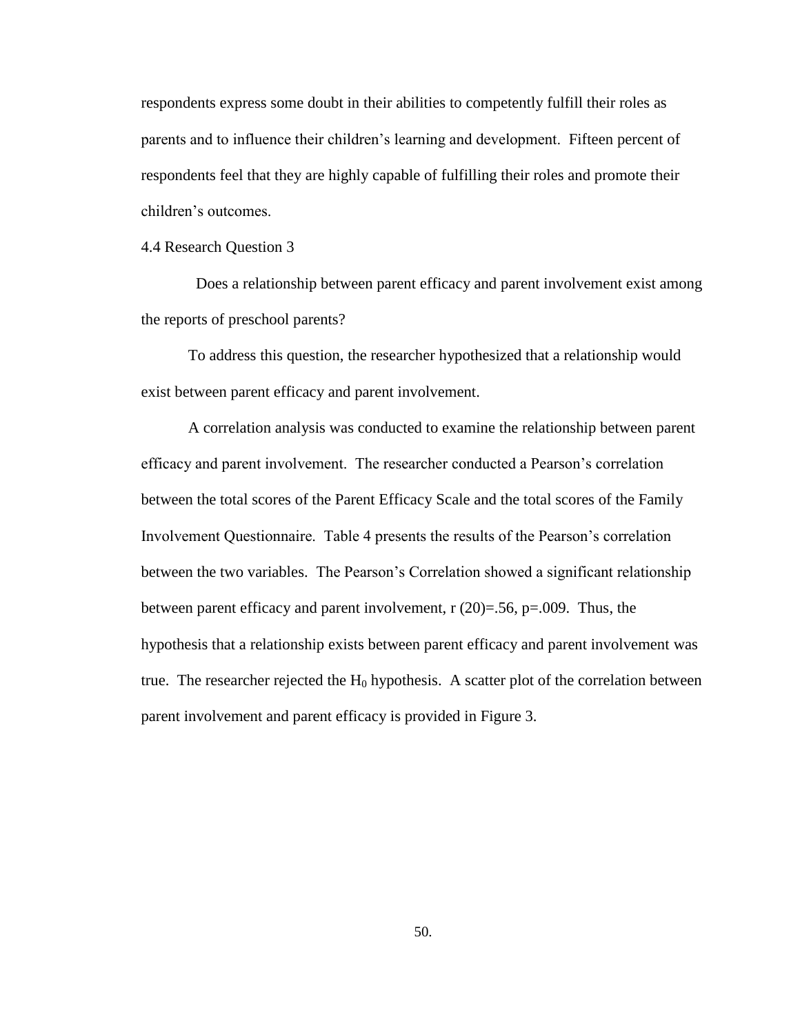respondents express some doubt in their abilities to competently fulfill their roles as parents and to influence their children's learning and development. Fifteen percent of respondents feel that they are highly capable of fulfilling their roles and promote their children's outcomes.

## 4.4 Research Question 3

Does a relationship between parent efficacy and parent involvement exist among the reports of preschool parents?

To address this question, the researcher hypothesized that a relationship would exist between parent efficacy and parent involvement.

A correlation analysis was conducted to examine the relationship between parent efficacy and parent involvement. The researcher conducted a Pearson's correlation between the total scores of the Parent Efficacy Scale and the total scores of the Family Involvement Questionnaire. Table 4 presents the results of the Pearson's correlation between the two variables. The Pearson's Correlation showed a significant relationship between parent efficacy and parent involvement, $r(20)=.56$, $p=.009$. Thus, the hypothesis that a relationship exists between parent efficacy and parent involvement was true. The researcher rejected the $H_0$ hypothesis. A scatter plot of the correlation between parent involvement and parent efficacy is provided in Figure 3.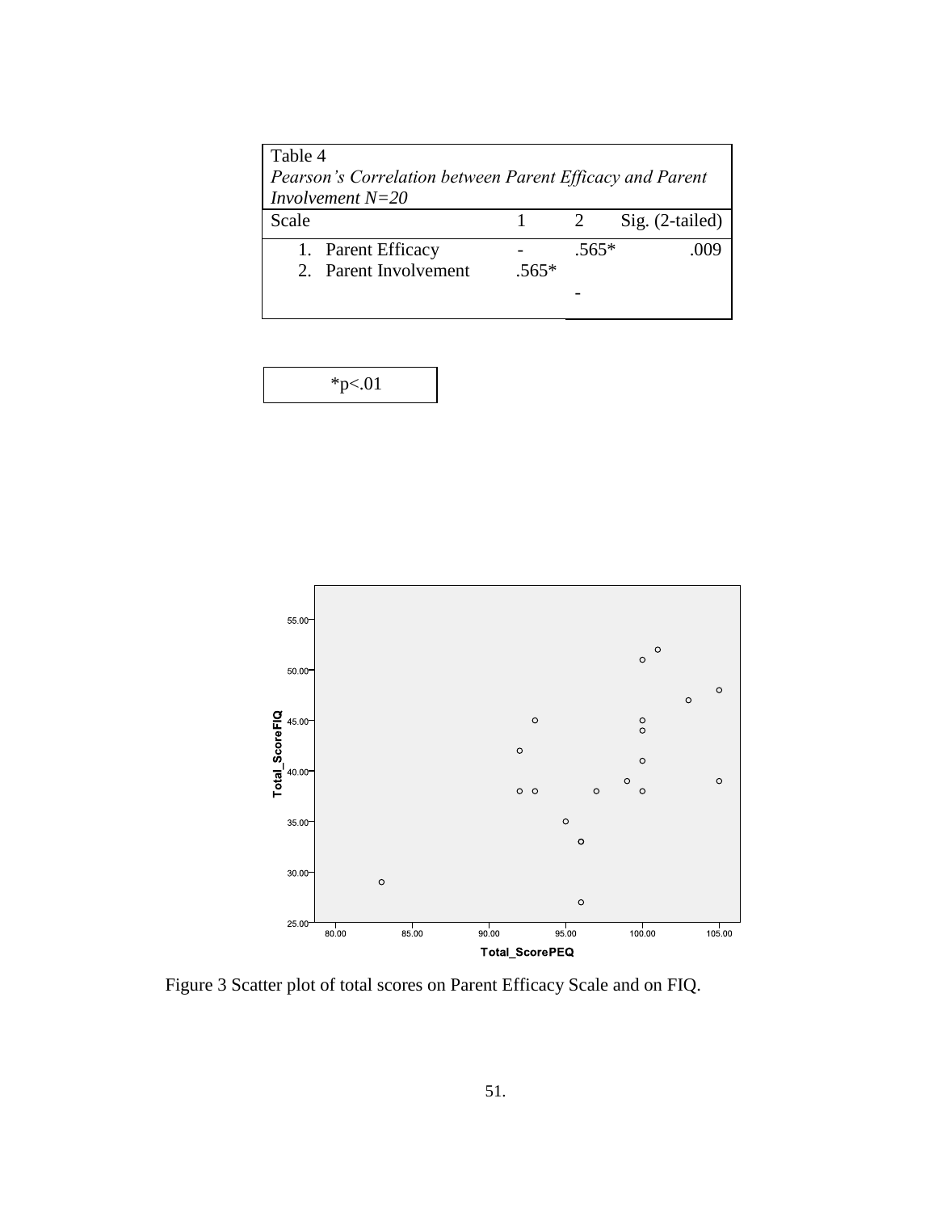Table 4

*Pearson's Correlation between Parent Efficacy and Parent Involvement N=20*

| Scale | 1 | 2 | Sig. (2-tailed) |
|---|---|---|---|
| 1. Parent Efficacy | - | .565* | .009 |
| 2. Parent Involvement | .565* | - | |

*p<.01

Figure 3 Scatter plot of total scores on Parent Efficacy Scale and on FIQ.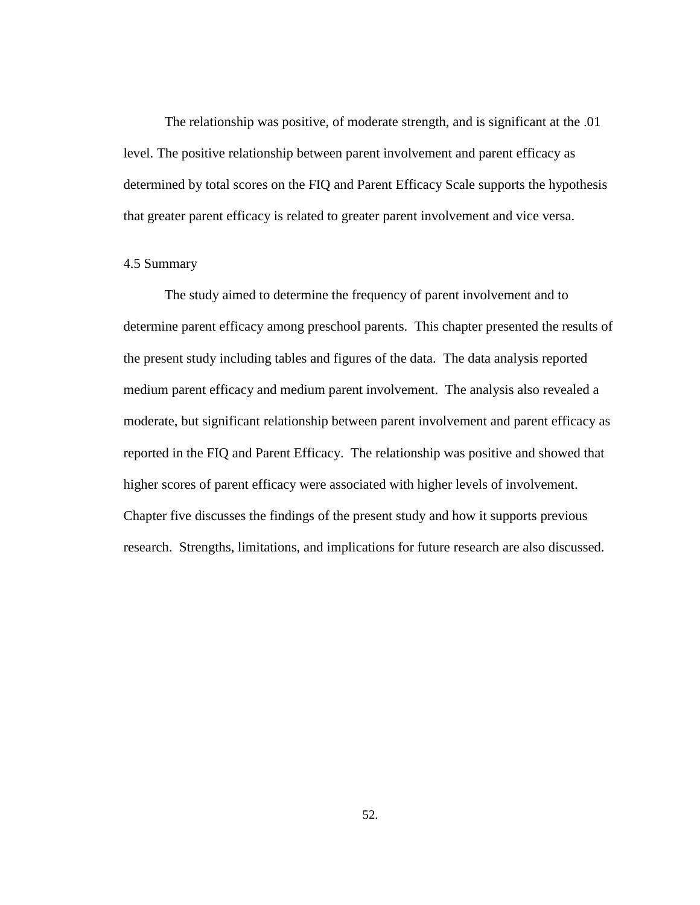The relationship was positive, of moderate strength, and is significant at the .01 level. The positive relationship between parent involvement and parent efficacy as determined by total scores on the FIQ and Parent Efficacy Scale supports the hypothesis that greater parent efficacy is related to greater parent involvement and vice versa.

## 4.5 Summary

The study aimed to determine the frequency of parent involvement and to determine parent efficacy among preschool parents. This chapter presented the results of the present study including tables and figures of the data. The data analysis reported medium parent efficacy and medium parent involvement. The analysis also revealed a moderate, but significant relationship between parent involvement and parent efficacy as reported in the FIQ and Parent Efficacy. The relationship was positive and showed that higher scores of parent efficacy were associated with higher levels of involvement. Chapter five discusses the findings of the present study and how it supports previous research. Strengths, limitations, and implications for future research are also discussed.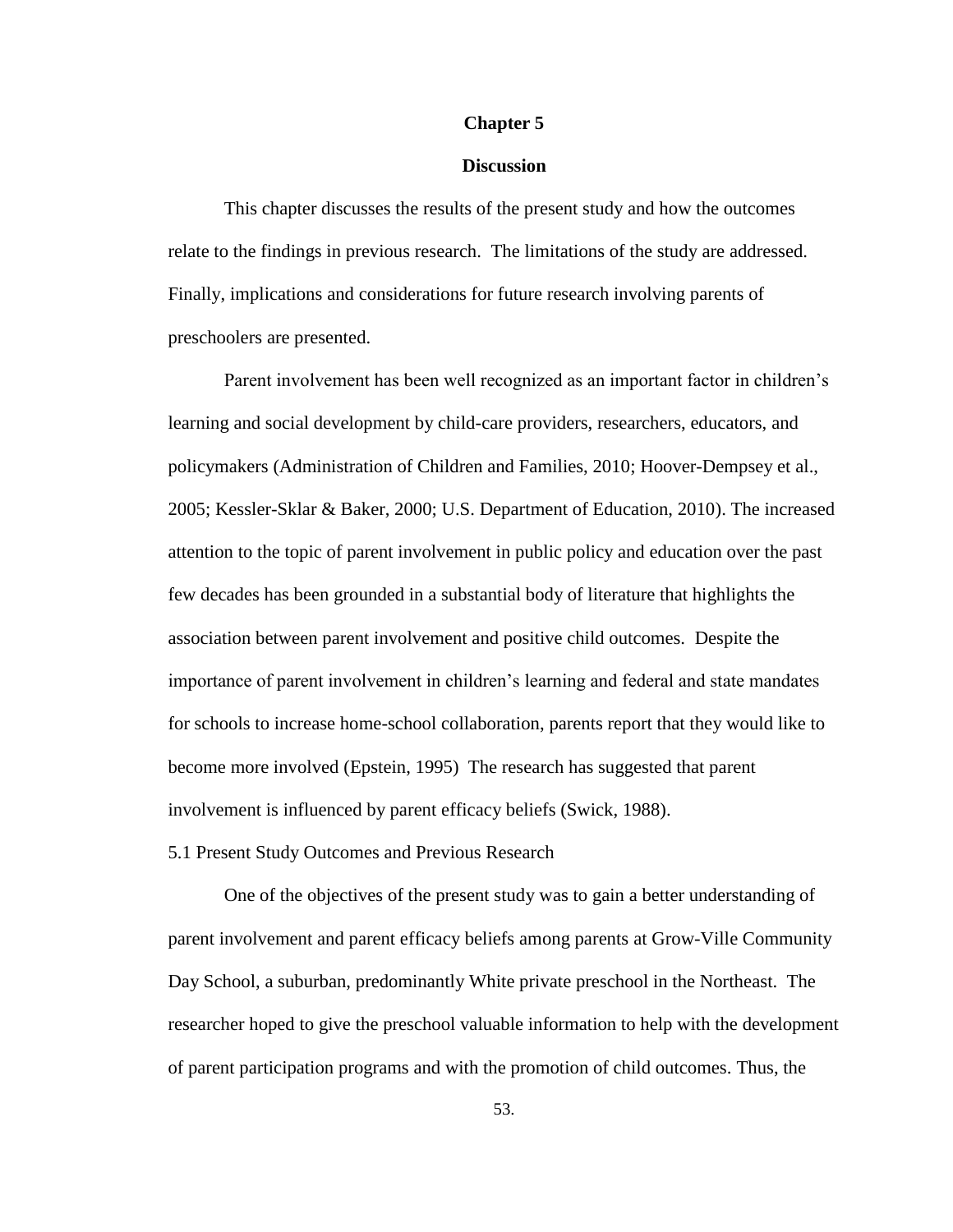# Chapter 5

## Discussion

This chapter discusses the results of the present study and how the outcomes relate to the findings in previous research. The limitations of the study are addressed. Finally, implications and considerations for future research involving parents of preschoolers are presented.

Parent involvement has been well recognized as an important factor in children's learning and social development by child-care providers, researchers, educators, and policymakers (Administration of Children and Families, 2010; Hoover-Dempsey et al., 2005; Kessler-Sklar & Baker, 2000; U.S. Department of Education, 2010). The increased attention to the topic of parent involvement in public policy and education over the past few decades has been grounded in a substantial body of literature that highlights the association between parent involvement and positive child outcomes. Despite the importance of parent involvement in children's learning and federal and state mandates for schools to increase home-school collaboration, parents report that they would like to become more involved (Epstein, 1995) The research has suggested that parent involvement is influenced by parent efficacy beliefs (Swick, 1988).

### 5.1 Present Study Outcomes and Previous Research

One of the objectives of the present study was to gain a better understanding of parent involvement and parent efficacy beliefs among parents at Grow-Ville Community Day School, a suburban, predominantly White private preschool in the Northeast. The researcher hoped to give the preschool valuable information to help with the development of parent participation programs and with the promotion of child outcomes. Thus, the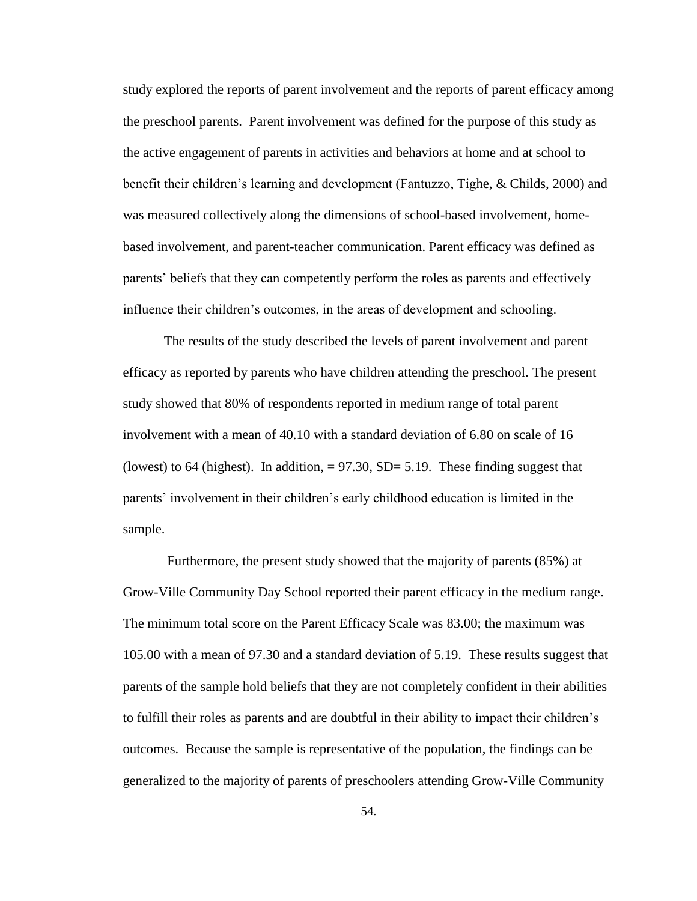study explored the reports of parent involvement and the reports of parent efficacy among the preschool parents. Parent involvement was defined for the purpose of this study as the active engagement of parents in activities and behaviors at home and at school to benefit their children's learning and development (Fantuzzo, Tighe, & Childs, 2000) and was measured collectively along the dimensions of school-based involvement, home-based involvement, and parent-teacher communication. Parent efficacy was defined as parents' beliefs that they can competently perform the roles as parents and effectively influence their children's outcomes, in the areas of development and schooling.

The results of the study described the levels of parent involvement and parent efficacy as reported by parents who have children attending the preschool. The present study showed that 80% of respondents reported in medium range of total parent involvement with a mean of 40.10 with a standard deviation of 6.80 on scale of 16 (lowest) to 64 (highest). In addition, = 97.30, SD= 5.19. These finding suggest that parents' involvement in their children's early childhood education is limited in the sample.

Furthermore, the present study showed that the majority of parents (85%) at Grow-Ville Community Day School reported their parent efficacy in the medium range. The minimum total score on the Parent Efficacy Scale was 83.00; the maximum was 105.00 with a mean of 97.30 and a standard deviation of 5.19. These results suggest that parents of the sample hold beliefs that they are not completely confident in their abilities to fulfill their roles as parents and are doubtful in their ability to impact their children's outcomes. Because the sample is representative of the population, the findings can be generalized to the majority of parents of preschoolers attending Grow-Ville Community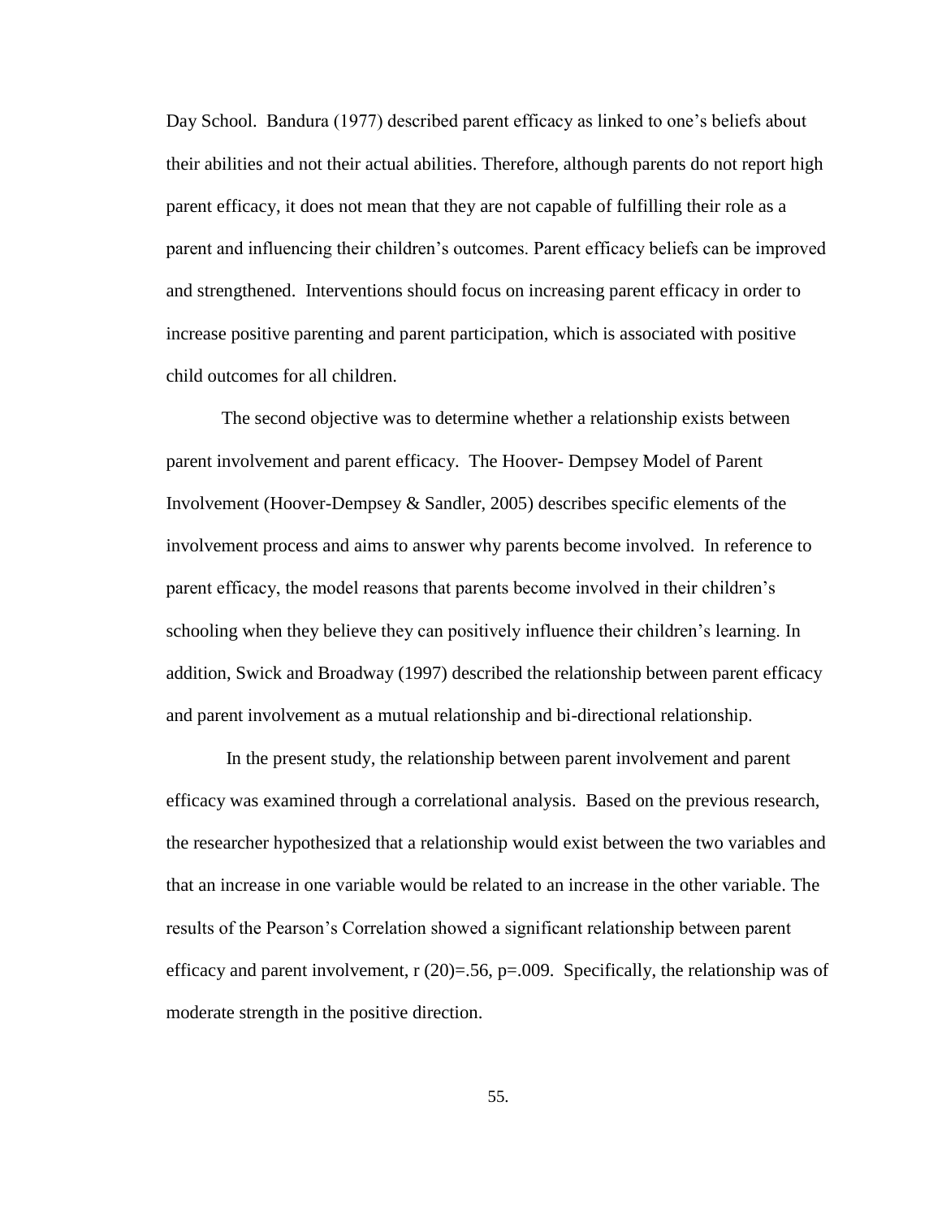Day School. Bandura (1977) described parent efficacy as linked to one's beliefs about their abilities and not their actual abilities. Therefore, although parents do not report high parent efficacy, it does not mean that they are not capable of fulfilling their role as a parent and influencing their children's outcomes. Parent efficacy beliefs can be improved and strengthened. Interventions should focus on increasing parent efficacy in order to increase positive parenting and parent participation, which is associated with positive child outcomes for all children.

The second objective was to determine whether a relationship exists between parent involvement and parent efficacy. The Hoover- Dempsey Model of Parent Involvement (Hoover-Dempsey & Sandler, 2005) describes specific elements of the involvement process and aims to answer why parents become involved. In reference to parent efficacy, the model reasons that parents become involved in their children's schooling when they believe they can positively influence their children's learning. In addition, Swick and Broadway (1997) described the relationship between parent efficacy and parent involvement as a mutual relationship and bi-directional relationship.

In the present study, the relationship between parent involvement and parent efficacy was examined through a correlational analysis. Based on the previous research, the researcher hypothesized that a relationship would exist between the two variables and that an increase in one variable would be related to an increase in the other variable. The results of the Pearson's Correlation showed a significant relationship between parent efficacy and parent involvement, $r(20)=.56$, $p=.009$. Specifically, the relationship was of moderate strength in the positive direction.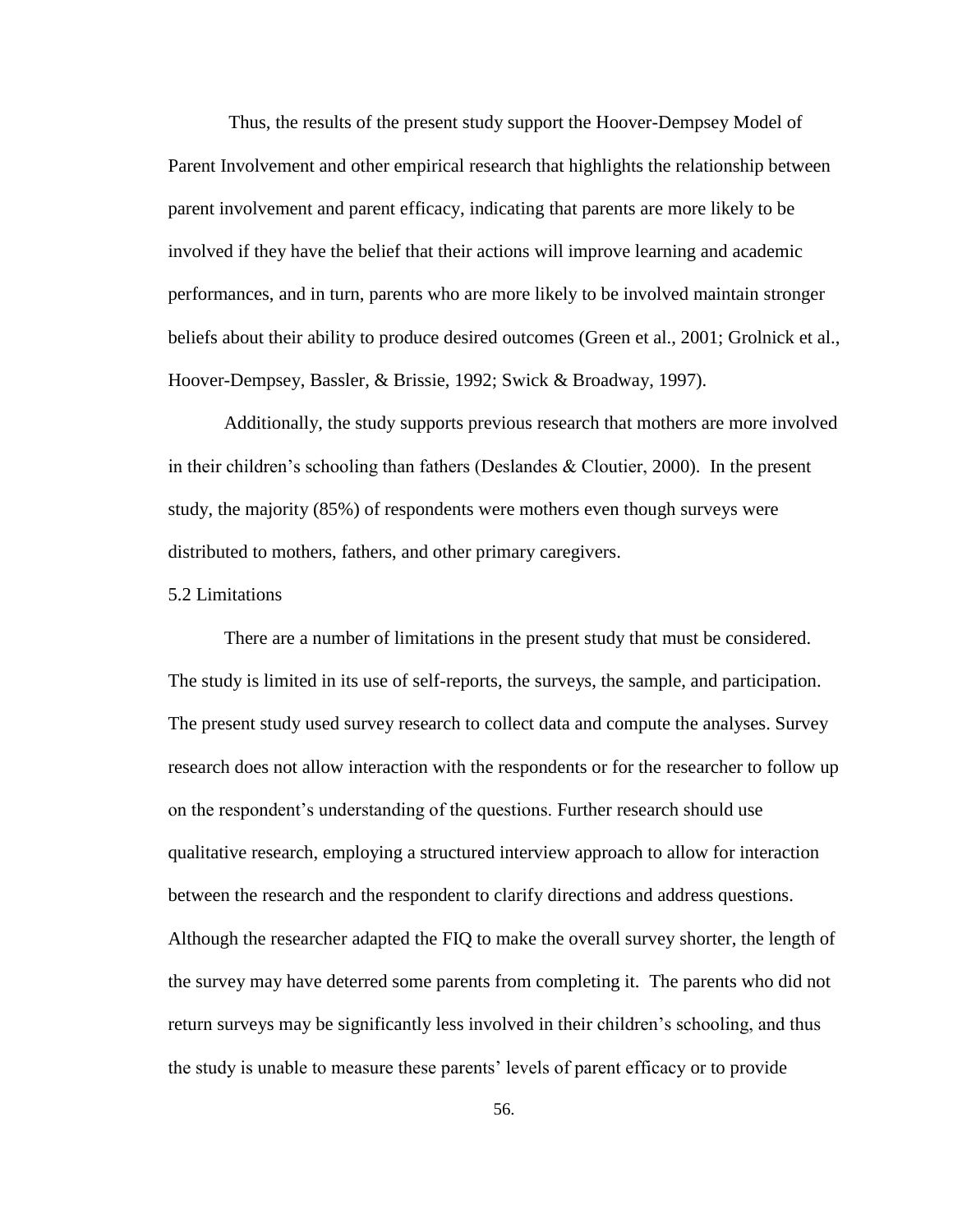Thus, the results of the present study support the Hoover-Dempsey Model of Parent Involvement and other empirical research that highlights the relationship between parent involvement and parent efficacy, indicating that parents are more likely to be involved if they have the belief that their actions will improve learning and academic performances, and in turn, parents who are more likely to be involved maintain stronger beliefs about their ability to produce desired outcomes (Green et al., 2001; Grolnick et al., Hoover-Dempsey, Bassler, & Brissie, 1992; Swick & Broadway, 1997).

Additionally, the study supports previous research that mothers are more involved in their children's schooling than fathers (Deslandes & Cloutier, 2000). In the present study, the majority (85%) of respondents were mothers even though surveys were distributed to mothers, fathers, and other primary caregivers.

## 5.2 Limitations

There are a number of limitations in the present study that must be considered. The study is limited in its use of self-reports, the surveys, the sample, and participation. The present study used survey research to collect data and compute the analyses. Survey research does not allow interaction with the respondents or for the researcher to follow up on the respondent's understanding of the questions. Further research should use qualitative research, employing a structured interview approach to allow for interaction between the research and the respondent to clarify directions and address questions. Although the researcher adapted the FIQ to make the overall survey shorter, the length of the survey may have deterred some parents from completing it. The parents who did not return surveys may be significantly less involved in their children's schooling, and thus the study is unable to measure these parents' levels of parent efficacy or to provide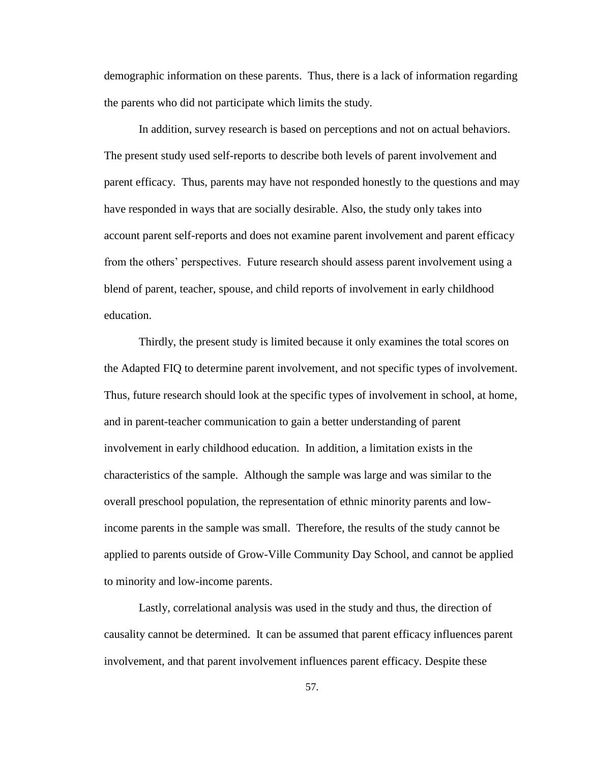demographic information on these parents. Thus, there is a lack of information regarding the parents who did not participate which limits the study.

In addition, survey research is based on perceptions and not on actual behaviors. The present study used self-reports to describe both levels of parent involvement and parent efficacy. Thus, parents may have not responded honestly to the questions and may have responded in ways that are socially desirable. Also, the study only takes into account parent self-reports and does not examine parent involvement and parent efficacy from the others' perspectives. Future research should assess parent involvement using a blend of parent, teacher, spouse, and child reports of involvement in early childhood education.

Thirdly, the present study is limited because it only examines the total scores on the Adapted FIQ to determine parent involvement, and not specific types of involvement. Thus, future research should look at the specific types of involvement in school, at home, and in parent-teacher communication to gain a better understanding of parent involvement in early childhood education. In addition, a limitation exists in the characteristics of the sample. Although the sample was large and was similar to the overall preschool population, the representation of ethnic minority parents and low-income parents in the sample was small. Therefore, the results of the study cannot be applied to parents outside of Grow-Ville Community Day School, and cannot be applied to minority and low-income parents.

Lastly, correlational analysis was used in the study and thus, the direction of causality cannot be determined. It can be assumed that parent efficacy influences parent involvement, and that parent involvement influences parent efficacy. Despite these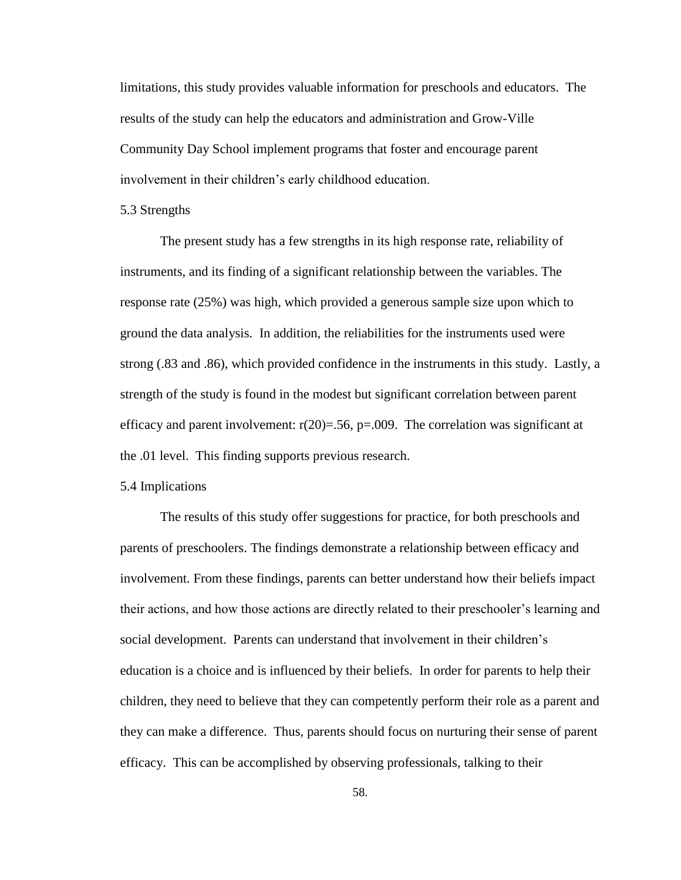limitations, this study provides valuable information for preschools and educators. The results of the study can help the educators and administration and Grow-Ville Community Day School implement programs that foster and encourage parent involvement in their children's early childhood education.

## 5.3 Strengths

The present study has a few strengths in its high response rate, reliability of instruments, and its finding of a significant relationship between the variables. The response rate (25%) was high, which provided a generous sample size upon which to ground the data analysis. In addition, the reliabilities for the instruments used were strong (.83 and .86), which provided confidence in the instruments in this study. Lastly, a strength of the study is found in the modest but significant correlation between parent efficacy and parent involvement: $r(20)=.56$, $p=.009$. The correlation was significant at the .01 level. This finding supports previous research.

## 5.4 Implications

The results of this study offer suggestions for practice, for both preschools and parents of preschoolers. The findings demonstrate a relationship between efficacy and involvement. From these findings, parents can better understand how their beliefs impact their actions, and how those actions are directly related to their preschooler's learning and social development. Parents can understand that involvement in their children's education is a choice and is influenced by their beliefs. In order for parents to help their children, they need to believe that they can competently perform their role as a parent and they can make a difference. Thus, parents should focus on nurturing their sense of parent efficacy. This can be accomplished by observing professionals, talking to their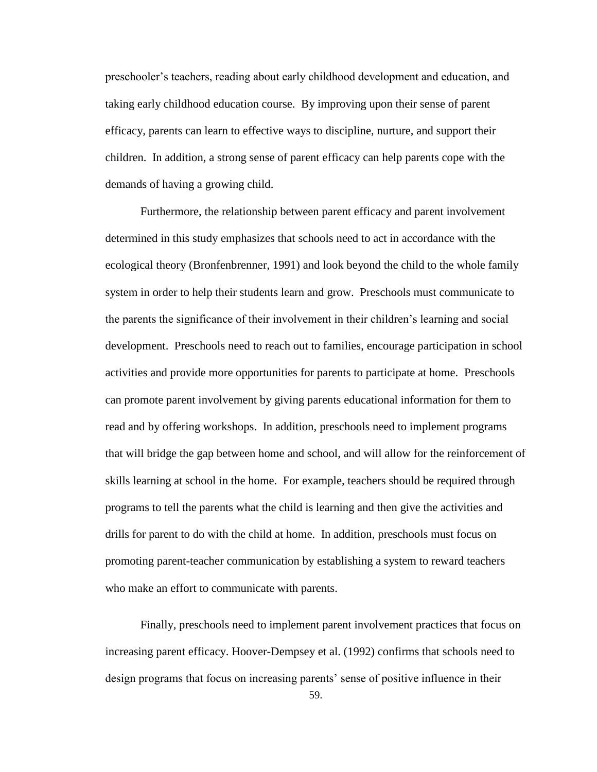preschooler's teachers, reading about early childhood development and education, and taking early childhood education course. By improving upon their sense of parent efficacy, parents can learn to effective ways to discipline, nurture, and support their children. In addition, a strong sense of parent efficacy can help parents cope with the demands of having a growing child.

Furthermore, the relationship between parent efficacy and parent involvement determined in this study emphasizes that schools need to act in accordance with the ecological theory (Bronfenbrenner, 1991) and look beyond the child to the whole family system in order to help their students learn and grow. Preschools must communicate to the parents the significance of their involvement in their children's learning and social development. Preschools need to reach out to families, encourage participation in school activities and provide more opportunities for parents to participate at home. Preschools can promote parent involvement by giving parents educational information for them to read and by offering workshops. In addition, preschools need to implement programs that will bridge the gap between home and school, and will allow for the reinforcement of skills learning at school in the home. For example, teachers should be required through programs to tell the parents what the child is learning and then give the activities and drills for parent to do with the child at home. In addition, preschools must focus on promoting parent-teacher communication by establishing a system to reward teachers who make an effort to communicate with parents.

Finally, preschools need to implement parent involvement practices that focus on increasing parent efficacy. Hoover-Dempsey et al. (1992) confirms that schools need to design programs that focus on increasing parents' sense of positive influence in their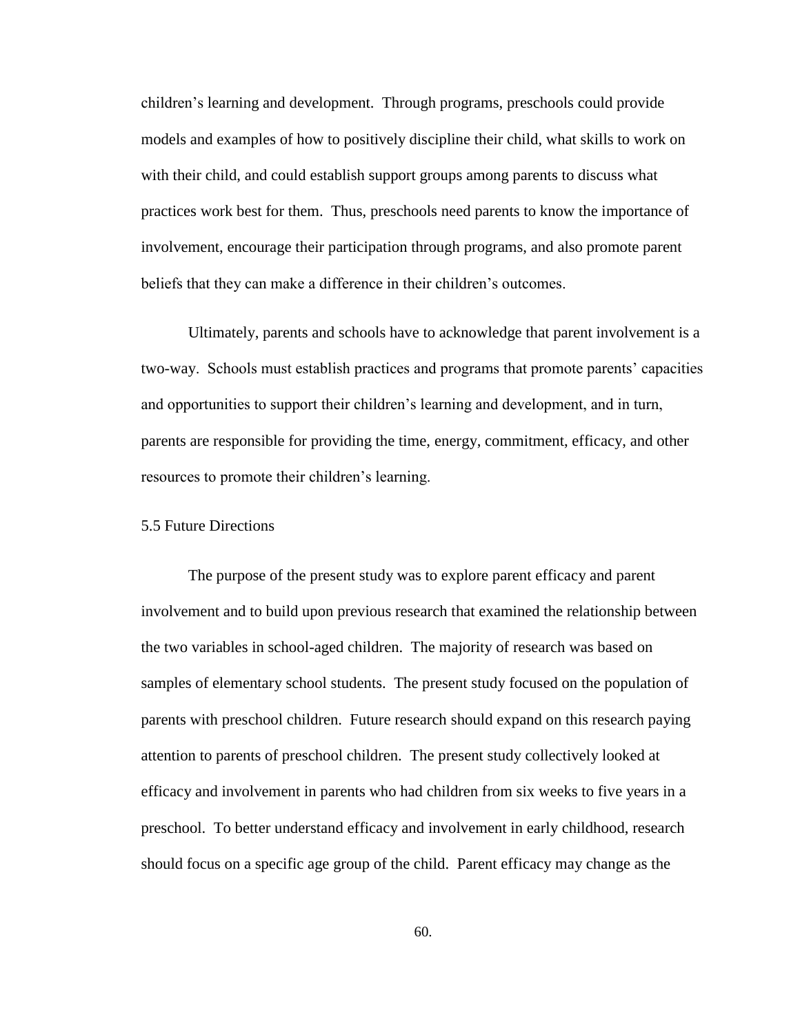children's learning and development. Through programs, preschools could provide models and examples of how to positively discipline their child, what skills to work on with their child, and could establish support groups among parents to discuss what practices work best for them. Thus, preschools need parents to know the importance of involvement, encourage their participation through programs, and also promote parent beliefs that they can make a difference in their children's outcomes.

Ultimately, parents and schools have to acknowledge that parent involvement is a two-way. Schools must establish practices and programs that promote parents' capacities and opportunities to support their children's learning and development, and in turn, parents are responsible for providing the time, energy, commitment, efficacy, and other resources to promote their children's learning.

## 5.5 Future Directions

The purpose of the present study was to explore parent efficacy and parent involvement and to build upon previous research that examined the relationship between the two variables in school-aged children. The majority of research was based on samples of elementary school students. The present study focused on the population of parents with preschool children. Future research should expand on this research paying attention to parents of preschool children. The present study collectively looked at efficacy and involvement in parents who had children from six weeks to five years in a preschool. To better understand efficacy and involvement in early childhood, research should focus on a specific age group of the child. Parent efficacy may change as the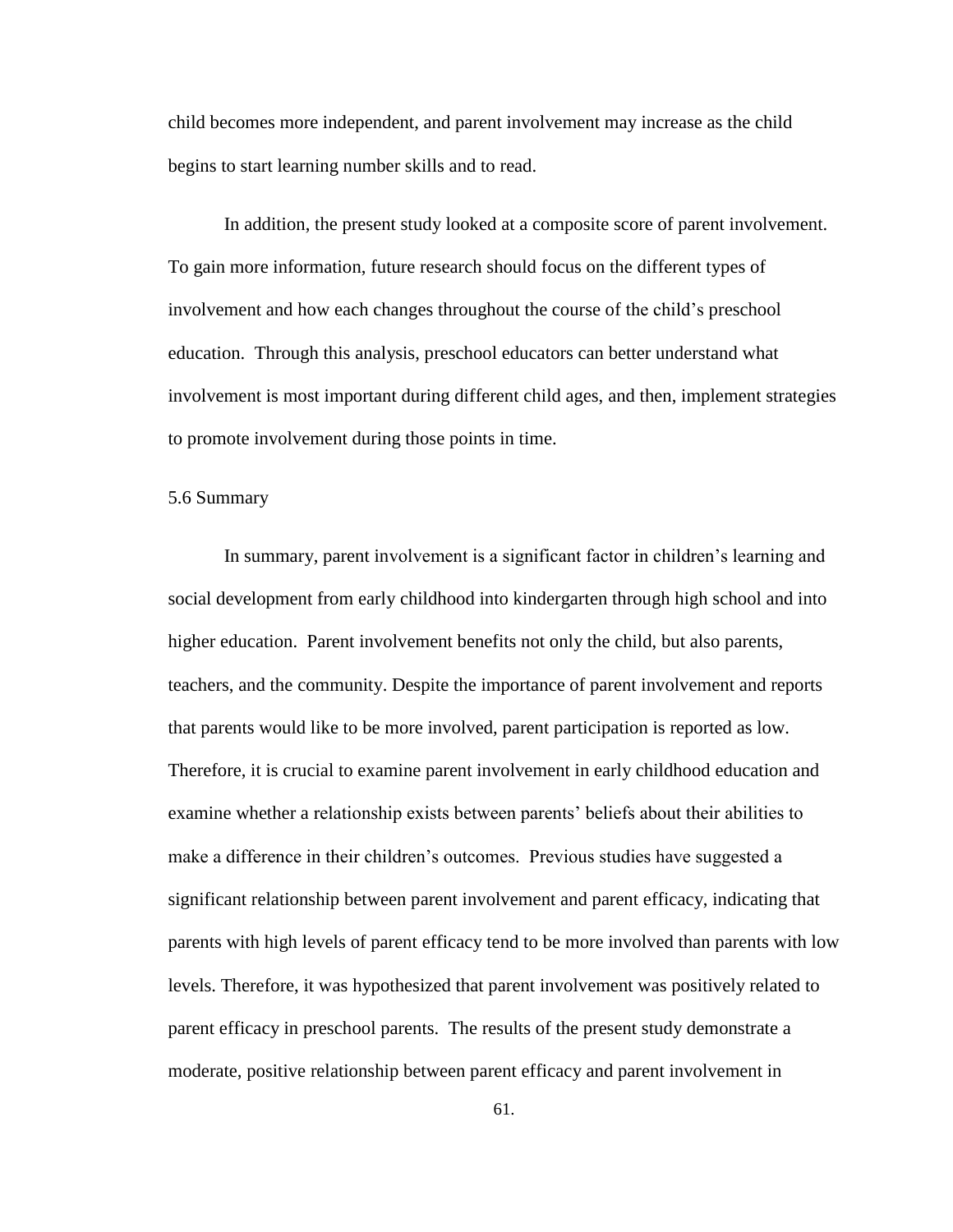child becomes more independent, and parent involvement may increase as the child begins to start learning number skills and to read.

In addition, the present study looked at a composite score of parent involvement. To gain more information, future research should focus on the different types of involvement and how each changes throughout the course of the child's preschool education. Through this analysis, preschool educators can better understand what involvement is most important during different child ages, and then, implement strategies to promote involvement during those points in time.

## 5.6 Summary

In summary, parent involvement is a significant factor in children's learning and social development from early childhood into kindergarten through high school and into higher education. Parent involvement benefits not only the child, but also parents, teachers, and the community. Despite the importance of parent involvement and reports that parents would like to be more involved, parent participation is reported as low. Therefore, it is crucial to examine parent involvement in early childhood education and examine whether a relationship exists between parents' beliefs about their abilities to make a difference in their children's outcomes. Previous studies have suggested a significant relationship between parent involvement and parent efficacy, indicating that parents with high levels of parent efficacy tend to be more involved than parents with low levels. Therefore, it was hypothesized that parent involvement was positively related to parent efficacy in preschool parents. The results of the present study demonstrate a moderate, positive relationship between parent efficacy and parent involvement in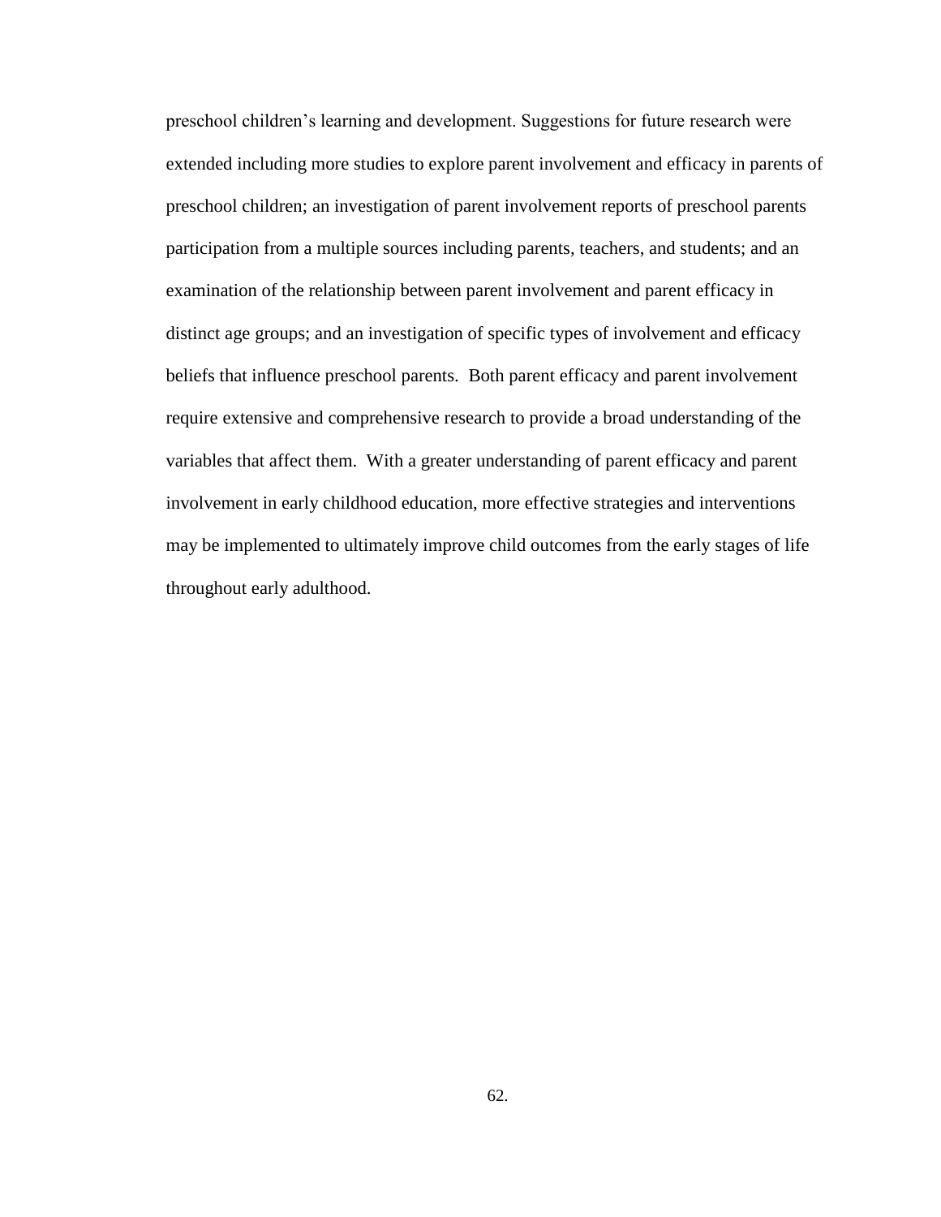preschool children's learning and development. Suggestions for future research were extended including more studies to explore parent involvement and efficacy in parents of preschool children; an investigation of parent involvement reports of preschool parents participation from a multiple sources including parents, teachers, and students; and an examination of the relationship between parent involvement and parent efficacy in distinct age groups; and an investigation of specific types of involvement and efficacy beliefs that influence preschool parents.  Both parent efficacy and parent involvement require extensive and comprehensive research to provide a broad understanding of the variables that affect them.  With a greater understanding of parent efficacy and parent involvement in early childhood education, more effective strategies and interventions may be implemented to ultimately improve child outcomes from the early stages of life throughout early adulthood.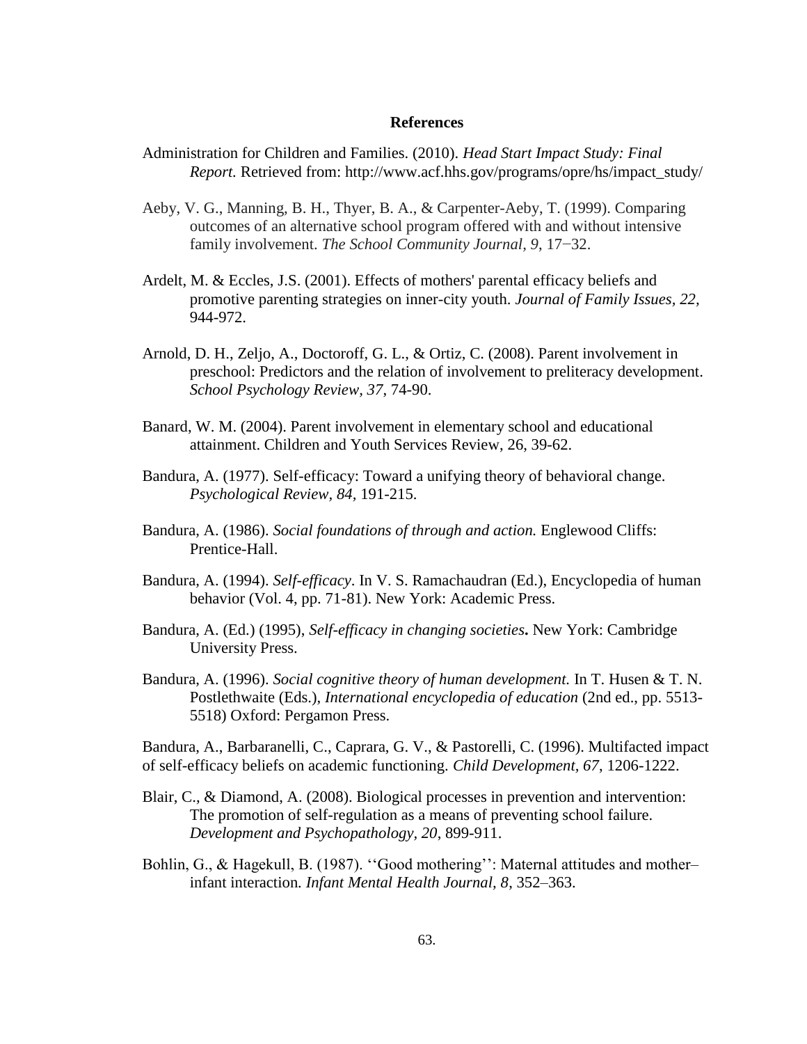# References

Administration for Children and Families. (2010). *Head Start Impact Study: Final Report.* Retrieved from: http://www.acf.hhs.gov/programs/opre/hs/impact_study/

Aeby, V. G., Manning, B. H., Thyer, B. A., & Carpenter-Aeby, T. (1999). Comparing outcomes of an alternative school program offered with and without intensive family involvement. *The School Community Journal, 9*, 17−32.

Ardelt, M. & Eccles, J.S. (2001). Effects of mothers' parental efficacy beliefs and promotive parenting strategies on inner-city youth. *Journal of Family Issues, 22,* 944-972.

Arnold, D. H., Zeljo, A., Doctoroff, G. L., & Ortiz, C. (2008). Parent involvement in preschool: Predictors and the relation of involvement to preliteracy development. *School Psychology Review, 37*, 74-90.

Banard, W. M. (2004). Parent involvement in elementary school and educational attainment. Children and Youth Services Review, 26, 39-62.

Bandura, A. (1977). Self-efficacy: Toward a unifying theory of behavioral change. *Psychological Review, 84*, 191-215.

Bandura, A. (1986). *Social foundations of through and action.* Englewood Cliffs: Prentice-Hall.

Bandura, A. (1994). *Self-efficacy*. In V. S. Ramachaudran (Ed.), Encyclopedia of human behavior (Vol. 4, pp. 71-81). New York: Academic Press.

Bandura, A. (Ed.) (1995), *Self-efficacy in changing societies***.** New York: Cambridge University Press.

Bandura, A. (1996). *Social cognitive theory of human development.* In T. Husen & T. N. Postlethwaite (Eds.), *International encyclopedia of education* (2nd ed., pp. 5513-5518) Oxford: Pergamon Press.

Bandura, A., Barbaranelli, C., Caprara, G. V., & Pastorelli, C. (1996). Multifacted impact of self-efficacy beliefs on academic functioning. *Child Development, 67*, 1206-1222.

Blair, C., & Diamond, A. (2008). Biological processes in prevention and intervention: The promotion of self-regulation as a means of preventing school failure. *Development and Psychopathology, 20,* 899-911.

Bohlin, G., & Hagekull, B. (1987). ''Good mothering'': Maternal attitudes and mother–infant interaction. *Infant Mental Health Journal, 8,* 352–363.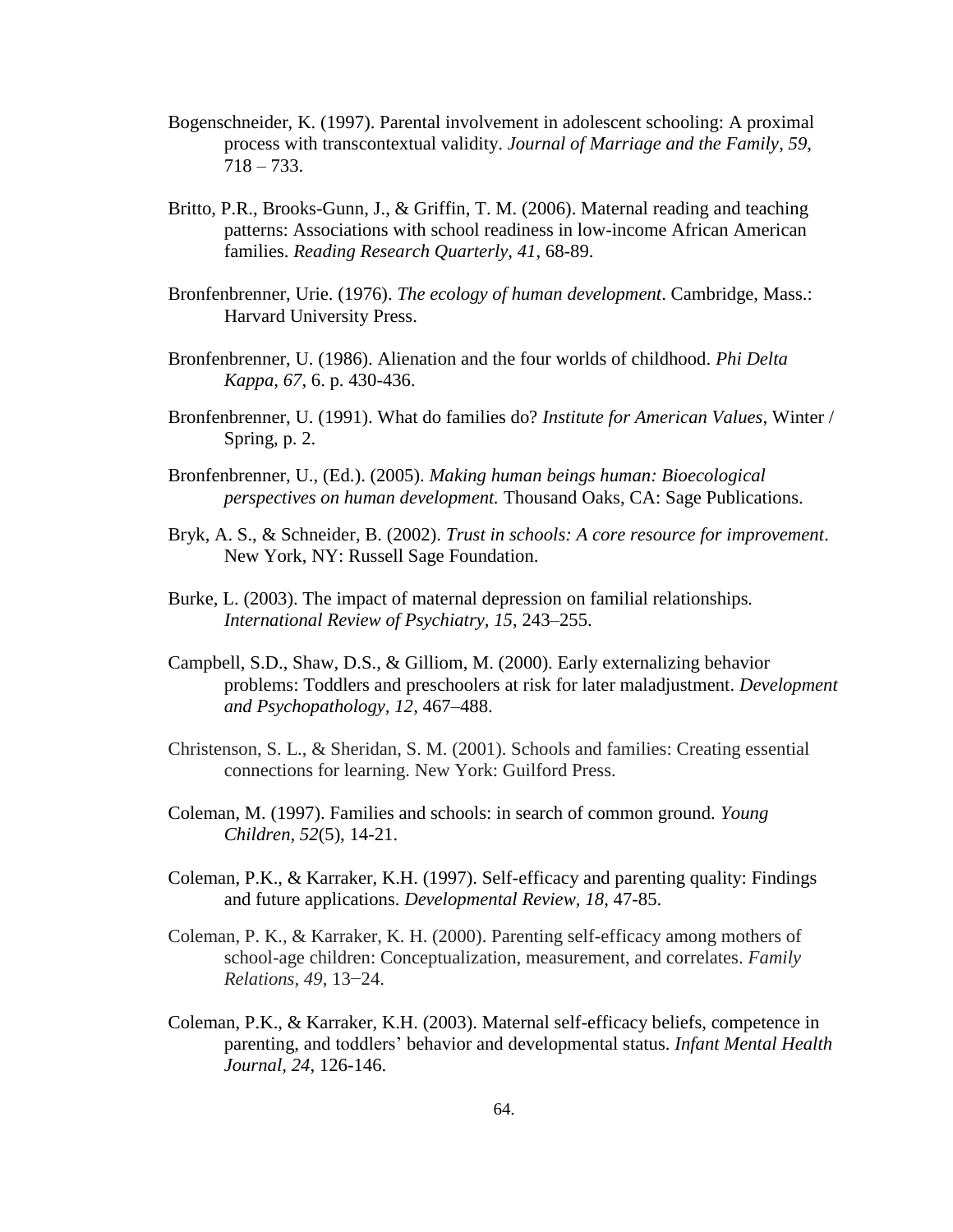Bogenschneider, K. (1997). Parental involvement in adolescent schooling: A proximal process with transcontextual validity. *Journal of Marriage and the Family*, *59*, 718 – 733.

Britto, P.R., Brooks-Gunn, J., & Griffin, T. M. (2006). Maternal reading and teaching patterns: Associations with school readiness in low-income African American families. *Reading Research Quarterly, 41*, 68-89.

Bronfenbrenner, Urie. (1976). *The ecology of human development*. Cambridge, Mass.: Harvard University Press.

Bronfenbrenner, U. (1986). Alienation and the four worlds of childhood. *Phi Delta Kappa*, *67*, 6. p. 430-436.

Bronfenbrenner, U. (1991). What do families do? *Institute for American Values*, Winter / Spring, p. 2.

Bronfenbrenner, U., (Ed.). (2005). *Making human beings human: Bioecological perspectives on human development.* Thousand Oaks, CA: Sage Publications.

Bryk, A. S., & Schneider, B. (2002). *Trust in schools: A core resource for improvement*. New York, NY: Russell Sage Foundation.

Burke, L. (2003). The impact of maternal depression on familial relationships. *International Review of Psychiatry*, *15*, 243–255.

Campbell, S.D., Shaw, D.S., & Gilliom, M. (2000). Early externalizing behavior problems: Toddlers and preschoolers at risk for later maladjustment. *Development and Psychopathology, 12*, 467–488.

Christenson, S. L., & Sheridan, S. M. (2001). Schools and families: Creating essential connections for learning. New York: Guilford Press.

Coleman, M. (1997). Families and schools: in search of common ground. *Young Children*, *52*(5), 14-21.

Coleman, P.K., & Karraker, K.H. (1997). Self-efficacy and parenting quality: Findings and future applications. *Developmental Review, 18*, 47-85.

Coleman, P. K., & Karraker, K. H. (2000). Parenting self-efficacy among mothers of school-age children: Conceptualization, measurement, and correlates. *Family Relations*, *49*, 13−24.

Coleman, P.K., & Karraker, K.H. (2003). Maternal self-efficacy beliefs, competence in parenting, and toddlers' behavior and developmental status. *Infant Mental Health Journal*, *24*, 126-146.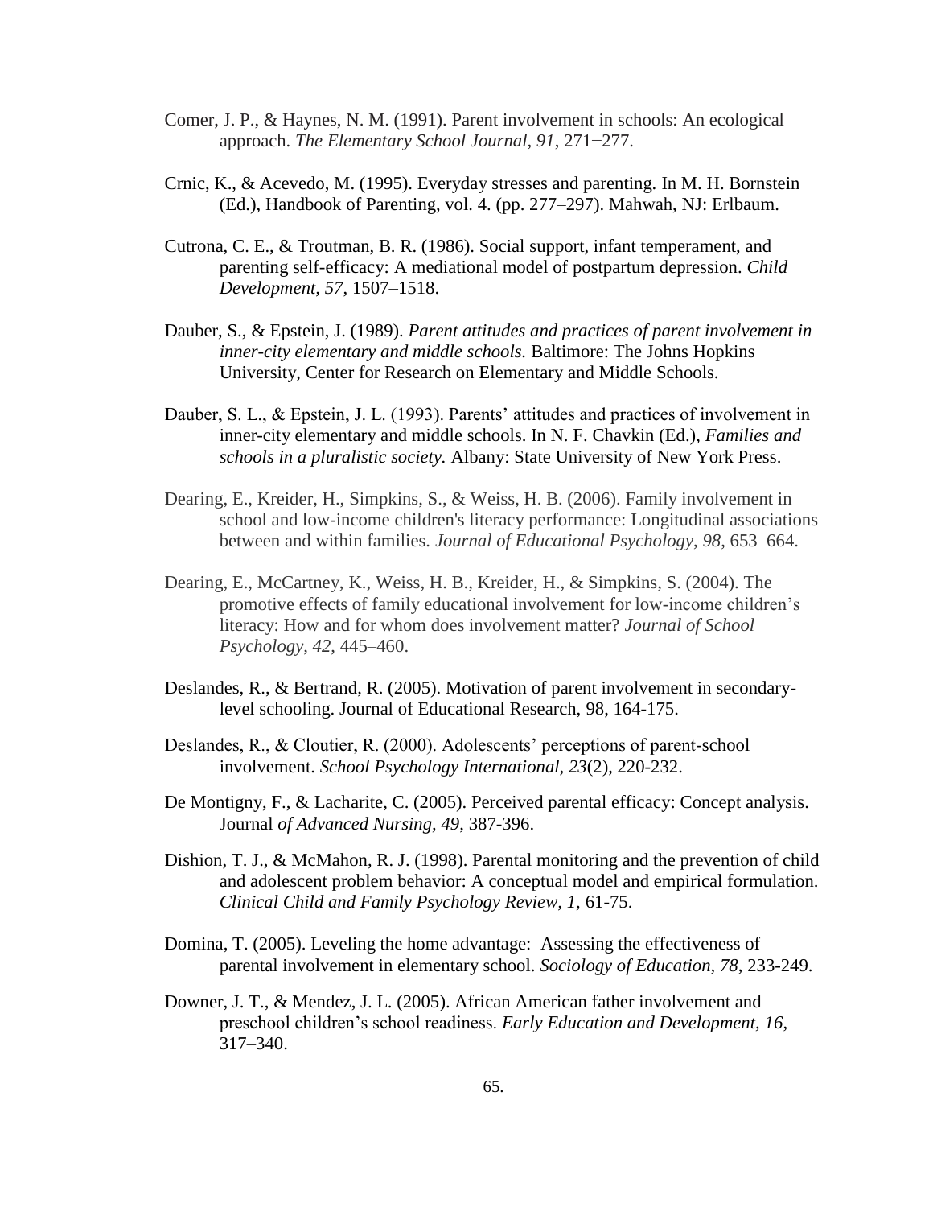Comer, J. P., & Haynes, N. M. (1991). Parent involvement in schools: An ecological approach. *The Elementary School Journal, 91*, 271−277.

Crnic, K., & Acevedo, M. (1995). Everyday stresses and parenting. In M. H. Bornstein (Ed.), Handbook of Parenting, vol. 4. (pp. 277–297). Mahwah, NJ: Erlbaum.

Cutrona, C. E., & Troutman, B. R. (1986). Social support, infant temperament, and parenting self-efficacy: A mediational model of postpartum depression. *Child Development, 57*, 1507–1518.

Dauber, S., & Epstein, J. (1989). *Parent attitudes and practices of parent involvement in inner-city elementary and middle schools.* Baltimore: The Johns Hopkins University, Center for Research on Elementary and Middle Schools.

Dauber, S. L., & Epstein, J. L. (1993). Parents' attitudes and practices of involvement in inner-city elementary and middle schools. In N. F. Chavkin (Ed.), *Families and schools in a pluralistic society.* Albany: State University of New York Press.

Dearing, E., Kreider, H., Simpkins, S., & Weiss, H. B. (2006). Family involvement in school and low-income children's literacy performance: Longitudinal associations between and within families. *Journal of Educational Psychology*, *98*, 653–664.

Dearing, E., McCartney, K., Weiss, H. B., Kreider, H., & Simpkins, S. (2004). The promotive effects of family educational involvement for low-income children's literacy: How and for whom does involvement matter? *Journal of School Psychology*, *42*, 445–460.

Deslandes, R., & Bertrand, R. (2005). Motivation of parent involvement in secondary-level schooling. Journal of Educational Research, 98, 164-175.

Deslandes, R., & Cloutier, R. (2000). Adolescents' perceptions of parent-school involvement. *School Psychology International*, *23*(2), 220-232.

De Montigny, F., & Lacharite, C. (2005). Perceived parental efficacy: Concept analysis. Journal *of Advanced Nursing, 49*, 387-396.

Dishion, T. J., & McMahon, R. J. (1998). Parental monitoring and the prevention of child and adolescent problem behavior: A conceptual model and empirical formulation. *Clinical Child and Family Psychology Review, 1,* 61-75.

Domina, T. (2005). Leveling the home advantage: Assessing the effectiveness of parental involvement in elementary school. *Sociology of Education, 78*, 233-249.

Downer, J. T., & Mendez, J. L. (2005). African American father involvement and preschool children's school readiness. *Early Education and Development, 16*, 317–340.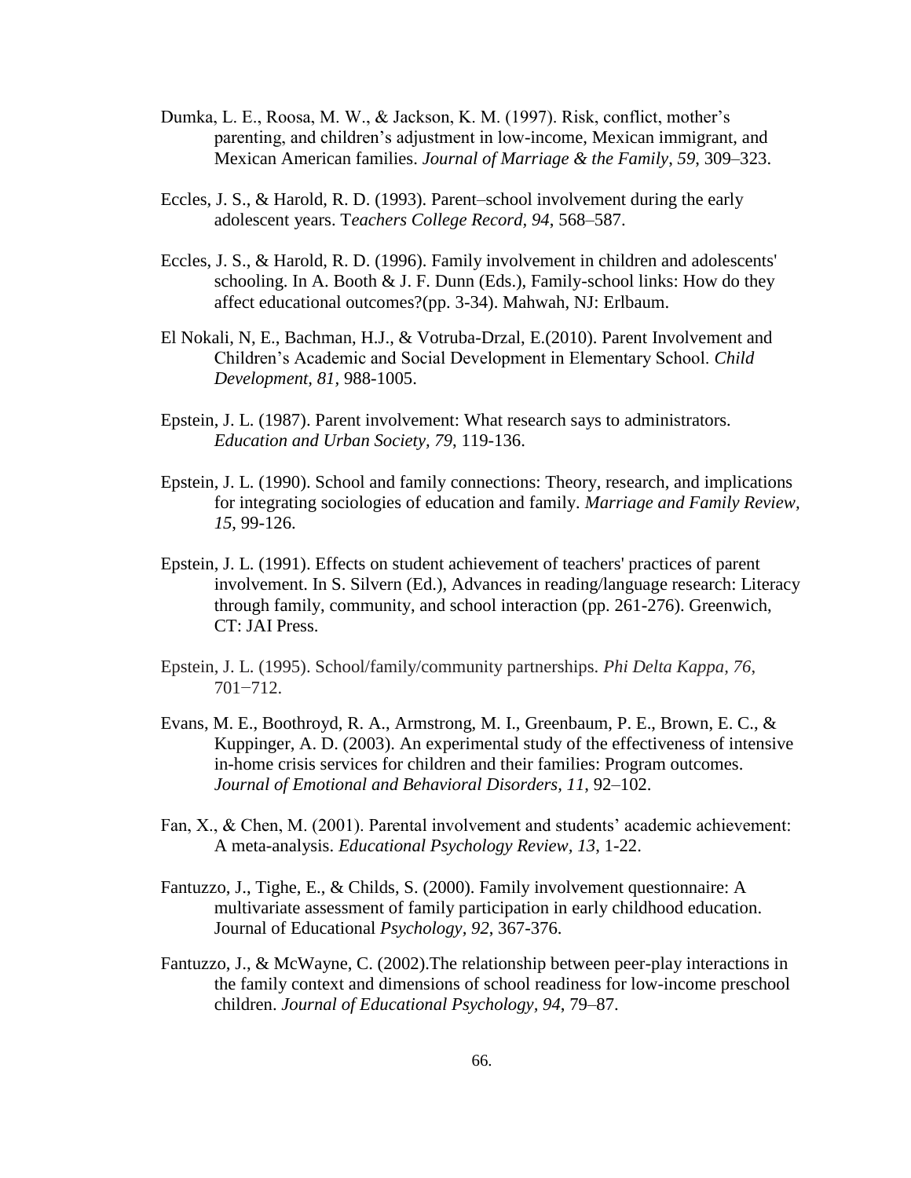Dumka, L. E., Roosa, M. W., & Jackson, K. M. (1997). Risk, conflict, mother's parenting, and children's adjustment in low-income, Mexican immigrant, and Mexican American families. *Journal of Marriage & the Family, 59*, 309–323.

Eccles, J. S., & Harold, R. D. (1993). Parent–school involvement during the early adolescent years. T*eachers College Record, 94*, 568–587.

Eccles, J. S., & Harold, R. D. (1996). Family involvement in children and adolescents' schooling. In A. Booth & J. F. Dunn (Eds.), Family-school links: How do they affect educational outcomes?(pp. 3-34). Mahwah, NJ: Erlbaum.

El Nokali, N, E., Bachman, H.J., & Votruba-Drzal, E.(2010). Parent Involvement and Children's Academic and Social Development in Elementary School. *Child Development, 81,* 988-1005.

Epstein, J. L. (1987). Parent involvement: What research says to administrators. *Education and Urban Society, 79*, 119-136.

Epstein, J. L. (1990). School and family connections: Theory, research, and implications for integrating sociologies of education and family. *Marriage and Family Review, 15*, 99-126.

Epstein, J. L. (1991). Effects on student achievement of teachers' practices of parent involvement. In S. Silvern (Ed.), Advances in reading/language research: Literacy through family, community, and school interaction (pp. 261-276). Greenwich, CT: JAI Press.

Epstein, J. L. (1995). School/family/community partnerships. *Phi Delta Kappa, 76*, 701−712.

Evans, M. E., Boothroyd, R. A., Armstrong, M. I., Greenbaum, P. E., Brown, E. C., & Kuppinger, A. D. (2003). An experimental study of the effectiveness of intensive in-home crisis services for children and their families: Program outcomes. *Journal of Emotional and Behavioral Disorders, 11*, 92–102.

Fan, X., & Chen, M. (2001). Parental involvement and students' academic achievement: A meta-analysis. *Educational Psychology Review, 13*, 1-22.

Fantuzzo, J., Tighe, E., & Childs, S. (2000). Family involvement questionnaire: A multivariate assessment of family participation in early childhood education. Journal of Educational *Psychology, 92*, 367-376.

Fantuzzo, J., & McWayne, C. (2002).The relationship between peer-play interactions in the family context and dimensions of school readiness for low-income preschool children. *Journal of Educational Psychology, 94*, 79–87.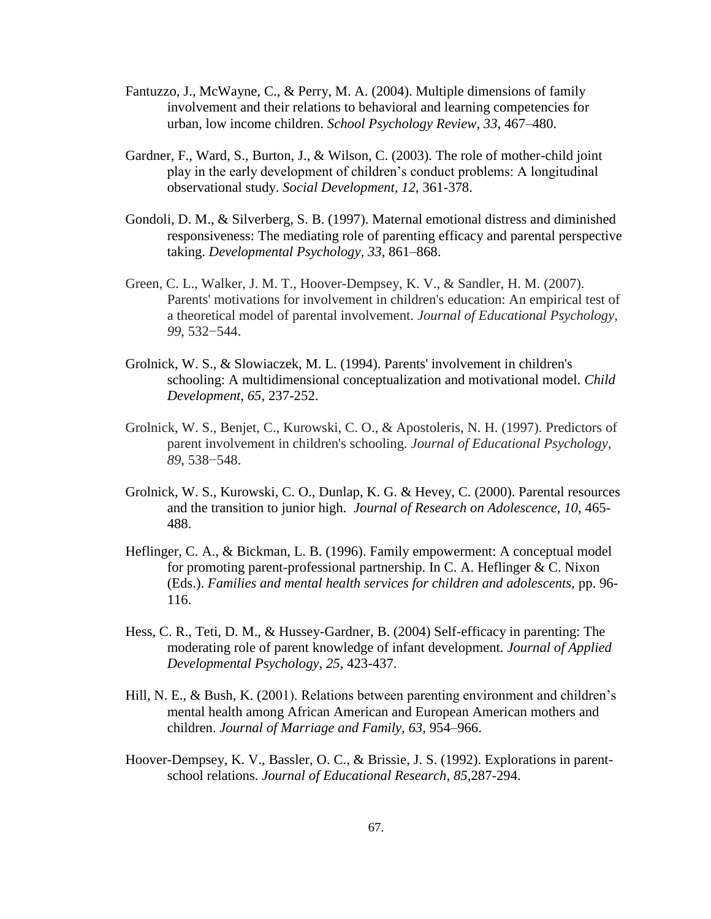Fantuzzo, J., McWayne, C., & Perry, M. A. (2004). Multiple dimensions of family involvement and their relations to behavioral and learning competencies for urban, low income children. *School Psychology Review, 33*, 467–480.

Gardner, F., Ward, S., Burton, J., & Wilson, C. (2003). The role of mother-child joint play in the early development of children's conduct problems: A longitudinal observational study. *Social Development, 12,* 361-378.

Gondoli, D. M., & Silverberg, S. B. (1997). Maternal emotional distress and diminished responsiveness: The mediating role of parenting efficacy and parental perspective taking. *Developmental Psychology, 33*, 861–868.

Green, C. L., Walker, J. M. T., Hoover-Dempsey, K. V., & Sandler, H. M. (2007). Parents' motivations for involvement in children's education: An empirical test of a theoretical model of parental involvement. *Journal of Educational Psychology, 99*, 532−544.

Grolnick, W. S., & Slowiaczek, M. L. (1994). Parents' involvement in children's schooling: A multidimensional conceptualization and motivational model. *Child Development, 65*, 237-252.

Grolnick, W. S., Benjet, C., Kurowski, C. O., & Apostoleris, N. H. (1997). Predictors of parent involvement in children's schooling. *Journal of Educational Psychology, 89*, 538−548.

Grolnick, W. S., Kurowski, C. O., Dunlap, K. G. & Hevey, C. (2000). Parental resources and the transition to junior high. *Journal of Research on Adolescence, 10*, 465-488.

Heflinger, C. A., & Bickman, L. B. (1996). Family empowerment: A conceptual model for promoting parent-professional partnership. In C. A. Heflinger & C. Nixon (Eds.). *Families and mental health services for children and adolescents,* pp. 96-116.

Hess, C. R., Teti, D. M., & Hussey-Gardner, B. (2004) Self-efficacy in parenting: The moderating role of parent knowledge of infant development. *Journal of Applied Developmental Psychology, 25*, 423-437.

Hill, N. E., & Bush, K. (2001). Relations between parenting environment and children's mental health among African American and European American mothers and children. *Journal of Marriage and Family, 63,* 954–966.

Hoover-Dempsey, K. V., Bassler, O. C., & Brissie, J. S. (1992). Explorations in parent-school relations. *Journal of Educational Research, 85,*287-294.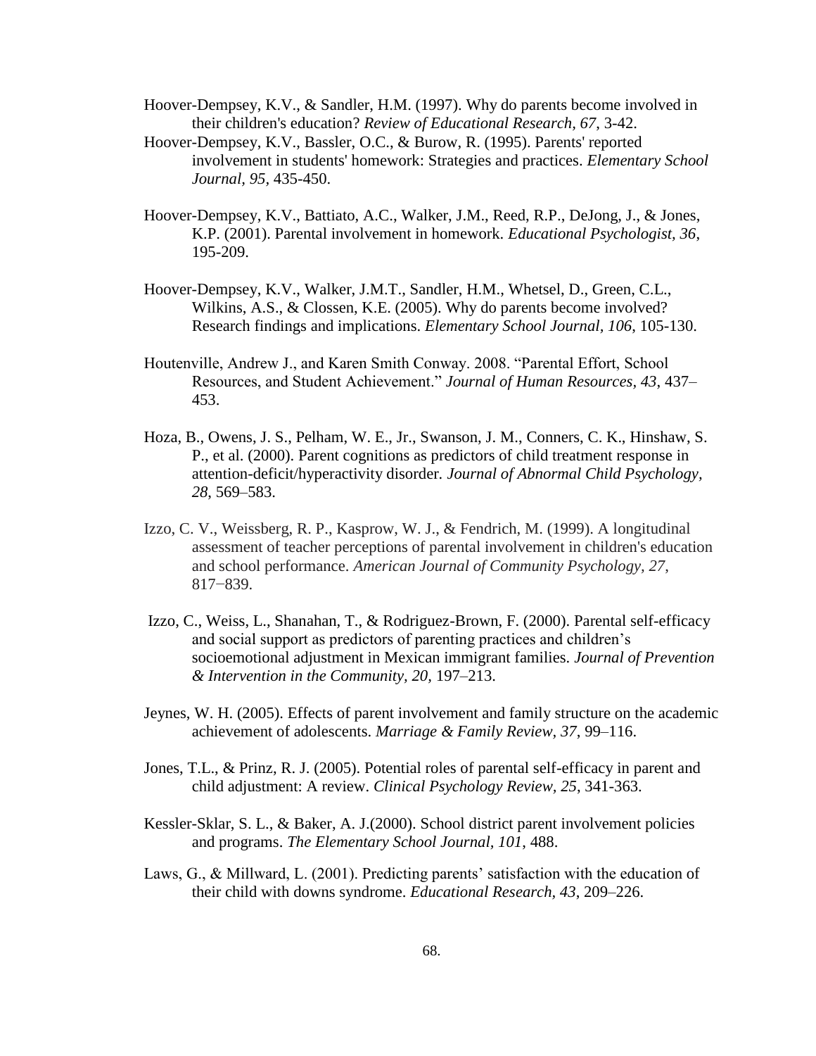Hoover-Dempsey, K.V., & Sandler, H.M. (1997). Why do parents become involved in their children's education? *Review of Educational Research, 67*, 3-42.

Hoover-Dempsey, K.V., Bassler, O.C., & Burow, R. (1995). Parents' reported involvement in students' homework: Strategies and practices. *Elementary School Journal, 95*, 435-450.

Hoover-Dempsey, K.V., Battiato, A.C., Walker, J.M., Reed, R.P., DeJong, J., & Jones, K.P. (2001). Parental involvement in homework. *Educational Psychologist, 36*, 195-209.

Hoover-Dempsey, K.V., Walker, J.M.T., Sandler, H.M., Whetsel, D., Green, C.L., Wilkins, A.S., & Clossen, K.E. (2005). Why do parents become involved? Research findings and implications. *Elementary School Journal, 106*, 105-130.

Houtenville, Andrew J., and Karen Smith Conway. 2008. "Parental Effort, School Resources, and Student Achievement." *Journal of Human Resources, 43*, 437–453.

Hoza, B., Owens, J. S., Pelham, W. E., Jr., Swanson, J. M., Conners, C. K., Hinshaw, S. P., et al. (2000). Parent cognitions as predictors of child treatment response in attention-deficit/hyperactivity disorder. *Journal of Abnormal Child Psychology, 28*, 569–583.

Izzo, C. V., Weissberg, R. P., Kasprow, W. J., & Fendrich, M. (1999). A longitudinal assessment of teacher perceptions of parental involvement in children's education and school performance. *American Journal of Community Psychology, 27*, 817−839.

Izzo, C., Weiss, L., Shanahan, T., & Rodriguez-Brown, F. (2000). Parental self-efficacy and social support as predictors of parenting practices and children's socioemotional adjustment in Mexican immigrant families. *Journal of Prevention & Intervention in the Community, 20*, 197–213.

Jeynes, W. H. (2005). Effects of parent involvement and family structure on the academic achievement of adolescents. *Marriage & Family Review, 37*, 99–116.

Jones, T.L., & Prinz, R. J. (2005). Potential roles of parental self-efficacy in parent and child adjustment: A review. *Clinical Psychology Review, 25*, 341-363.

Kessler-Sklar, S. L., & Baker, A. J.(2000). School district parent involvement policies and programs. *The Elementary School Journal, 101*, 488.

Laws, G., & Millward, L. (2001). Predicting parents' satisfaction with the education of their child with downs syndrome. *Educational Research, 43*, 209–226.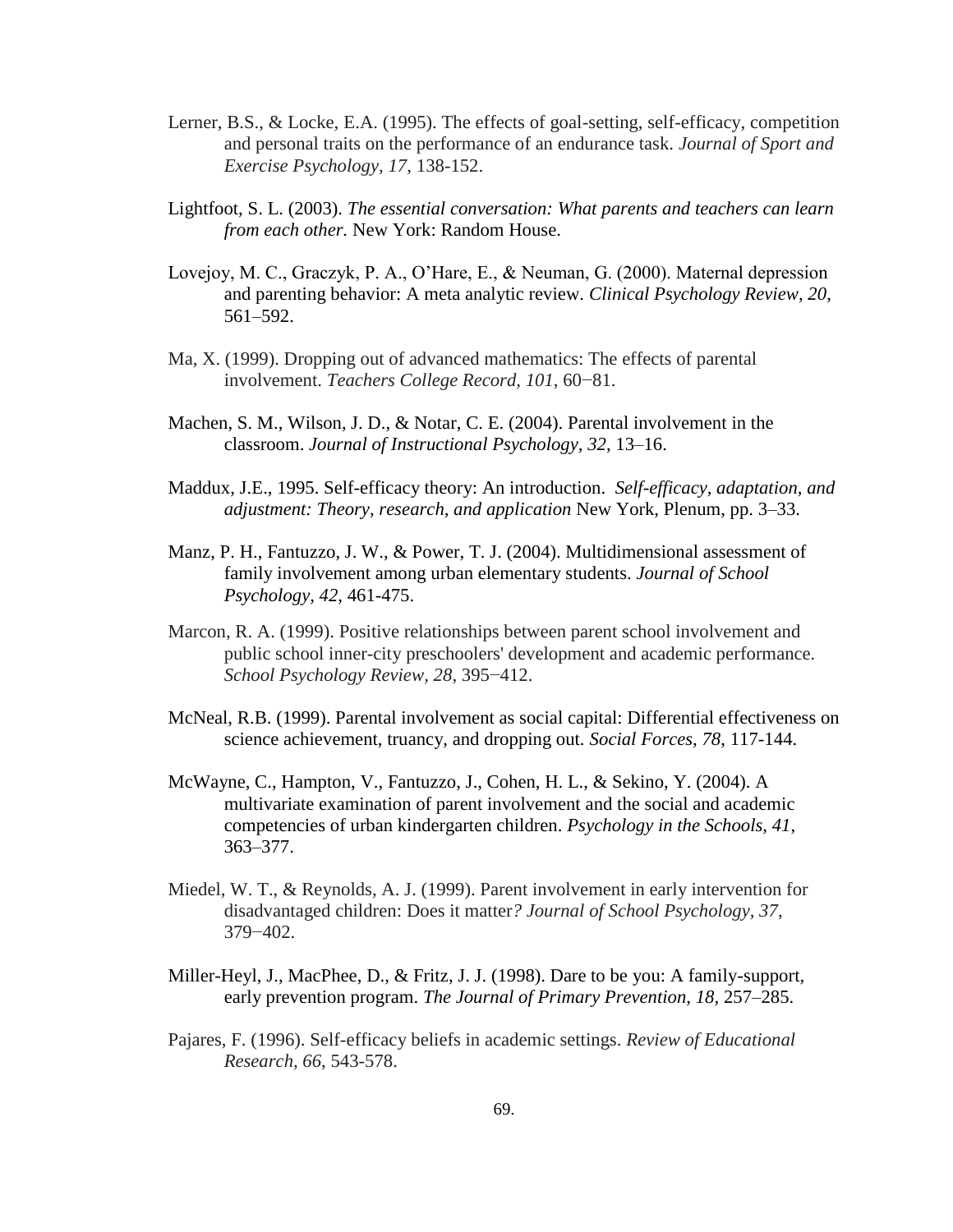Lerner, B.S., & Locke, E.A. (1995). The effects of goal-setting, self-efficacy, competition and personal traits on the performance of an endurance task. *Journal of Sport and Exercise Psychology, 17*, 138-152.

Lightfoot, S. L. (2003). *The essential conversation: What parents and teachers can learn from each other.* New York: Random House.

Lovejoy, M. C., Graczyk, P. A., O'Hare, E., & Neuman, G. (2000). Maternal depression and parenting behavior: A meta analytic review. *Clinical Psychology Review, 20*, 561–592.

Ma, X. (1999). Dropping out of advanced mathematics: The effects of parental involvement. *Teachers College Record*, *101*, 60−81.

Machen, S. M., Wilson, J. D., & Notar, C. E. (2004). Parental involvement in the classroom. *Journal of Instructional Psychology, 32*, 13–16.

Maddux, J.E., 1995. Self-efficacy theory: An introduction. *Self-efficacy, adaptation, and adjustment: Theory, research, and application* New York, Plenum, pp. 3–33.

Manz, P. H., Fantuzzo, J. W., & Power, T. J. (2004). Multidimensional assessment of family involvement among urban elementary students. *Journal of School Psychology, 42*, 461-475.

Marcon, R. A. (1999). Positive relationships between parent school involvement and public school inner-city preschoolers' development and academic performance. *School Psychology Review, 28*, 395−412.

McNeal, R.B. (1999). Parental involvement as social capital: Differential effectiveness on science achievement, truancy, and dropping out. *Social Forces, 78*, 117-144.

McWayne, C., Hampton, V., Fantuzzo, J., Cohen, H. L., & Sekino, Y. (2004). A multivariate examination of parent involvement and the social and academic competencies of urban kindergarten children. *Psychology in the Schools, 41*, 363–377.

Miedel, W. T., & Reynolds, A. J. (1999). Parent involvement in early intervention for disadvantaged children: Does it matter*? Journal of School Psychology, 37*, 379−402.

Miller-Heyl, J., MacPhee, D., & Fritz, J. J. (1998). Dare to be you: A family-support, early prevention program. *The Journal of Primary Prevention, 18*, 257–285.

Pajares, F. (1996). Self-efficacy beliefs in academic settings. *Review of Educational Research, 66*, 543-578.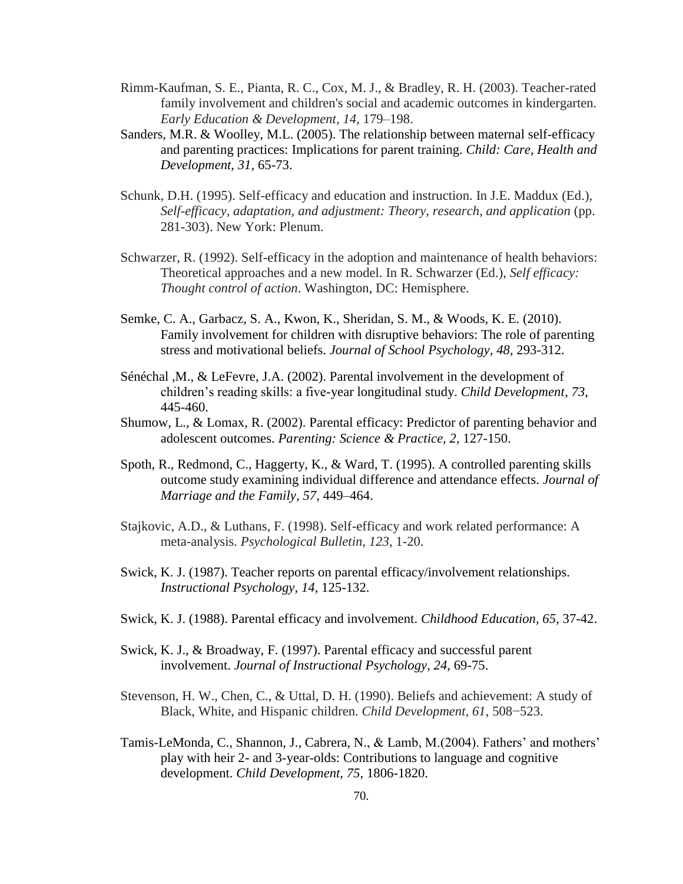Rimm-Kaufman, S. E., Pianta, R. C., Cox, M. J., & Bradley, R. H. (2003). Teacher-rated family involvement and children's social and academic outcomes in kindergarten. *Early Education & Development, 14*, 179–198.

Sanders, M.R. & Woolley, M.L. (2005). The relationship between maternal self-efficacy and parenting practices: Implications for parent training. *Child: Care, Health and Development, 31*, 65-73.

Schunk, D.H. (1995). Self-efficacy and education and instruction. In J.E. Maddux (Ed.), *Self-efficacy, adaptation, and adjustment: Theory, research, and application* (pp. 281-303). New York: Plenum.

Schwarzer, R. (1992). Self-efficacy in the adoption and maintenance of health behaviors: Theoretical approaches and a new model. In R. Schwarzer (Ed.), *Self efficacy: Thought control of action*. Washington, DC: Hemisphere.

Semke, C. A., Garbacz, S. A., Kwon, K., Sheridan, S. M., & Woods, K. E. (2010). Family involvement for children with disruptive behaviors: The role of parenting stress and motivational beliefs. *Journal of School Psychology, 48*, 293-312.

Sénéchal ,M., & LeFevre, J.A. (2002). Parental involvement in the development of children's reading skills: a five-year longitudinal study. *Child Development, 73*, 445-460.

Shumow, L., & Lomax, R. (2002). Parental efficacy: Predictor of parenting behavior and adolescent outcomes. *Parenting: Science & Practice, 2*, 127-150.

Spoth, R., Redmond, C., Haggerty, K., & Ward, T. (1995). A controlled parenting skills outcome study examining individual difference and attendance effects. *Journal of Marriage and the Family, 57*, 449–464.

Stajkovic, A.D., & Luthans, F. (1998). Self-efficacy and work related performance: A meta-analysis. *Psychological Bulletin, 123*, 1-20.

Swick, K. J. (1987). Teacher reports on parental efficacy/involvement relationships. *Instructional Psychology, 14*, 125-132.

Swick, K. J. (1988). Parental efficacy and involvement. *Childhood Education, 65*, 37-42.

Swick, K. J., & Broadway, F. (1997). Parental efficacy and successful parent involvement. *Journal of Instructional Psychology, 24*, 69-75.

Stevenson, H. W., Chen, C., & Uttal, D. H. (1990). Beliefs and achievement: A study of Black, White, and Hispanic children. *Child Development, 61*, 508−523.

Tamis-LeMonda, C., Shannon, J., Cabrera, N., & Lamb, M.(2004). Fathers' and mothers' play with heir 2- and 3-year-olds: Contributions to language and cognitive development. *Child Development, 75*, 1806-1820.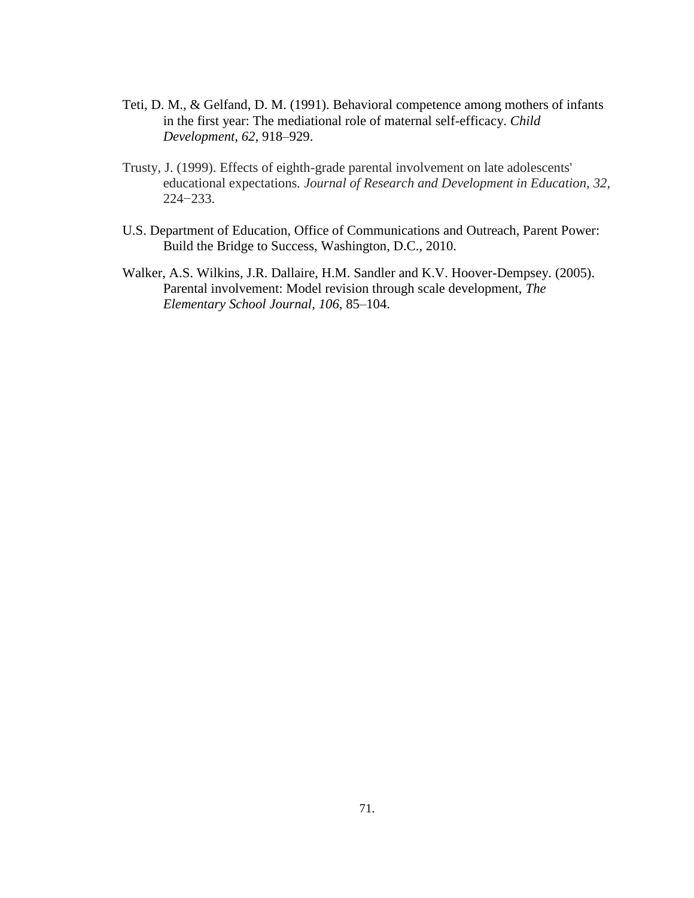Teti, D. M., & Gelfand, D. M. (1991). Behavioral competence among mothers of infants in the first year: The mediational role of maternal self-efficacy. *Child Development*, *62*, 918–929.

Trusty, J. (1999). Effects of eighth-grade parental involvement on late adolescents' educational expectations. *Journal of Research and Development in Education, 32*, 224–233.

U.S. Department of Education, Office of Communications and Outreach, Parent Power: Build the Bridge to Success, Washington, D.C., 2010.

Walker, A.S. Wilkins, J.R. Dallaire, H.M. Sandler and K.V. Hoover-Dempsey. (2005). Parental involvement: Model revision through scale development, *The Elementary School Journal*, *106*, 85–104.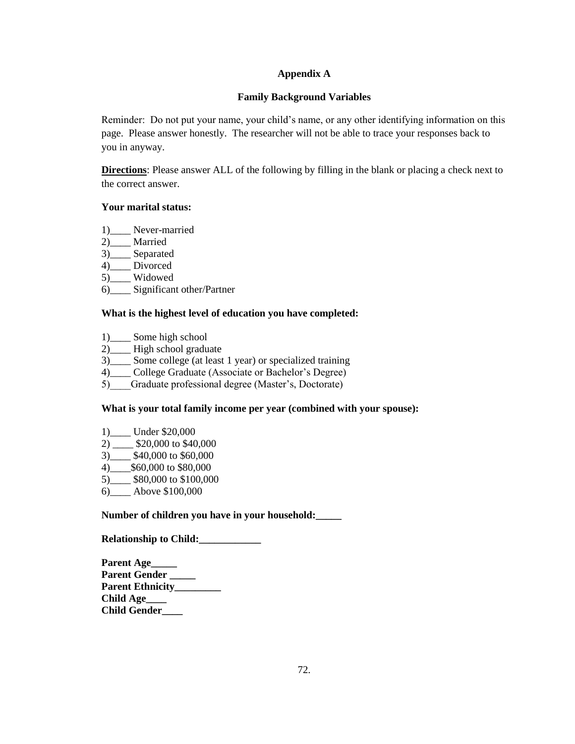## Appendix A

### Family Background Variables

Reminder: Do not put your name, your child's name, or any other identifying information on this page. Please answer honestly. The researcher will not be able to trace your responses back to you in anyway.

**Directions**: Please answer ALL of the following by filling in the blank or placing a check next to the correct answer.

**Your marital status:**

1)____ Never-married
2)____ Married
3)____ Separated
4)____ Divorced
5)____ Widowed
6)____ Significant other/Partner

**What is the highest level of education you have completed:**

1)____ Some high school
2)____ High school graduate
3)____ Some college (at least 1 year) or specialized training
4)____ College Graduate (Associate or Bachelor's Degree)
5)____Graduate professional degree (Master's, Doctorate)

**What is your total family income per year (combined with your spouse):**

1)____ Under $20,000
2) ____ $20,000 to $40,000
3)____ $40,000 to $60,000
4)____$60,000 to $80,000
5)____ $80,000 to $100,000
6)____ Above $100,000

**Number of children you have in your household:_____**

**Relationship to Child:____________**

**Parent Age_____**
**Parent Gender _____**
**Parent Ethnicity_________**
**Child Age____**
**Child Gender____**